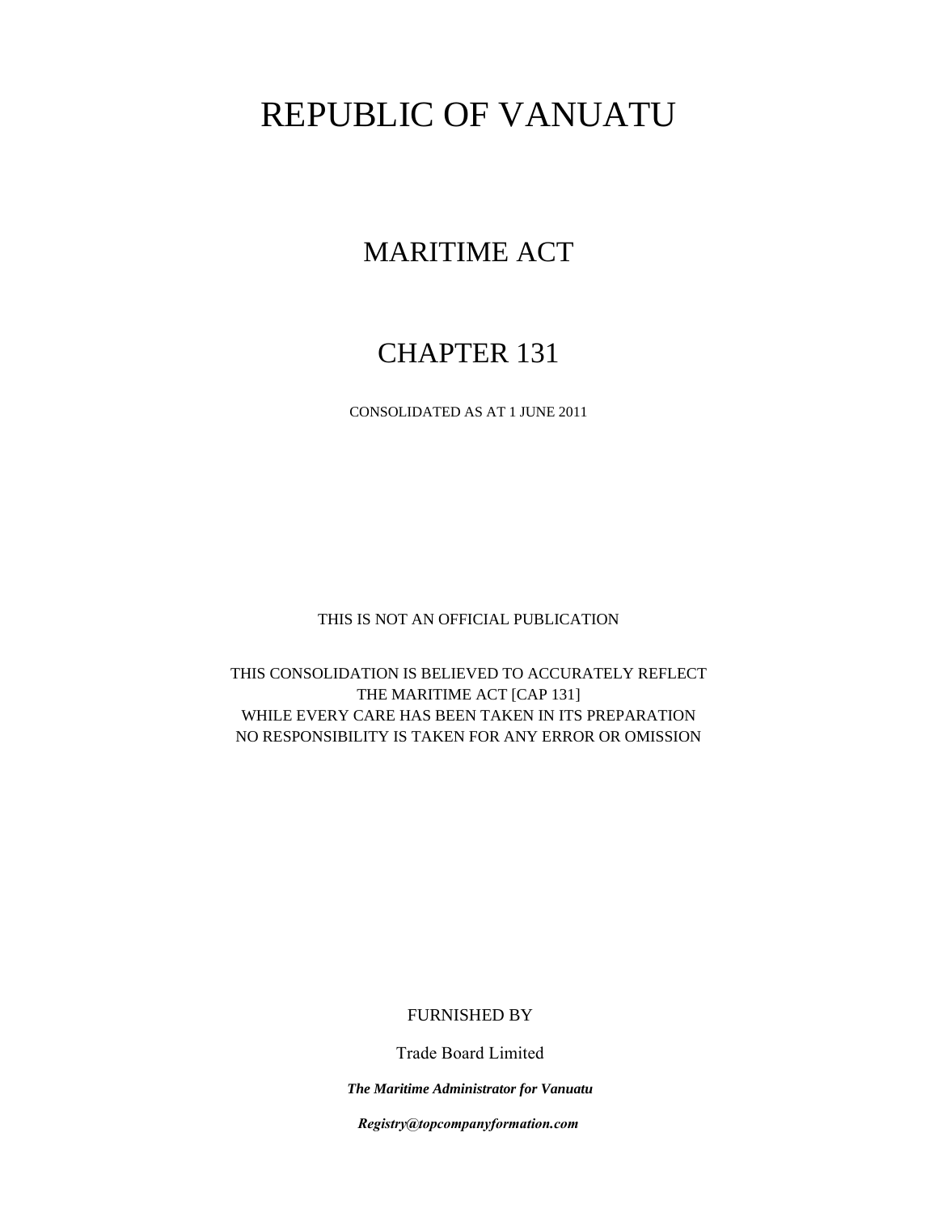# REPUBLIC OF VANUATU

## MARITIME ACT

## CHAPTER 131

CONSOLIDATED AS AT 1 JUNE 2011

THIS IS NOT AN OFFICIAL PUBLICATION

THIS CONSOLIDATION IS BELIEVED TO ACCURATELY REFLECT
THE MARITIME ACT [CAP 131]
WHILE EVERY CARE HAS BEEN TAKEN IN ITS PREPARATION
NO RESPONSIBILITY IS TAKEN FOR ANY ERROR OR OMISSION

FURNISHED BY

Trade Board Limited

***The Maritime Administrator for Vanuatu***

***Registry@topcompanyformation.com***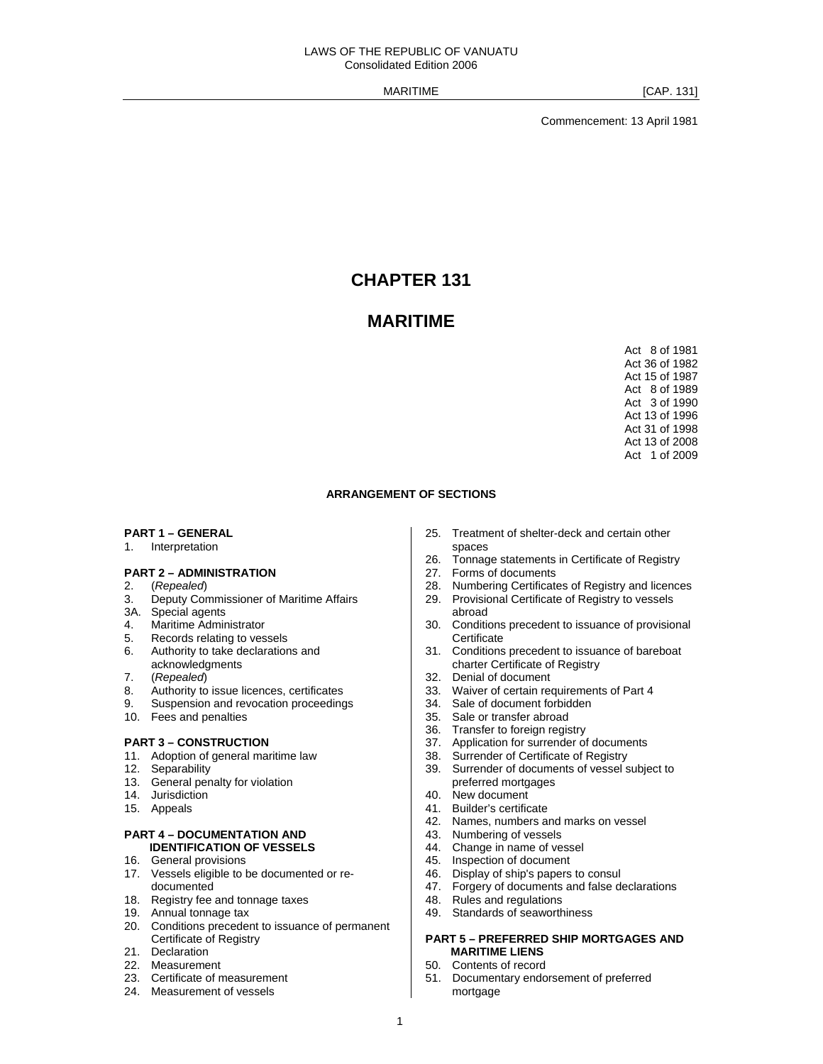Commencement: 13 April 1981

# CHAPTER 131

# MARITIME

Act 8 of 1981
Act 36 of 1982
Act 15 of 1987
Act 8 of 1989
Act 3 of 1990
Act 13 of 1996
Act 31 of 1998
Act 13 of 2008
Act 1 of 2009

### ARRANGEMENT OF SECTIONS

**PART 1 – GENERAL**

1. Interpretation

**PART 2 – ADMINISTRATION**

2. (*Repealed*)
3. Deputy Commissioner of Maritime Affairs
3A. Special agents
4. Maritime Administrator
5. Records relating to vessels
6. Authority to take declarations and acknowledgments
7. (*Repealed*)
8. Authority to issue licences, certificates
9. Suspension and revocation proceedings
10. Fees and penalties

**PART 3 – CONSTRUCTION**

11. Adoption of general maritime law
12. Separability
13. General penalty for violation
14. Jurisdiction
15. Appeals

**PART 4 – DOCUMENTATION AND IDENTIFICATION OF VESSELS**

16. General provisions
17. Vessels eligible to be documented or re-documented
18. Registry fee and tonnage taxes
19. Annual tonnage tax
20. Conditions precedent to issuance of permanent Certificate of Registry
21. Declaration
22. Measurement
23. Certificate of measurement
24. Measurement of vessels
25. Treatment of shelter-deck and certain other spaces
26. Tonnage statements in Certificate of Registry
27. Forms of documents
28. Numbering Certificates of Registry and licences
29. Provisional Certificate of Registry to vessels abroad
30. Conditions precedent to issuance of provisional Certificate
31. Conditions precedent to issuance of bareboat charter Certificate of Registry
32. Denial of document
33. Waiver of certain requirements of Part 4
34. Sale of document forbidden
35. Sale or transfer abroad
36. Transfer to foreign registry
37. Application for surrender of documents
38. Surrender of Certificate of Registry
39. Surrender of documents of vessel subject to preferred mortgages
40. New document
41. Builder's certificate
42. Names, numbers and marks on vessel
43. Numbering of vessels
44. Change in name of vessel
45. Inspection of document
46. Display of ship's papers to consul
47. Forgery of documents and false declarations
48. Rules and regulations
49. Standards of seaworthiness

**PART 5 – PREFERRED SHIP MORTGAGES AND MARITIME LIENS**

50. Contents of record
51. Documentary endorsement of preferred mortgage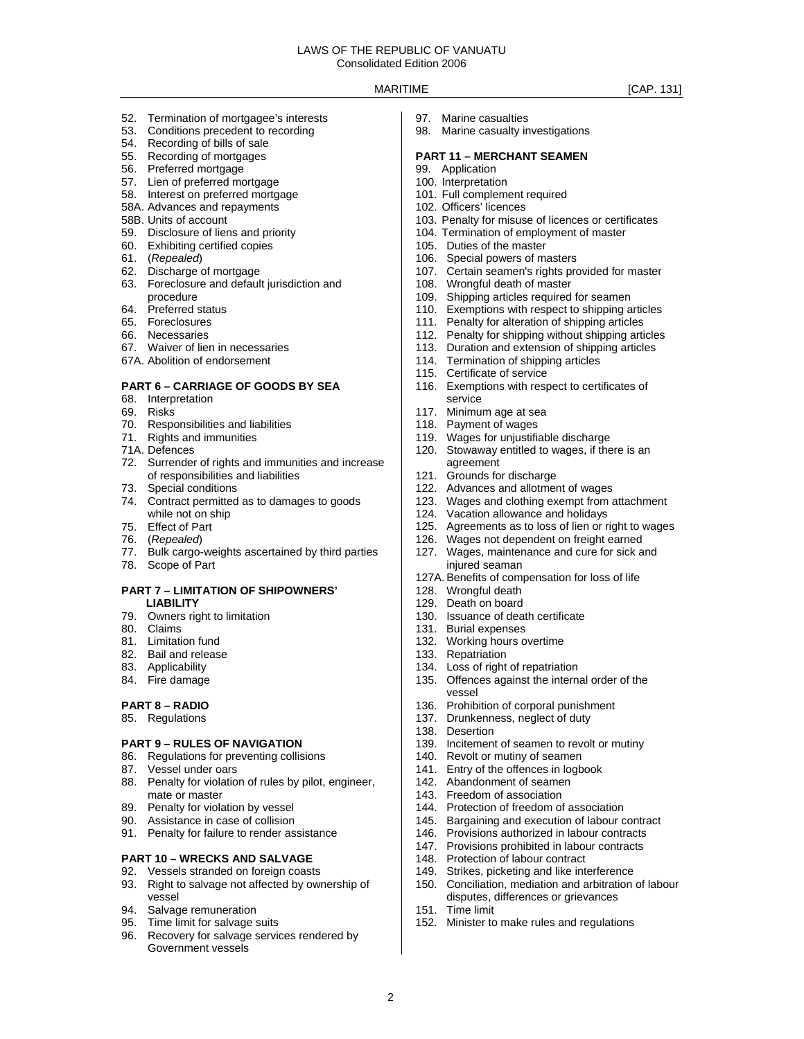52. Termination of mortgagee's interests
53. Conditions precedent to recording
54. Recording of bills of sale
55. Recording of mortgages
56. Preferred mortgage
57. Lien of preferred mortgage
58. Interest on preferred mortgage
58A. Advances and repayments
58B. Units of account
59. Disclosure of liens and priority
60. Exhibiting certified copies
61. (*Repealed*)
62. Discharge of mortgage
63. Foreclosure and default jurisdiction and procedure
64. Preferred status
65. Foreclosures
66. Necessaries
67. Waiver of lien in necessaries
67A. Abolition of endorsement

**PART 6 – CARRIAGE OF GOODS BY SEA**

68. Interpretation
69. Risks
70. Responsibilities and liabilities
71. Rights and immunities
71A. Defences
72. Surrender of rights and immunities and increase of responsibilities and liabilities
73. Special conditions
74. Contract permitted as to damages to goods while not on ship
75. Effect of Part
76. (*Repealed*)
77. Bulk cargo-weights ascertained by third parties
78. Scope of Part

**PART 7 – LIMITATION OF SHIPOWNERS' LIABILITY**

79. Owners right to limitation
80. Claims
81. Limitation fund
82. Bail and release
83. Applicability
84. Fire damage

**PART 8 – RADIO**

85. Regulations

**PART 9 – RULES OF NAVIGATION**

86. Regulations for preventing collisions
87. Vessel under oars
88. Penalty for violation of rules by pilot, engineer, mate or master
89. Penalty for violation by vessel
90. Assistance in case of collision
91. Penalty for failure to render assistance

**PART 10 – WRECKS AND SALVAGE**

92. Vessels stranded on foreign coasts
93. Right to salvage not affected by ownership of vessel
94. Salvage remuneration
95. Time limit for salvage suits
96. Recovery for salvage services rendered by Government vessels
97. Marine casualties
98. Marine casualty investigations

**PART 11 – MERCHANT SEAMEN**

99. Application
100. Interpretation
101. Full complement required
102. Officers' licences
103. Penalty for misuse of licences or certificates
104. Termination of employment of master
105. Duties of the master
106. Special powers of masters
107. Certain seamen's rights provided for master
108. Wrongful death of master
109. Shipping articles required for seamen
110. Exemptions with respect to shipping articles
111. Penalty for alteration of shipping articles
112. Penalty for shipping without shipping articles
113. Duration and extension of shipping articles
114. Termination of shipping articles
115. Certificate of service
116. Exemptions with respect to certificates of service
117. Minimum age at sea
118. Payment of wages
119. Wages for unjustifiable discharge
120. Stowaway entitled to wages, if there is an agreement
121. Grounds for discharge
122. Advances and allotment of wages
123. Wages and clothing exempt from attachment
124. Vacation allowance and holidays
125. Agreements as to loss of lien or right to wages
126. Wages not dependent on freight earned
127. Wages, maintenance and cure for sick and injured seaman
127A. Benefits of compensation for loss of life
128. Wrongful death
129. Death on board
130. Issuance of death certificate
131. Burial expenses
132. Working hours overtime
133. Repatriation
134. Loss of right of repatriation
135. Offences against the internal order of the vessel
136. Prohibition of corporal punishment
137. Drunkenness, neglect of duty
138. Desertion
139. Incitement of seamen to revolt or mutiny
140. Revolt or mutiny of seamen
141. Entry of the offences in logbook
142. Abandonment of seamen
143. Freedom of association
144. Protection of freedom of association
145. Bargaining and execution of labour contract
146. Provisions authorized in labour contracts
147. Provisions prohibited in labour contracts
148. Protection of labour contract
149. Strikes, picketing and like interference
150. Conciliation, mediation and arbitration of labour disputes, differences or grievances
151. Time limit
152. Minister to make rules and regulations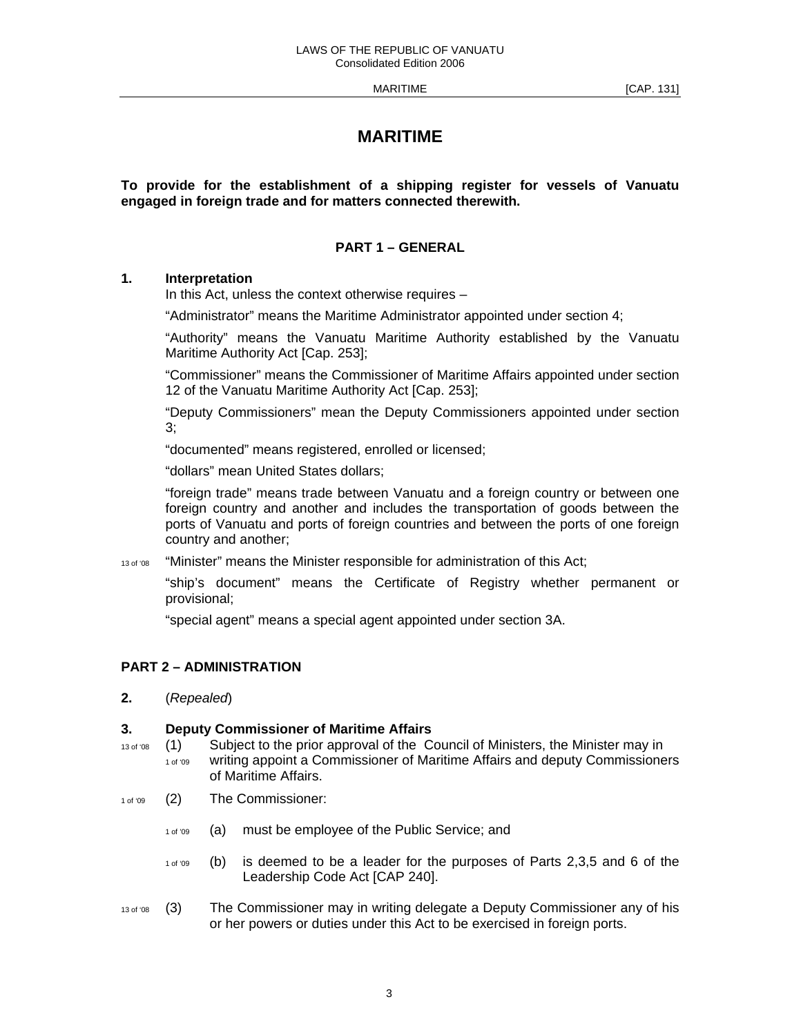# MARITIME

**To provide for the establishment of a shipping register for vessels of Vanuatu engaged in foreign trade and for matters connected therewith.**

## PART 1 – GENERAL

### 1. Interpretation

In this Act, unless the context otherwise requires –

"Administrator" means the Maritime Administrator appointed under section 4;

"Authority" means the Vanuatu Maritime Authority established by the Vanuatu Maritime Authority Act [Cap. 253];

"Commissioner" means the Commissioner of Maritime Affairs appointed under section 12 of the Vanuatu Maritime Authority Act [Cap. 253];

"Deputy Commissioners" mean the Deputy Commissioners appointed under section 3;

"documented" means registered, enrolled or licensed;

"dollars" mean United States dollars;

"foreign trade" means trade between Vanuatu and a foreign country or between one foreign country and another and includes the transportation of goods between the ports of Vanuatu and ports of foreign countries and between the ports of one foreign country and another;

13 of '08 "Minister" means the Minister responsible for administration of this Act;

"ship's document" means the Certificate of Registry whether permanent or provisional;

"special agent" means a special agent appointed under section 3A.

## PART 2 – ADMINISTRATION

**2.** (*Repealed*)

### 3. Deputy Commissioner of Maritime Affairs

13 of '08 (1) 1 of '09 Subject to the prior approval of the Council of Ministers, the Minister may in writing appoint a Commissioner of Maritime Affairs and deputy Commissioners of Maritime Affairs.

1 of '09 (2) The Commissioner:

1 of '09 (a) must be employee of the Public Service; and

1 of '09 (b) is deemed to be a leader for the purposes of Parts 2,3,5 and 6 of the Leadership Code Act [CAP 240].

13 of '08 (3) The Commissioner may in writing delegate a Deputy Commissioner any of his or her powers or duties under this Act to be exercised in foreign ports.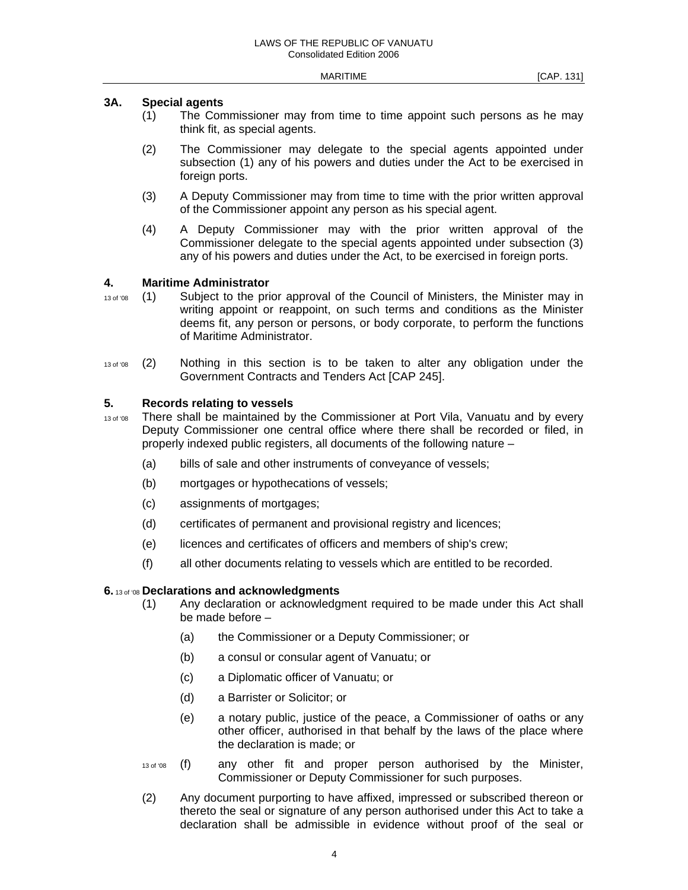### 3A. Special agents

(1) The Commissioner may from time to time appoint such persons as he may think fit, as special agents.

(2) The Commissioner may delegate to the special agents appointed under subsection (1) any of his powers and duties under the Act to be exercised in foreign ports.

(3) A Deputy Commissioner may from time to time with the prior written approval of the Commissioner appoint any person as his special agent.

(4) A Deputy Commissioner may with the prior written approval of the Commissioner delegate to the special agents appointed under subsection (3) any of his powers and duties under the Act, to be exercised in foreign ports.

### 4. Maritime Administrator

13 of '08 (1) Subject to the prior approval of the Council of Ministers, the Minister may in writing appoint or reappoint, on such terms and conditions as the Minister deems fit, any person or persons, or body corporate, to perform the functions of Maritime Administrator.

13 of '08 (2) Nothing in this section is to be taken to alter any obligation under the Government Contracts and Tenders Act [CAP 245].

### 5. Records relating to vessels

13 of '08 There shall be maintained by the Commissioner at Port Vila, Vanuatu and by every Deputy Commissioner one central office where there shall be recorded or filed, in properly indexed public registers, all documents of the following nature –

(a) bills of sale and other instruments of conveyance of vessels;

(b) mortgages or hypothecations of vessels;

(c) assignments of mortgages;

(d) certificates of permanent and provisional registry and licences;

(e) licences and certificates of officers and members of ship's crew;

(f) all other documents relating to vessels which are entitled to be recorded.

### 6. 13 of '08 Declarations and acknowledgments

(1) Any declaration or acknowledgment required to be made under this Act shall be made before –

(a) the Commissioner or a Deputy Commissioner; or

(b) a consul or consular agent of Vanuatu; or

(c) a Diplomatic officer of Vanuatu; or

(d) a Barrister or Solicitor; or

(e) a notary public, justice of the peace, a Commissioner of oaths or any other officer, authorised in that behalf by the laws of the place where the declaration is made; or

13 of '08 (f) any other fit and proper person authorised by the Minister, Commissioner or Deputy Commissioner for such purposes.

(2) Any document purporting to have affixed, impressed or subscribed thereon or thereto the seal or signature of any person authorised under this Act to take a declaration shall be admissible in evidence without proof of the seal or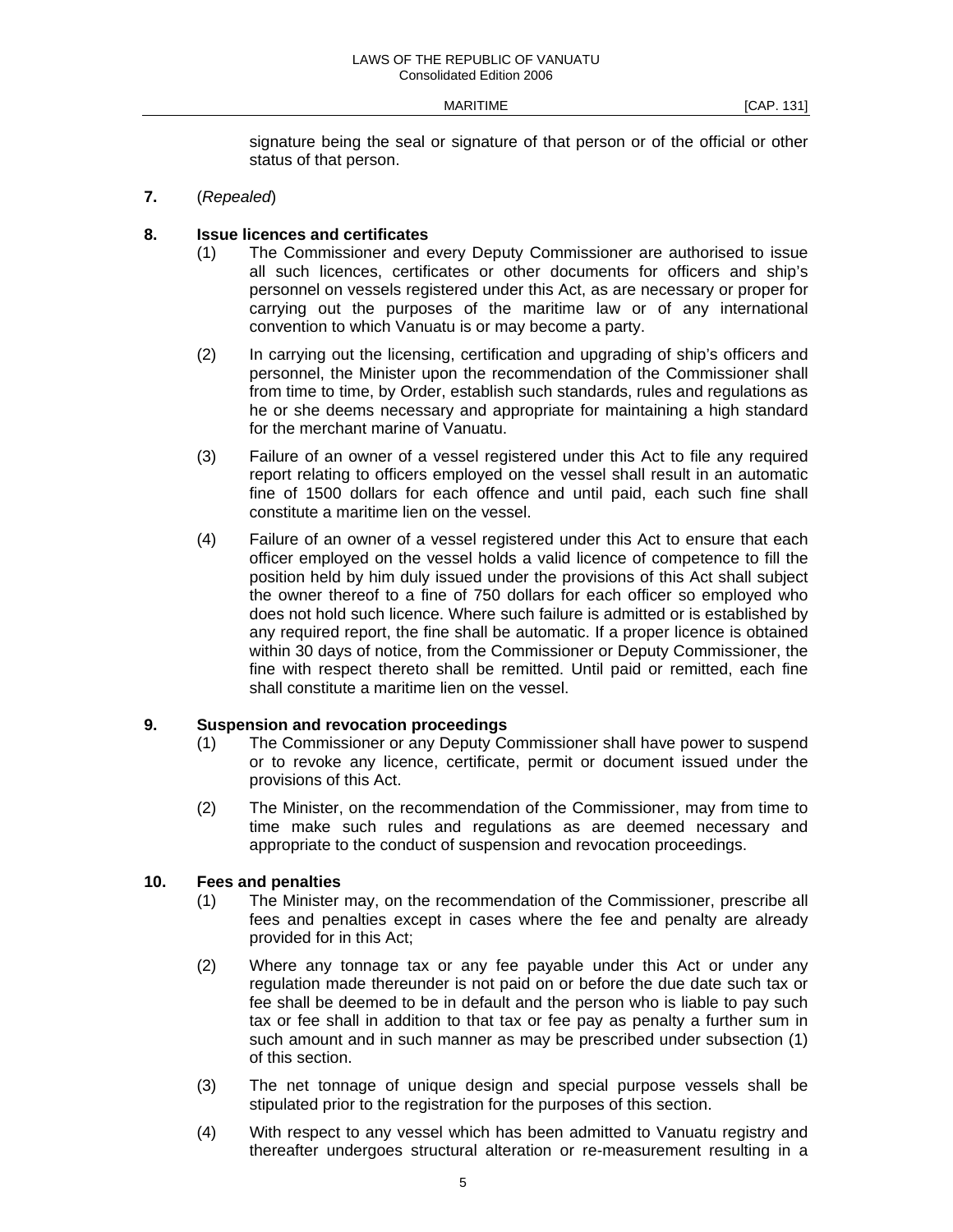signature being the seal or signature of that person or of the official or other status of that person.

**7.** (*Repealed*)

**8. Issue licences and certificates**

(1) The Commissioner and every Deputy Commissioner are authorised to issue all such licences, certificates or other documents for officers and ship's personnel on vessels registered under this Act, as are necessary or proper for carrying out the purposes of the maritime law or of any international convention to which Vanuatu is or may become a party.

(2) In carrying out the licensing, certification and upgrading of ship's officers and personnel, the Minister upon the recommendation of the Commissioner shall from time to time, by Order, establish such standards, rules and regulations as he or she deems necessary and appropriate for maintaining a high standard for the merchant marine of Vanuatu.

(3) Failure of an owner of a vessel registered under this Act to file any required report relating to officers employed on the vessel shall result in an automatic fine of 1500 dollars for each offence and until paid, each such fine shall constitute a maritime lien on the vessel.

(4) Failure of an owner of a vessel registered under this Act to ensure that each officer employed on the vessel holds a valid licence of competence to fill the position held by him duly issued under the provisions of this Act shall subject the owner thereof to a fine of 750 dollars for each officer so employed who does not hold such licence. Where such failure is admitted or is established by any required report, the fine shall be automatic. If a proper licence is obtained within 30 days of notice, from the Commissioner or Deputy Commissioner, the fine with respect thereto shall be remitted. Until paid or remitted, each fine shall constitute a maritime lien on the vessel.

**9. Suspension and revocation proceedings**

(1) The Commissioner or any Deputy Commissioner shall have power to suspend or to revoke any licence, certificate, permit or document issued under the provisions of this Act.

(2) The Minister, on the recommendation of the Commissioner, may from time to time make such rules and regulations as are deemed necessary and appropriate to the conduct of suspension and revocation proceedings.

**10. Fees and penalties**

(1) The Minister may, on the recommendation of the Commissioner, prescribe all fees and penalties except in cases where the fee and penalty are already provided for in this Act;

(2) Where any tonnage tax or any fee payable under this Act or under any regulation made thereunder is not paid on or before the due date such tax or fee shall be deemed to be in default and the person who is liable to pay such tax or fee shall in addition to that tax or fee pay as penalty a further sum in such amount and in such manner as may be prescribed under subsection (1) of this section.

(3) The net tonnage of unique design and special purpose vessels shall be stipulated prior to the registration for the purposes of this section.

(4) With respect to any vessel which has been admitted to Vanuatu registry and thereafter undergoes structural alteration or re-measurement resulting in a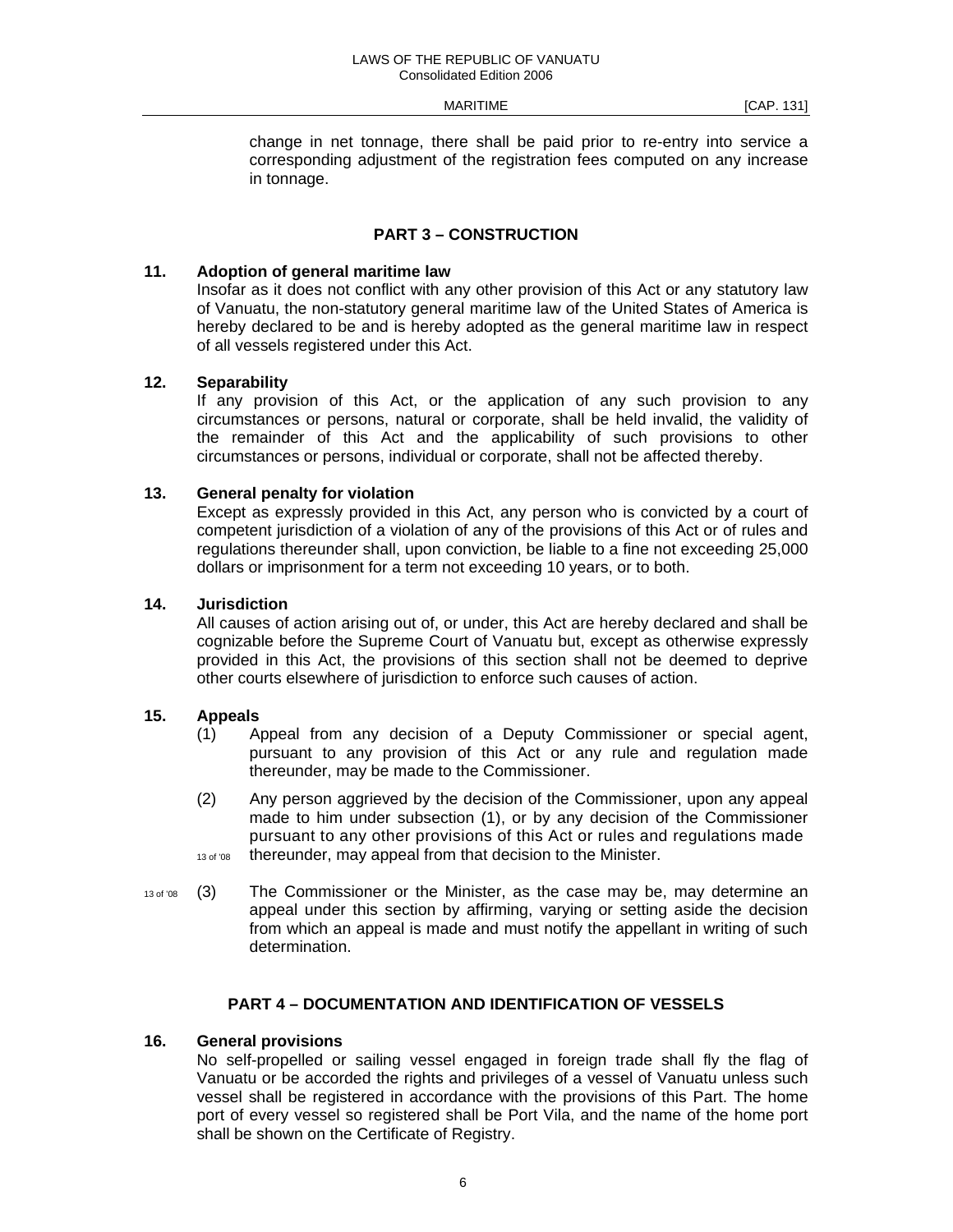change in net tonnage, there shall be paid prior to re-entry into service a corresponding adjustment of the registration fees computed on any increase in tonnage.

## PART 3 – CONSTRUCTION

### 11. Adoption of general maritime law

Insofar as it does not conflict with any other provision of this Act or any statutory law of Vanuatu, the non-statutory general maritime law of the United States of America is hereby declared to be and is hereby adopted as the general maritime law in respect of all vessels registered under this Act.

### 12. Separability

If any provision of this Act, or the application of any such provision to any circumstances or persons, natural or corporate, shall be held invalid, the validity of the remainder of this Act and the applicability of such provisions to other circumstances or persons, individual or corporate, shall not be affected thereby.

### 13. General penalty for violation

Except as expressly provided in this Act, any person who is convicted by a court of competent jurisdiction of a violation of any of the provisions of this Act or of rules and regulations thereunder shall, upon conviction, be liable to a fine not exceeding 25,000 dollars or imprisonment for a term not exceeding 10 years, or to both.

### 14. Jurisdiction

All causes of action arising out of, or under, this Act are hereby declared and shall be cognizable before the Supreme Court of Vanuatu but, except as otherwise expressly provided in this Act, the provisions of this section shall not be deemed to deprive other courts elsewhere of jurisdiction to enforce such causes of action.

### 15. Appeals

(1) Appeal from any decision of a Deputy Commissioner or special agent, pursuant to any provision of this Act or any rule and regulation made thereunder, may be made to the Commissioner.

(2) Any person aggrieved by the decision of the Commissioner, upon any appeal made to him under subsection (1), or by any decision of the Commissioner pursuant to any other provisions of this Act or rules and regulations made thereunder, may appeal from that decision to the Minister. *13 of '08*

*13 of '08* (3) The Commissioner or the Minister, as the case may be, may determine an appeal under this section by affirming, varying or setting aside the decision from which an appeal is made and must notify the appellant in writing of such determination.

## PART 4 – DOCUMENTATION AND IDENTIFICATION OF VESSELS

### 16. General provisions

No self-propelled or sailing vessel engaged in foreign trade shall fly the flag of Vanuatu or be accorded the rights and privileges of a vessel of Vanuatu unless such vessel shall be registered in accordance with the provisions of this Part. The home port of every vessel so registered shall be Port Vila, and the name of the home port shall be shown on the Certificate of Registry.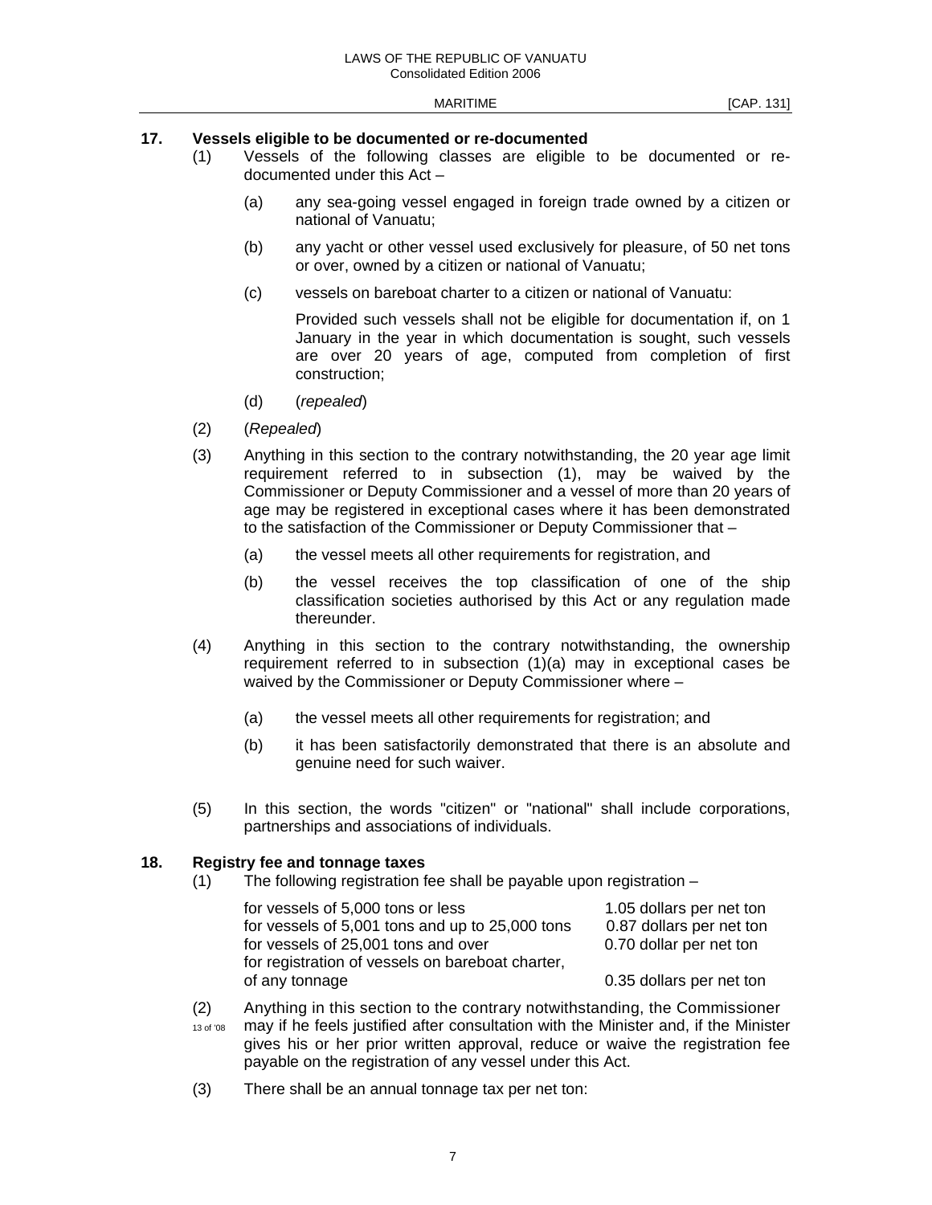### 17. Vessels eligible to be documented or re-documented

(1) Vessels of the following classes are eligible to be documented or re-documented under this Act –

(a) any sea-going vessel engaged in foreign trade owned by a citizen or national of Vanuatu;

(b) any yacht or other vessel used exclusively for pleasure, of 50 net tons or over, owned by a citizen or national of Vanuatu;

(c) vessels on bareboat charter to a citizen or national of Vanuatu:

Provided such vessels shall not be eligible for documentation if, on 1 January in the year in which documentation is sought, such vessels are over 20 years of age, computed from completion of first construction;

(d) (*repealed*)

(2) (*Repealed*)

(3) Anything in this section to the contrary notwithstanding, the 20 year age limit requirement referred to in subsection (1), may be waived by the Commissioner or Deputy Commissioner and a vessel of more than 20 years of age may be registered in exceptional cases where it has been demonstrated to the satisfaction of the Commissioner or Deputy Commissioner that –

(a) the vessel meets all other requirements for registration, and

(b) the vessel receives the top classification of one of the ship classification societies authorised by this Act or any regulation made thereunder.

(4) Anything in this section to the contrary notwithstanding, the ownership requirement referred to in subsection (1)(a) may in exceptional cases be waived by the Commissioner or Deputy Commissioner where –

(a) the vessel meets all other requirements for registration; and

(b) it has been satisfactorily demonstrated that there is an absolute and genuine need for such waiver.

(5) In this section, the words "citizen" or "national" shall include corporations, partnerships and associations of individuals.

### 18. Registry fee and tonnage taxes

(1) The following registration fee shall be payable upon registration –

| | |
|---|---|
| for vessels of 5,000 tons or less | 1.05 dollars per net ton |
| for vessels of 5,001 tons and up to 25,000 tons | 0.87 dollars per net ton |
| for vessels of 25,001 tons and over | 0.70 dollar per net ton |
| for registration of vessels on bareboat charter, of any tonnage | 0.35 dollars per net ton |

(2) Anything in this section to the contrary notwithstanding, the Commissioner may if he feels justified after consultation with the Minister and, if the Minister gives his or her prior written approval, reduce or waive the registration fee payable on the registration of any vessel under this Act.

13 of '08

(3) There shall be an annual tonnage tax per net ton: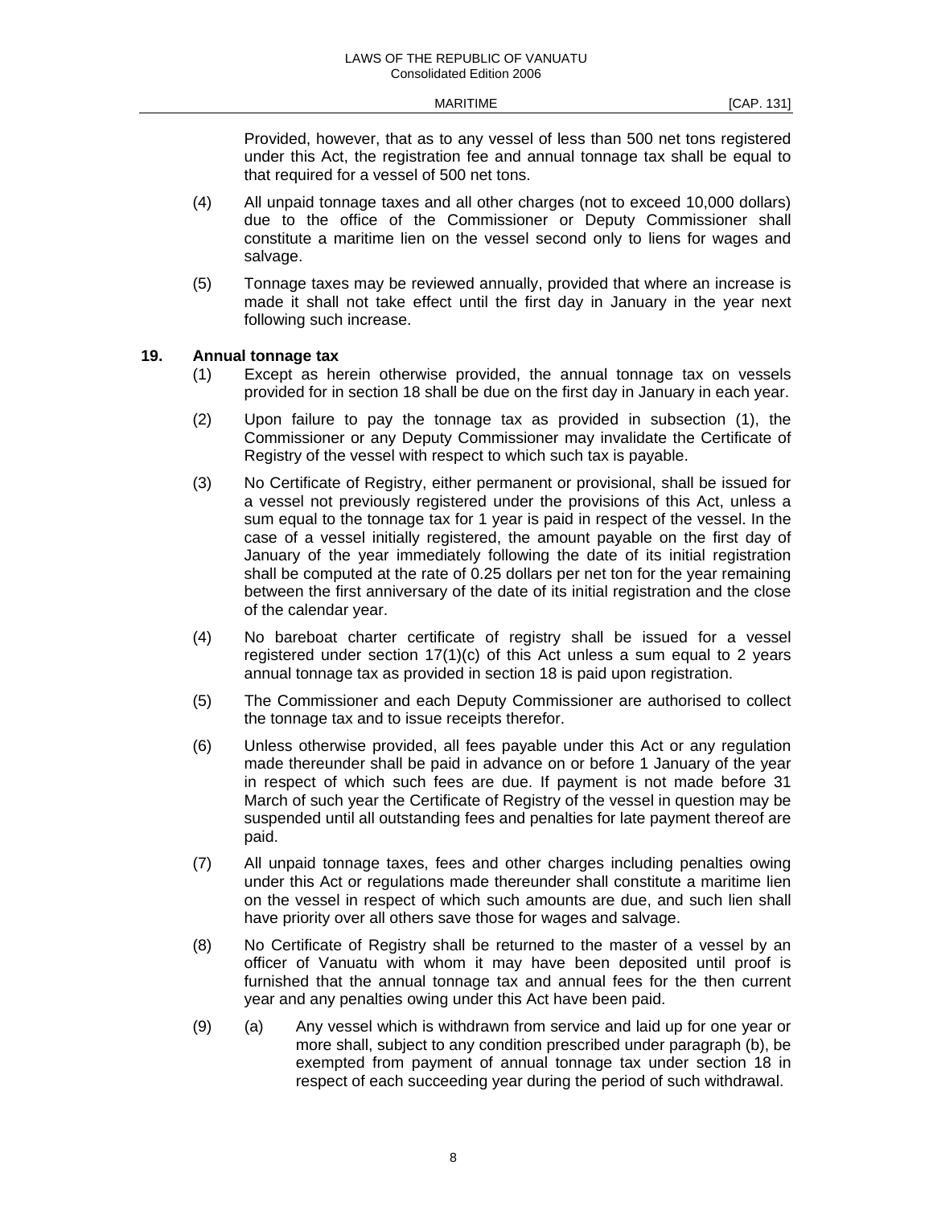Provided, however, that as to any vessel of less than 500 net tons registered under this Act, the registration fee and annual tonnage tax shall be equal to that required for a vessel of 500 net tons.

(4) All unpaid tonnage taxes and all other charges (not to exceed 10,000 dollars) due to the office of the Commissioner or Deputy Commissioner shall constitute a maritime lien on the vessel second only to liens for wages and salvage.

(5) Tonnage taxes may be reviewed annually, provided that where an increase is made it shall not take effect until the first day in January in the year next following such increase.

## 19. Annual tonnage tax

(1) Except as herein otherwise provided, the annual tonnage tax on vessels provided for in section 18 shall be due on the first day in January in each year.

(2) Upon failure to pay the tonnage tax as provided in subsection (1), the Commissioner or any Deputy Commissioner may invalidate the Certificate of Registry of the vessel with respect to which such tax is payable.

(3) No Certificate of Registry, either permanent or provisional, shall be issued for a vessel not previously registered under the provisions of this Act, unless a sum equal to the tonnage tax for 1 year is paid in respect of the vessel. In the case of a vessel initially registered, the amount payable on the first day of January of the year immediately following the date of its initial registration shall be computed at the rate of 0.25 dollars per net ton for the year remaining between the first anniversary of the date of its initial registration and the close of the calendar year.

(4) No bareboat charter certificate of registry shall be issued for a vessel registered under section 17(1)(c) of this Act unless a sum equal to 2 years annual tonnage tax as provided in section 18 is paid upon registration.

(5) The Commissioner and each Deputy Commissioner are authorised to collect the tonnage tax and to issue receipts therefor.

(6) Unless otherwise provided, all fees payable under this Act or any regulation made thereunder shall be paid in advance on or before 1 January of the year in respect of which such fees are due. If payment is not made before 31 March of such year the Certificate of Registry of the vessel in question may be suspended until all outstanding fees and penalties for late payment thereof are paid.

(7) All unpaid tonnage taxes, fees and other charges including penalties owing under this Act or regulations made thereunder shall constitute a maritime lien on the vessel in respect of which such amounts are due, and such lien shall have priority over all others save those for wages and salvage.

(8) No Certificate of Registry shall be returned to the master of a vessel by an officer of Vanuatu with whom it may have been deposited until proof is furnished that the annual tonnage tax and annual fees for the then current year and any penalties owing under this Act have been paid.

(9) (a) Any vessel which is withdrawn from service and laid up for one year or more shall, subject to any condition prescribed under paragraph (b), be exempted from payment of annual tonnage tax under section 18 in respect of each succeeding year during the period of such withdrawal.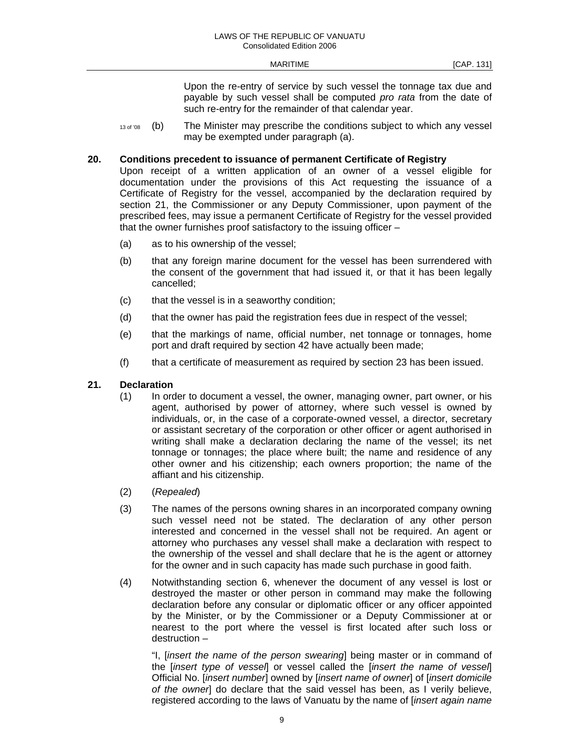Upon the re-entry of service by such vessel the tonnage tax due and payable by such vessel shall be computed *pro rata* from the date of such re-entry for the remainder of that calendar year.

13 of '08 (b) The Minister may prescribe the conditions subject to which any vessel may be exempted under paragraph (a).

**20. Conditions precedent to issuance of permanent Certificate of Registry**

Upon receipt of a written application of an owner of a vessel eligible for documentation under the provisions of this Act requesting the issuance of a Certificate of Registry for the vessel, accompanied by the declaration required by section 21, the Commissioner or any Deputy Commissioner, upon payment of the prescribed fees, may issue a permanent Certificate of Registry for the vessel provided that the owner furnishes proof satisfactory to the issuing officer –

(a) as to his ownership of the vessel;

(b) that any foreign marine document for the vessel has been surrendered with the consent of the government that had issued it, or that it has been legally cancelled;

(c) that the vessel is in a seaworthy condition;

(d) that the owner has paid the registration fees due in respect of the vessel;

(e) that the markings of name, official number, net tonnage or tonnages, home port and draft required by section 42 have actually been made;

(f) that a certificate of measurement as required by section 23 has been issued.

**21. Declaration**

(1) In order to document a vessel, the owner, managing owner, part owner, or his agent, authorised by power of attorney, where such vessel is owned by individuals, or, in the case of a corporate-owned vessel, a director, secretary or assistant secretary of the corporation or other officer or agent authorised in writing shall make a declaration declaring the name of the vessel; its net tonnage or tonnages; the place where built; the name and residence of any other owner and his citizenship; each owners proportion; the name of the affiant and his citizenship.

(2) (*Repealed*)

(3) The names of the persons owning shares in an incorporated company owning such vessel need not be stated. The declaration of any other person interested and concerned in the vessel shall not be required. An agent or attorney who purchases any vessel shall make a declaration with respect to the ownership of the vessel and shall declare that he is the agent or attorney for the owner and in such capacity has made such purchase in good faith.

(4) Notwithstanding section 6, whenever the document of any vessel is lost or destroyed the master or other person in command may make the following declaration before any consular or diplomatic officer or any officer appointed by the Minister, or by the Commissioner or a Deputy Commissioner at or nearest to the port where the vessel is first located after such loss or destruction –

"I, [*insert the name of the person swearing*] being master or in command of the [*insert type of vessel*] or vessel called the [*insert the name of vessel*] Official No. [*insert number*] owned by [*insert name of owner*] of [*insert domicile of the owner*] do declare that the said vessel has been, as I verily believe, registered according to the laws of Vanuatu by the name of [*insert again name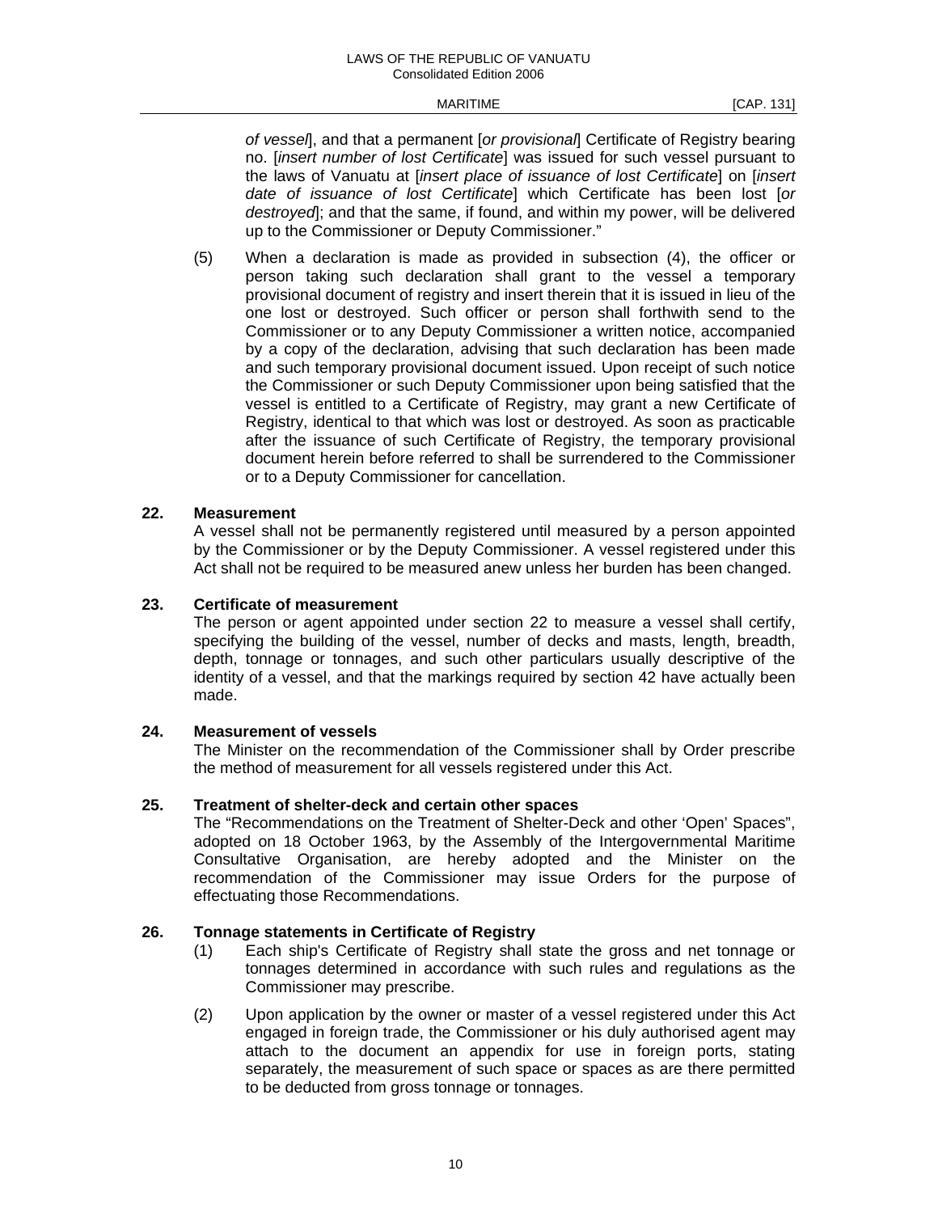*of vessel*], and that a permanent [*or provisional*] Certificate of Registry bearing no. [*insert number of lost Certificate*] was issued for such vessel pursuant to the laws of Vanuatu at [*insert place of issuance of lost Certificate*] on [*insert date of issuance of lost Certificate*] which Certificate has been lost [*or destroyed*]; and that the same, if found, and within my power, will be delivered up to the Commissioner or Deputy Commissioner."

(5) When a declaration is made as provided in subsection (4), the officer or person taking such declaration shall grant to the vessel a temporary provisional document of registry and insert therein that it is issued in lieu of the one lost or destroyed. Such officer or person shall forthwith send to the Commissioner or to any Deputy Commissioner a written notice, accompanied by a copy of the declaration, advising that such declaration has been made and such temporary provisional document issued. Upon receipt of such notice the Commissioner or such Deputy Commissioner upon being satisfied that the vessel is entitled to a Certificate of Registry, may grant a new Certificate of Registry, identical to that which was lost or destroyed. As soon as practicable after the issuance of such Certificate of Registry, the temporary provisional document herein before referred to shall be surrendered to the Commissioner or to a Deputy Commissioner for cancellation.

**22. Measurement**

A vessel shall not be permanently registered until measured by a person appointed by the Commissioner or by the Deputy Commissioner. A vessel registered under this Act shall not be required to be measured anew unless her burden has been changed.

**23. Certificate of measurement**

The person or agent appointed under section 22 to measure a vessel shall certify, specifying the building of the vessel, number of decks and masts, length, breadth, depth, tonnage or tonnages, and such other particulars usually descriptive of the identity of a vessel, and that the markings required by section 42 have actually been made.

**24. Measurement of vessels**

The Minister on the recommendation of the Commissioner shall by Order prescribe the method of measurement for all vessels registered under this Act.

**25. Treatment of shelter-deck and certain other spaces**

The "Recommendations on the Treatment of Shelter-Deck and other 'Open' Spaces", adopted on 18 October 1963, by the Assembly of the Intergovernmental Maritime Consultative Organisation, are hereby adopted and the Minister on the recommendation of the Commissioner may issue Orders for the purpose of effectuating those Recommendations.

**26. Tonnage statements in Certificate of Registry**

(1) Each ship's Certificate of Registry shall state the gross and net tonnage or tonnages determined in accordance with such rules and regulations as the Commissioner may prescribe.

(2) Upon application by the owner or master of a vessel registered under this Act engaged in foreign trade, the Commissioner or his duly authorised agent may attach to the document an appendix for use in foreign ports, stating separately, the measurement of such space or spaces as are there permitted to be deducted from gross tonnage or tonnages.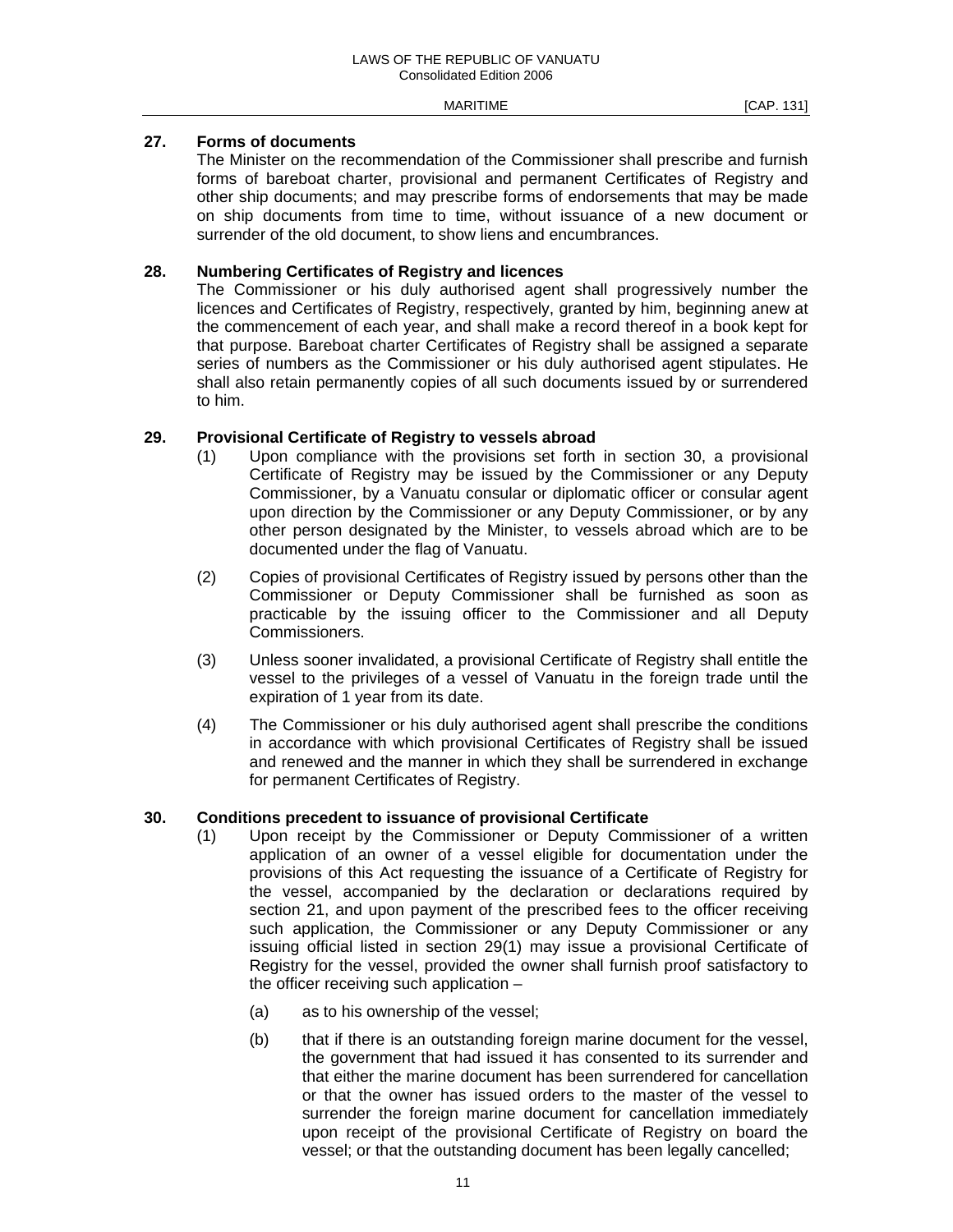### 27. Forms of documents

The Minister on the recommendation of the Commissioner shall prescribe and furnish forms of bareboat charter, provisional and permanent Certificates of Registry and other ship documents; and may prescribe forms of endorsements that may be made on ship documents from time to time, without issuance of a new document or surrender of the old document, to show liens and encumbrances.

### 28. Numbering Certificates of Registry and licences

The Commissioner or his duly authorised agent shall progressively number the licences and Certificates of Registry, respectively, granted by him, beginning anew at the commencement of each year, and shall make a record thereof in a book kept for that purpose. Bareboat charter Certificates of Registry shall be assigned a separate series of numbers as the Commissioner or his duly authorised agent stipulates. He shall also retain permanently copies of all such documents issued by or surrendered to him.

### 29. Provisional Certificate of Registry to vessels abroad

(1) Upon compliance with the provisions set forth in section 30, a provisional Certificate of Registry may be issued by the Commissioner or any Deputy Commissioner, by a Vanuatu consular or diplomatic officer or consular agent upon direction by the Commissioner or any Deputy Commissioner, or by any other person designated by the Minister, to vessels abroad which are to be documented under the flag of Vanuatu.

(2) Copies of provisional Certificates of Registry issued by persons other than the Commissioner or Deputy Commissioner shall be furnished as soon as practicable by the issuing officer to the Commissioner and all Deputy Commissioners.

(3) Unless sooner invalidated, a provisional Certificate of Registry shall entitle the vessel to the privileges of a vessel of Vanuatu in the foreign trade until the expiration of 1 year from its date.

(4) The Commissioner or his duly authorised agent shall prescribe the conditions in accordance with which provisional Certificates of Registry shall be issued and renewed and the manner in which they shall be surrendered in exchange for permanent Certificates of Registry.

### 30. Conditions precedent to issuance of provisional Certificate

(1) Upon receipt by the Commissioner or Deputy Commissioner of a written application of an owner of a vessel eligible for documentation under the provisions of this Act requesting the issuance of a Certificate of Registry for the vessel, accompanied by the declaration or declarations required by section 21, and upon payment of the prescribed fees to the officer receiving such application, the Commissioner or any Deputy Commissioner or any issuing official listed in section 29(1) may issue a provisional Certificate of Registry for the vessel, provided the owner shall furnish proof satisfactory to the officer receiving such application –

(a) as to his ownership of the vessel;

(b) that if there is an outstanding foreign marine document for the vessel, the government that had issued it has consented to its surrender and that either the marine document has been surrendered for cancellation or that the owner has issued orders to the master of the vessel to surrender the foreign marine document for cancellation immediately upon receipt of the provisional Certificate of Registry on board the vessel; or that the outstanding document has been legally cancelled;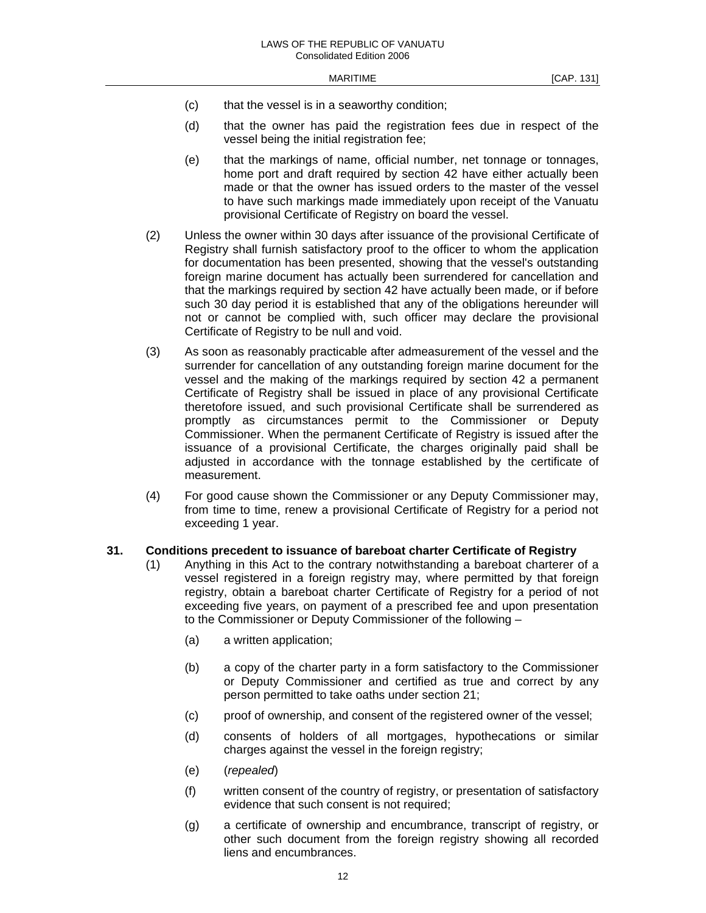(c) that the vessel is in a seaworthy condition;

(d) that the owner has paid the registration fees due in respect of the vessel being the initial registration fee;

(e) that the markings of name, official number, net tonnage or tonnages, home port and draft required by section 42 have either actually been made or that the owner has issued orders to the master of the vessel to have such markings made immediately upon receipt of the Vanuatu provisional Certificate of Registry on board the vessel.

(2) Unless the owner within 30 days after issuance of the provisional Certificate of Registry shall furnish satisfactory proof to the officer to whom the application for documentation has been presented, showing that the vessel's outstanding foreign marine document has actually been surrendered for cancellation and that the markings required by section 42 have actually been made, or if before such 30 day period it is established that any of the obligations hereunder will not or cannot be complied with, such officer may declare the provisional Certificate of Registry to be null and void.

(3) As soon as reasonably practicable after admeasurement of the vessel and the surrender for cancellation of any outstanding foreign marine document for the vessel and the making of the markings required by section 42 a permanent Certificate of Registry shall be issued in place of any provisional Certificate theretofore issued, and such provisional Certificate shall be surrendered as promptly as circumstances permit to the Commissioner or Deputy Commissioner. When the permanent Certificate of Registry is issued after the issuance of a provisional Certificate, the charges originally paid shall be adjusted in accordance with the tonnage established by the certificate of measurement.

(4) For good cause shown the Commissioner or any Deputy Commissioner may, from time to time, renew a provisional Certificate of Registry for a period not exceeding 1 year.

### 31. Conditions precedent to issuance of bareboat charter Certificate of Registry

(1) Anything in this Act to the contrary notwithstanding a bareboat charterer of a vessel registered in a foreign registry may, where permitted by that foreign registry, obtain a bareboat charter Certificate of Registry for a period of not exceeding five years, on payment of a prescribed fee and upon presentation to the Commissioner or Deputy Commissioner of the following –

(a) a written application;

(b) a copy of the charter party in a form satisfactory to the Commissioner or Deputy Commissioner and certified as true and correct by any person permitted to take oaths under section 21;

(c) proof of ownership, and consent of the registered owner of the vessel;

(d) consents of holders of all mortgages, hypothecations or similar charges against the vessel in the foreign registry;

(e) (*repealed*)

(f) written consent of the country of registry, or presentation of satisfactory evidence that such consent is not required;

(g) a certificate of ownership and encumbrance, transcript of registry, or other such document from the foreign registry showing all recorded liens and encumbrances.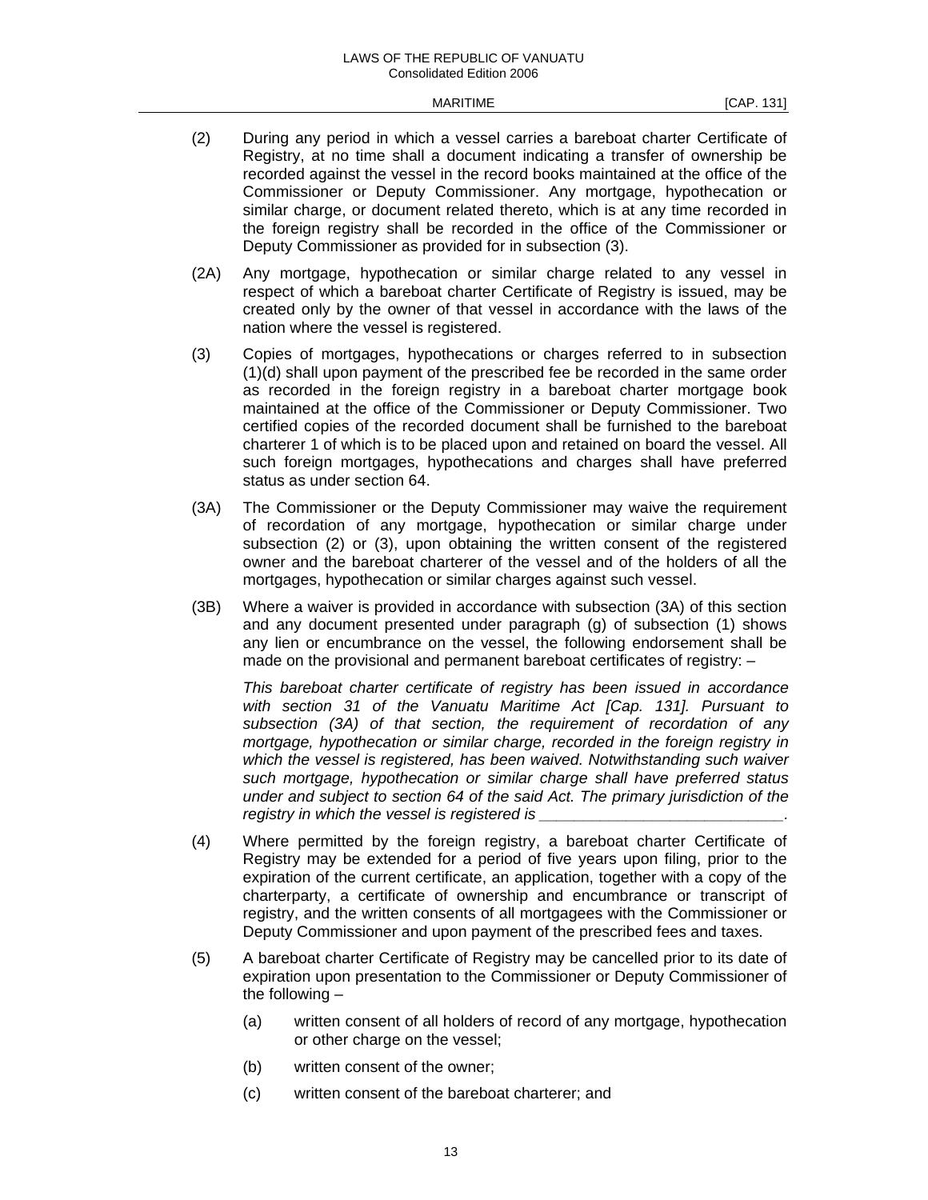(2) During any period in which a vessel carries a bareboat charter Certificate of Registry, at no time shall a document indicating a transfer of ownership be recorded against the vessel in the record books maintained at the office of the Commissioner or Deputy Commissioner. Any mortgage, hypothecation or similar charge, or document related thereto, which is at any time recorded in the foreign registry shall be recorded in the office of the Commissioner or Deputy Commissioner as provided for in subsection (3).

(2A) Any mortgage, hypothecation or similar charge related to any vessel in respect of which a bareboat charter Certificate of Registry is issued, may be created only by the owner of that vessel in accordance with the laws of the nation where the vessel is registered.

(3) Copies of mortgages, hypothecations or charges referred to in subsection (1)(d) shall upon payment of the prescribed fee be recorded in the same order as recorded in the foreign registry in a bareboat charter mortgage book maintained at the office of the Commissioner or Deputy Commissioner. Two certified copies of the recorded document shall be furnished to the bareboat charterer 1 of which is to be placed upon and retained on board the vessel. All such foreign mortgages, hypothecations and charges shall have preferred status as under section 64.

(3A) The Commissioner or the Deputy Commissioner may waive the requirement of recordation of any mortgage, hypothecation or similar charge under subsection (2) or (3), upon obtaining the written consent of the registered owner and the bareboat charterer of the vessel and of the holders of all the mortgages, hypothecation or similar charges against such vessel.

(3B) Where a waiver is provided in accordance with subsection (3A) of this section and any document presented under paragraph (g) of subsection (1) shows any lien or encumbrance on the vessel, the following endorsement shall be made on the provisional and permanent bareboat certificates of registry: –

*This bareboat charter certificate of registry has been issued in accordance with section 31 of the Vanuatu Maritime Act [Cap. 131]. Pursuant to subsection (3A) of that section, the requirement of recordation of any mortgage, hypothecation or similar charge, recorded in the foreign registry in which the vessel is registered, has been waived. Notwithstanding such waiver such mortgage, hypothecation or similar charge shall have preferred status under and subject to section 64 of the said Act. The primary jurisdiction of the registry in which the vessel is registered is ____________________________.*

(4) Where permitted by the foreign registry, a bareboat charter Certificate of Registry may be extended for a period of five years upon filing, prior to the expiration of the current certificate, an application, together with a copy of the charterparty, a certificate of ownership and encumbrance or transcript of registry, and the written consents of all mortgagees with the Commissioner or Deputy Commissioner and upon payment of the prescribed fees and taxes.

(5) A bareboat charter Certificate of Registry may be cancelled prior to its date of expiration upon presentation to the Commissioner or Deputy Commissioner of the following –

(a) written consent of all holders of record of any mortgage, hypothecation or other charge on the vessel;

(b) written consent of the owner;

(c) written consent of the bareboat charterer; and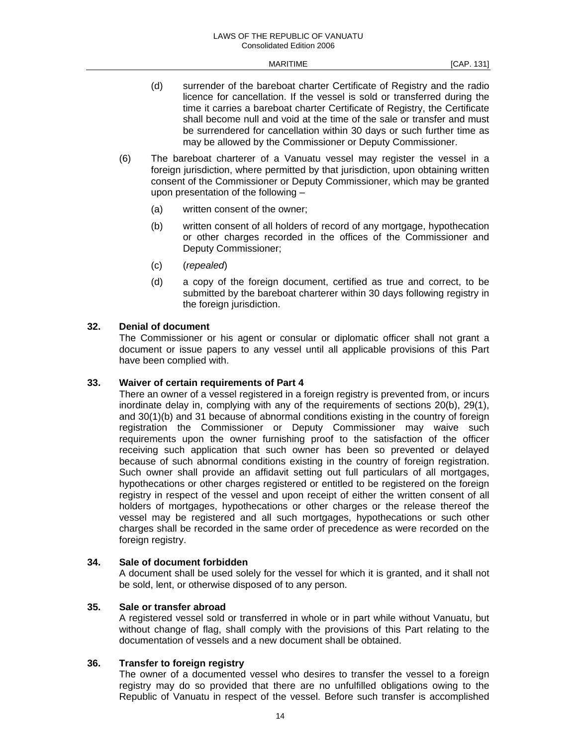(d) surrender of the bareboat charter Certificate of Registry and the radio licence for cancellation. If the vessel is sold or transferred during the time it carries a bareboat charter Certificate of Registry, the Certificate shall become null and void at the time of the sale or transfer and must be surrendered for cancellation within 30 days or such further time as may be allowed by the Commissioner or Deputy Commissioner.

(6) The bareboat charterer of a Vanuatu vessel may register the vessel in a foreign jurisdiction, where permitted by that jurisdiction, upon obtaining written consent of the Commissioner or Deputy Commissioner, which may be granted upon presentation of the following –

(a) written consent of the owner;

(b) written consent of all holders of record of any mortgage, hypothecation or other charges recorded in the offices of the Commissioner and Deputy Commissioner;

(c) (*repealed*)

(d) a copy of the foreign document, certified as true and correct, to be submitted by the bareboat charterer within 30 days following registry in the foreign jurisdiction.

**32. Denial of document**

The Commissioner or his agent or consular or diplomatic officer shall not grant a document or issue papers to any vessel until all applicable provisions of this Part have been complied with.

**33. Waiver of certain requirements of Part 4**

There an owner of a vessel registered in a foreign registry is prevented from, or incurs inordinate delay in, complying with any of the requirements of sections 20(b), 29(1), and 30(1)(b) and 31 because of abnormal conditions existing in the country of foreign registration the Commissioner or Deputy Commissioner may waive such requirements upon the owner furnishing proof to the satisfaction of the officer receiving such application that such owner has been so prevented or delayed because of such abnormal conditions existing in the country of foreign registration. Such owner shall provide an affidavit setting out full particulars of all mortgages, hypothecations or other charges registered or entitled to be registered on the foreign registry in respect of the vessel and upon receipt of either the written consent of all holders of mortgages, hypothecations or other charges or the release thereof the vessel may be registered and all such mortgages, hypothecations or such other charges shall be recorded in the same order of precedence as were recorded on the foreign registry.

**34. Sale of document forbidden**

A document shall be used solely for the vessel for which it is granted, and it shall not be sold, lent, or otherwise disposed of to any person.

**35. Sale or transfer abroad**

A registered vessel sold or transferred in whole or in part while without Vanuatu, but without change of flag, shall comply with the provisions of this Part relating to the documentation of vessels and a new document shall be obtained.

**36. Transfer to foreign registry**

The owner of a documented vessel who desires to transfer the vessel to a foreign registry may do so provided that there are no unfulfilled obligations owing to the Republic of Vanuatu in respect of the vessel. Before such transfer is accomplished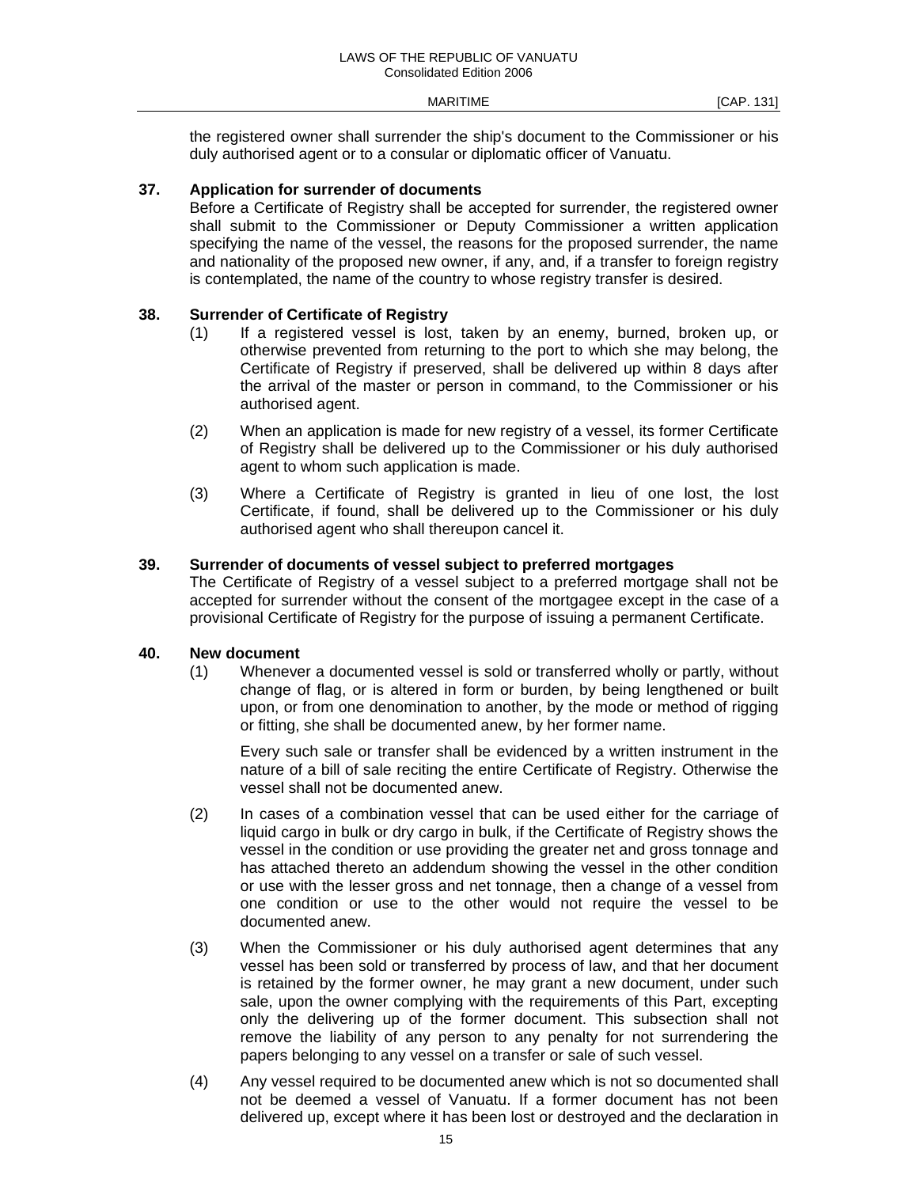the registered owner shall surrender the ship's document to the Commissioner or his duly authorised agent or to a consular or diplomatic officer of Vanuatu.

**37. Application for surrender of documents**

Before a Certificate of Registry shall be accepted for surrender, the registered owner shall submit to the Commissioner or Deputy Commissioner a written application specifying the name of the vessel, the reasons for the proposed surrender, the name and nationality of the proposed new owner, if any, and, if a transfer to foreign registry is contemplated, the name of the country to whose registry transfer is desired.

**38. Surrender of Certificate of Registry**

(1) If a registered vessel is lost, taken by an enemy, burned, broken up, or otherwise prevented from returning to the port to which she may belong, the Certificate of Registry if preserved, shall be delivered up within 8 days after the arrival of the master or person in command, to the Commissioner or his authorised agent.

(2) When an application is made for new registry of a vessel, its former Certificate of Registry shall be delivered up to the Commissioner or his duly authorised agent to whom such application is made.

(3) Where a Certificate of Registry is granted in lieu of one lost, the lost Certificate, if found, shall be delivered up to the Commissioner or his duly authorised agent who shall thereupon cancel it.

**39. Surrender of documents of vessel subject to preferred mortgages**

The Certificate of Registry of a vessel subject to a preferred mortgage shall not be accepted for surrender without the consent of the mortgagee except in the case of a provisional Certificate of Registry for the purpose of issuing a permanent Certificate.

**40. New document**

(1) Whenever a documented vessel is sold or transferred wholly or partly, without change of flag, or is altered in form or burden, by being lengthened or built upon, or from one denomination to another, by the mode or method of rigging or fitting, she shall be documented anew, by her former name.

Every such sale or transfer shall be evidenced by a written instrument in the nature of a bill of sale reciting the entire Certificate of Registry. Otherwise the vessel shall not be documented anew.

(2) In cases of a combination vessel that can be used either for the carriage of liquid cargo in bulk or dry cargo in bulk, if the Certificate of Registry shows the vessel in the condition or use providing the greater net and gross tonnage and has attached thereto an addendum showing the vessel in the other condition or use with the lesser gross and net tonnage, then a change of a vessel from one condition or use to the other would not require the vessel to be documented anew.

(3) When the Commissioner or his duly authorised agent determines that any vessel has been sold or transferred by process of law, and that her document is retained by the former owner, he may grant a new document, under such sale, upon the owner complying with the requirements of this Part, excepting only the delivering up of the former document. This subsection shall not remove the liability of any person to any penalty for not surrendering the papers belonging to any vessel on a transfer or sale of such vessel.

(4) Any vessel required to be documented anew which is not so documented shall not be deemed a vessel of Vanuatu. If a former document has not been delivered up, except where it has been lost or destroyed and the declaration in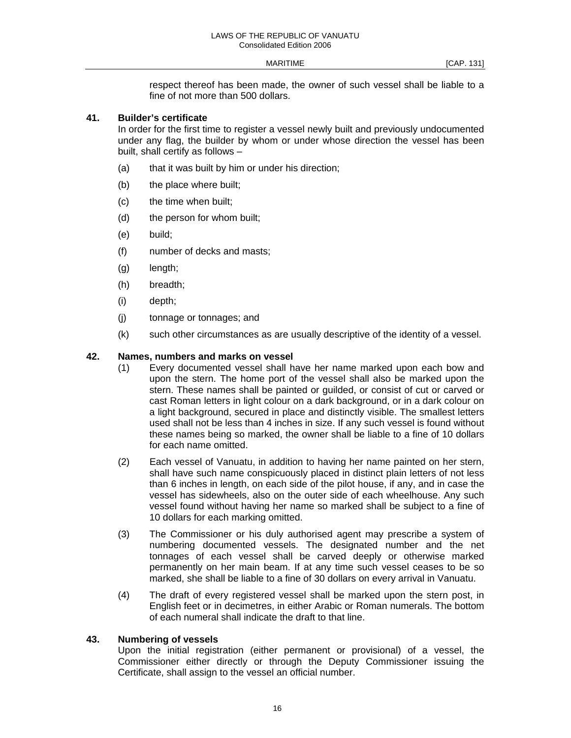respect thereof has been made, the owner of such vessel shall be liable to a fine of not more than 500 dollars.

**41. Builder's certificate**

In order for the first time to register a vessel newly built and previously undocumented under any flag, the builder by whom or under whose direction the vessel has been built, shall certify as follows –

(a) that it was built by him or under his direction;

(b) the place where built;

(c) the time when built;

(d) the person for whom built;

(e) build;

(f) number of decks and masts;

(g) length;

(h) breadth;

(i) depth;

(j) tonnage or tonnages; and

(k) such other circumstances as are usually descriptive of the identity of a vessel.

**42. Names, numbers and marks on vessel**

(1) Every documented vessel shall have her name marked upon each bow and upon the stern. The home port of the vessel shall also be marked upon the stern. These names shall be painted or guilded, or consist of cut or carved or cast Roman letters in light colour on a dark background, or in a dark colour on a light background, secured in place and distinctly visible. The smallest letters used shall not be less than 4 inches in size. If any such vessel is found without these names being so marked, the owner shall be liable to a fine of 10 dollars for each name omitted.

(2) Each vessel of Vanuatu, in addition to having her name painted on her stern, shall have such name conspicuously placed in distinct plain letters of not less than 6 inches in length, on each side of the pilot house, if any, and in case the vessel has sidewheels, also on the outer side of each wheelhouse. Any such vessel found without having her name so marked shall be subject to a fine of 10 dollars for each marking omitted.

(3) The Commissioner or his duly authorised agent may prescribe a system of numbering documented vessels. The designated number and the net tonnages of each vessel shall be carved deeply or otherwise marked permanently on her main beam. If at any time such vessel ceases to be so marked, she shall be liable to a fine of 30 dollars on every arrival in Vanuatu.

(4) The draft of every registered vessel shall be marked upon the stern post, in English feet or in decimetres, in either Arabic or Roman numerals. The bottom of each numeral shall indicate the draft to that line.

**43. Numbering of vessels**

Upon the initial registration (either permanent or provisional) of a vessel, the Commissioner either directly or through the Deputy Commissioner issuing the Certificate, shall assign to the vessel an official number.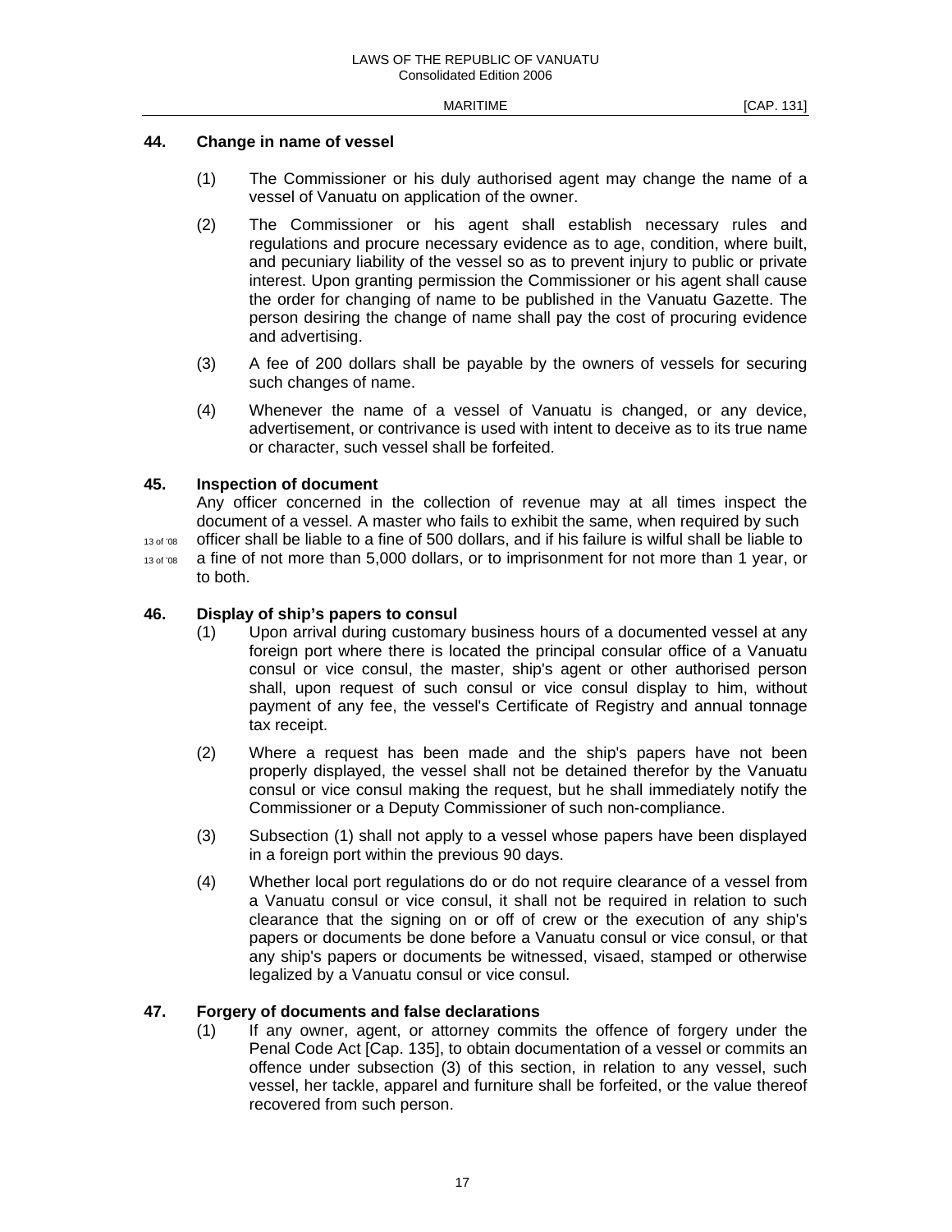## 44. Change in name of vessel

(1) The Commissioner or his duly authorised agent may change the name of a vessel of Vanuatu on application of the owner.

(2) The Commissioner or his agent shall establish necessary rules and regulations and procure necessary evidence as to age, condition, where built, and pecuniary liability of the vessel so as to prevent injury to public or private interest. Upon granting permission the Commissioner or his agent shall cause the order for changing of name to be published in the Vanuatu Gazette. The person desiring the change of name shall pay the cost of procuring evidence and advertising.

(3) A fee of 200 dollars shall be payable by the owners of vessels for securing such changes of name.

(4) Whenever the name of a vessel of Vanuatu is changed, or any device, advertisement, or contrivance is used with intent to deceive as to its true name or character, such vessel shall be forfeited.

## 45. Inspection of document

Any officer concerned in the collection of revenue may at all times inspect the document of a vessel. A master who fails to exhibit the same, when required by such officer shall be liable to a fine of 500 dollars, and if his failure is wilful shall be liable to a fine of not more than 5,000 dollars, or to imprisonment for not more than 1 year, or to both.

13 of '08
13 of '08

## 46. Display of ship's papers to consul

(1) Upon arrival during customary business hours of a documented vessel at any foreign port where there is located the principal consular office of a Vanuatu consul or vice consul, the master, ship's agent or other authorised person shall, upon request of such consul or vice consul display to him, without payment of any fee, the vessel's Certificate of Registry and annual tonnage tax receipt.

(2) Where a request has been made and the ship's papers have not been properly displayed, the vessel shall not be detained therefor by the Vanuatu consul or vice consul making the request, but he shall immediately notify the Commissioner or a Deputy Commissioner of such non-compliance.

(3) Subsection (1) shall not apply to a vessel whose papers have been displayed in a foreign port within the previous 90 days.

(4) Whether local port regulations do or do not require clearance of a vessel from a Vanuatu consul or vice consul, it shall not be required in relation to such clearance that the signing on or off of crew or the execution of any ship's papers or documents be done before a Vanuatu consul or vice consul, or that any ship's papers or documents be witnessed, visaed, stamped or otherwise legalized by a Vanuatu consul or vice consul.

## 47. Forgery of documents and false declarations

(1) If any owner, agent, or attorney commits the offence of forgery under the Penal Code Act [Cap. 135], to obtain documentation of a vessel or commits an offence under subsection (3) of this section, in relation to any vessel, such vessel, her tackle, apparel and furniture shall be forfeited, or the value thereof recovered from such person.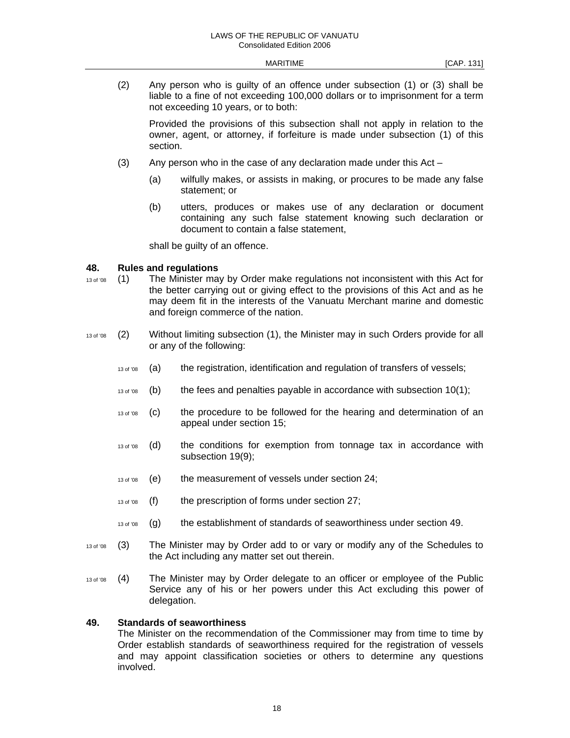(2) Any person who is guilty of an offence under subsection (1) or (3) shall be liable to a fine of not exceeding 100,000 dollars or to imprisonment for a term not exceeding 10 years, or to both:

Provided the provisions of this subsection shall not apply in relation to the owner, agent, or attorney, if forfeiture is made under subsection (1) of this section.

(3) Any person who in the case of any declaration made under this Act –

(a) wilfully makes, or assists in making, or procures to be made any false statement; or

(b) utters, produces or makes use of any declaration or document containing any such false statement knowing such declaration or document to contain a false statement,

shall be guilty of an offence.

## 48. Rules and regulations

13 of '08 (1) The Minister may by Order make regulations not inconsistent with this Act for the better carrying out or giving effect to the provisions of this Act and as he may deem fit in the interests of the Vanuatu Merchant marine and domestic and foreign commerce of the nation.

13 of '08 (2) Without limiting subsection (1), the Minister may in such Orders provide for all or any of the following:

13 of '08 (a) the registration, identification and regulation of transfers of vessels;

13 of '08 (b) the fees and penalties payable in accordance with subsection 10(1);

13 of '08 (c) the procedure to be followed for the hearing and determination of an appeal under section 15;

13 of '08 (d) the conditions for exemption from tonnage tax in accordance with subsection 19(9);

13 of '08 (e) the measurement of vessels under section 24;

13 of '08 (f) the prescription of forms under section 27;

13 of '08 (g) the establishment of standards of seaworthiness under section 49.

13 of '08 (3) The Minister may by Order add to or vary or modify any of the Schedules to the Act including any matter set out therein.

13 of '08 (4) The Minister may by Order delegate to an officer or employee of the Public Service any of his or her powers under this Act excluding this power of delegation.

## 49. Standards of seaworthiness

The Minister on the recommendation of the Commissioner may from time to time by Order establish standards of seaworthiness required for the registration of vessels and may appoint classification societies or others to determine any questions involved.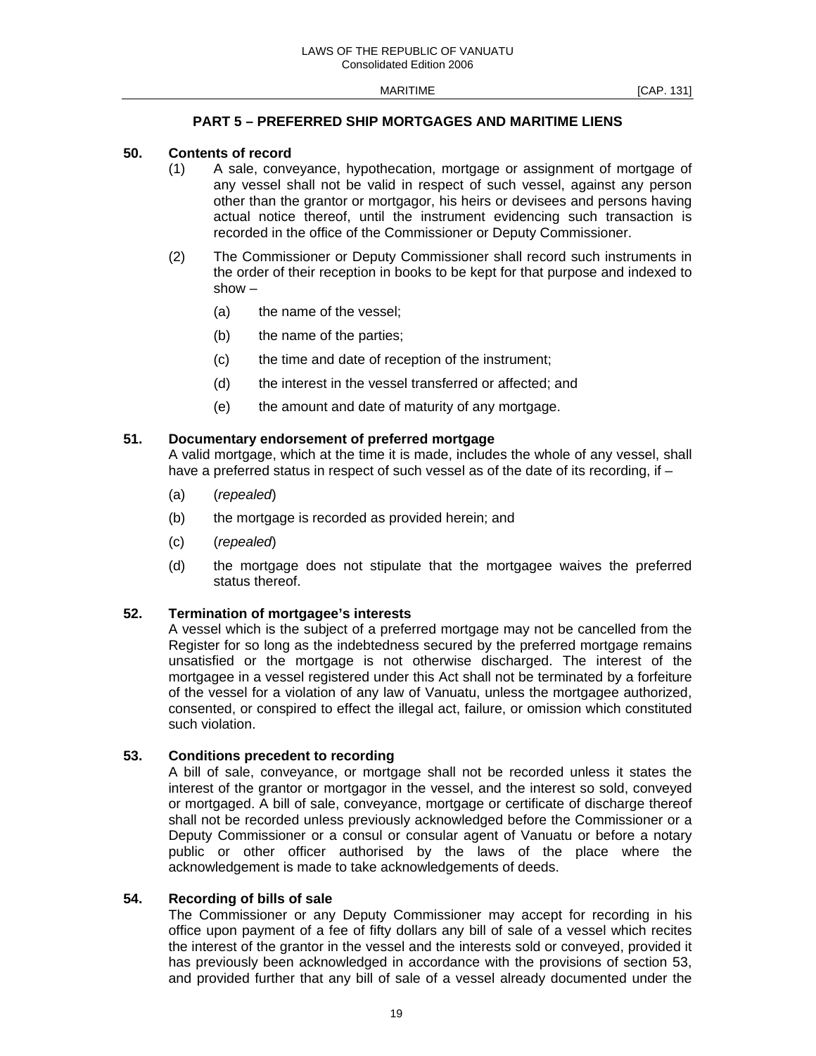## PART 5 – PREFERRED SHIP MORTGAGES AND MARITIME LIENS

### 50. Contents of record

(1) A sale, conveyance, hypothecation, mortgage or assignment of mortgage of any vessel shall not be valid in respect of such vessel, against any person other than the grantor or mortgagor, his heirs or devisees and persons having actual notice thereof, until the instrument evidencing such transaction is recorded in the office of the Commissioner or Deputy Commissioner.

(2) The Commissioner or Deputy Commissioner shall record such instruments in the order of their reception in books to be kept for that purpose and indexed to show –

(a) the name of the vessel;

(b) the name of the parties;

(c) the time and date of reception of the instrument;

(d) the interest in the vessel transferred or affected; and

(e) the amount and date of maturity of any mortgage.

### 51. Documentary endorsement of preferred mortgage

A valid mortgage, which at the time it is made, includes the whole of any vessel, shall have a preferred status in respect of such vessel as of the date of its recording, if –

(a) (*repealed*)

(b) the mortgage is recorded as provided herein; and

(c) (*repealed*)

(d) the mortgage does not stipulate that the mortgagee waives the preferred status thereof.

### 52. Termination of mortgagee's interests

A vessel which is the subject of a preferred mortgage may not be cancelled from the Register for so long as the indebtedness secured by the preferred mortgage remains unsatisfied or the mortgage is not otherwise discharged. The interest of the mortgagee in a vessel registered under this Act shall not be terminated by a forfeiture of the vessel for a violation of any law of Vanuatu, unless the mortgagee authorized, consented, or conspired to effect the illegal act, failure, or omission which constituted such violation.

### 53. Conditions precedent to recording

A bill of sale, conveyance, or mortgage shall not be recorded unless it states the interest of the grantor or mortgagor in the vessel, and the interest so sold, conveyed or mortgaged. A bill of sale, conveyance, mortgage or certificate of discharge thereof shall not be recorded unless previously acknowledged before the Commissioner or a Deputy Commissioner or a consul or consular agent of Vanuatu or before a notary public or other officer authorised by the laws of the place where the acknowledgement is made to take acknowledgements of deeds.

### 54. Recording of bills of sale

The Commissioner or any Deputy Commissioner may accept for recording in his office upon payment of a fee of fifty dollars any bill of sale of a vessel which recites the interest of the grantor in the vessel and the interests sold or conveyed, provided it has previously been acknowledged in accordance with the provisions of section 53, and provided further that any bill of sale of a vessel already documented under the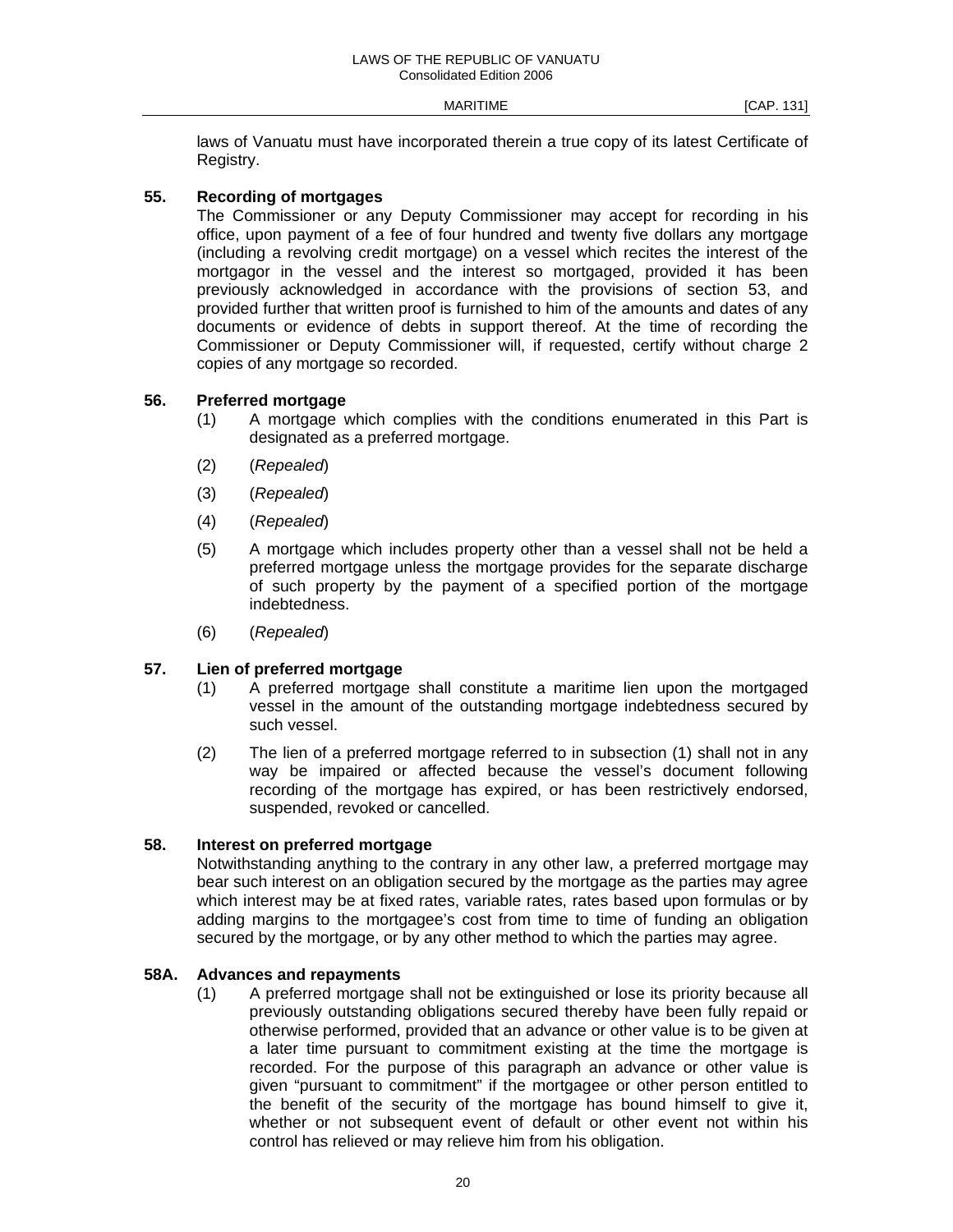laws of Vanuatu must have incorporated therein a true copy of its latest Certificate of Registry.

### 55. Recording of mortgages

The Commissioner or any Deputy Commissioner may accept for recording in his office, upon payment of a fee of four hundred and twenty five dollars any mortgage (including a revolving credit mortgage) on a vessel which recites the interest of the mortgagor in the vessel and the interest so mortgaged, provided it has been previously acknowledged in accordance with the provisions of section 53, and provided further that written proof is furnished to him of the amounts and dates of any documents or evidence of debts in support thereof. At the time of recording the Commissioner or Deputy Commissioner will, if requested, certify without charge 2 copies of any mortgage so recorded.

### 56. Preferred mortgage

(1) A mortgage which complies with the conditions enumerated in this Part is designated as a preferred mortgage.

(2) (*Repealed*)

(3) (*Repealed*)

(4) (*Repealed*)

(5) A mortgage which includes property other than a vessel shall not be held a preferred mortgage unless the mortgage provides for the separate discharge of such property by the payment of a specified portion of the mortgage indebtedness.

(6) (*Repealed*)

### 57. Lien of preferred mortgage

(1) A preferred mortgage shall constitute a maritime lien upon the mortgaged vessel in the amount of the outstanding mortgage indebtedness secured by such vessel.

(2) The lien of a preferred mortgage referred to in subsection (1) shall not in any way be impaired or affected because the vessel's document following recording of the mortgage has expired, or has been restrictively endorsed, suspended, revoked or cancelled.

### 58. Interest on preferred mortgage

Notwithstanding anything to the contrary in any other law, a preferred mortgage may bear such interest on an obligation secured by the mortgage as the parties may agree which interest may be at fixed rates, variable rates, rates based upon formulas or by adding margins to the mortgagee's cost from time to time of funding an obligation secured by the mortgage, or by any other method to which the parties may agree.

### 58A. Advances and repayments

(1) A preferred mortgage shall not be extinguished or lose its priority because all previously outstanding obligations secured thereby have been fully repaid or otherwise performed, provided that an advance or other value is to be given at a later time pursuant to commitment existing at the time the mortgage is recorded. For the purpose of this paragraph an advance or other value is given "pursuant to commitment" if the mortgagee or other person entitled to the benefit of the security of the mortgage has bound himself to give it, whether or not subsequent event of default or other event not within his control has relieved or may relieve him from his obligation.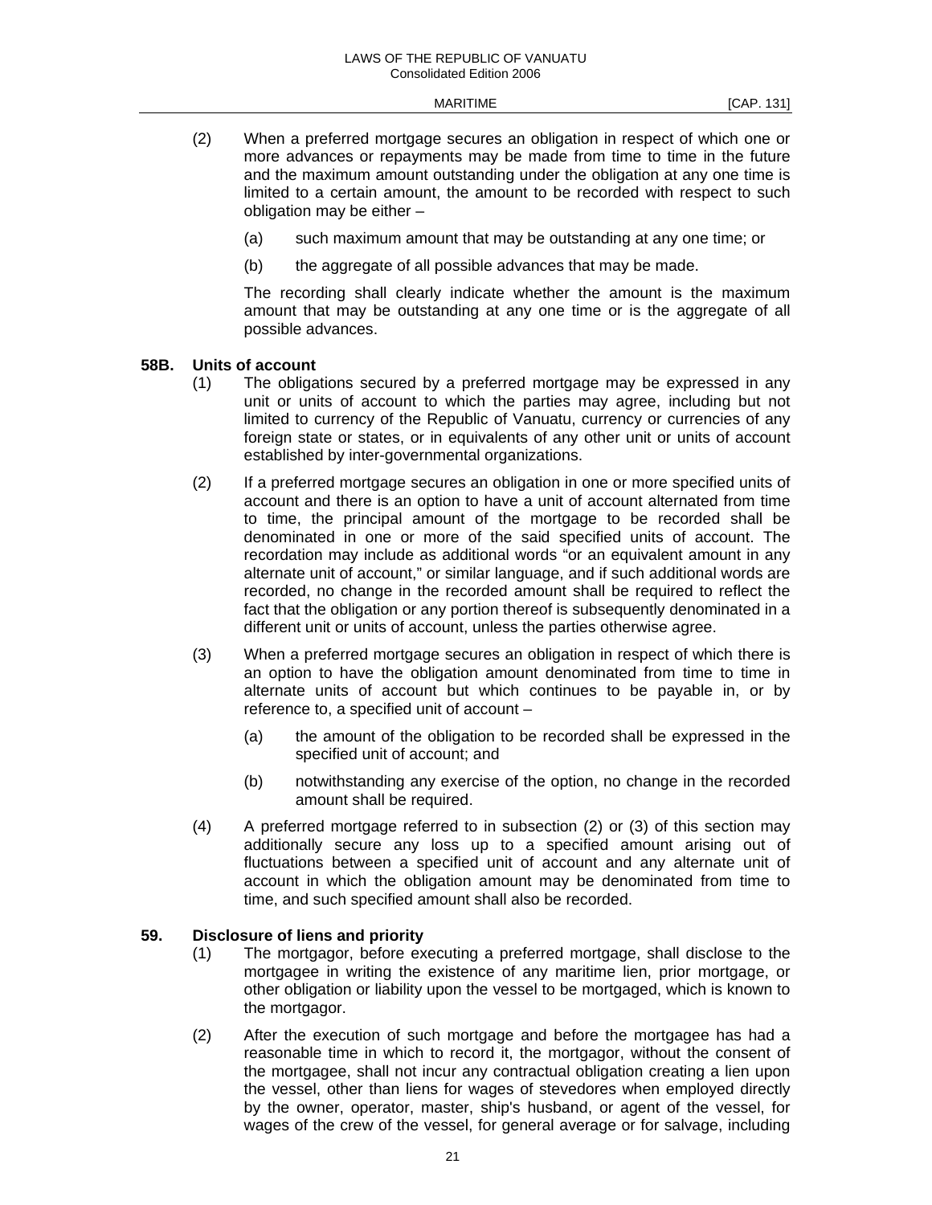(2) When a preferred mortgage secures an obligation in respect of which one or more advances or repayments may be made from time to time in the future and the maximum amount outstanding under the obligation at any one time is limited to a certain amount, the amount to be recorded with respect to such obligation may be either –

(a) such maximum amount that may be outstanding at any one time; or

(b) the aggregate of all possible advances that may be made.

The recording shall clearly indicate whether the amount is the maximum amount that may be outstanding at any one time or is the aggregate of all possible advances.

**58B. Units of account**

(1) The obligations secured by a preferred mortgage may be expressed in any unit or units of account to which the parties may agree, including but not limited to currency of the Republic of Vanuatu, currency or currencies of any foreign state or states, or in equivalents of any other unit or units of account established by inter-governmental organizations.

(2) If a preferred mortgage secures an obligation in one or more specified units of account and there is an option to have a unit of account alternated from time to time, the principal amount of the mortgage to be recorded shall be denominated in one or more of the said specified units of account. The recordation may include as additional words "or an equivalent amount in any alternate unit of account," or similar language, and if such additional words are recorded, no change in the recorded amount shall be required to reflect the fact that the obligation or any portion thereof is subsequently denominated in a different unit or units of account, unless the parties otherwise agree.

(3) When a preferred mortgage secures an obligation in respect of which there is an option to have the obligation amount denominated from time to time in alternate units of account but which continues to be payable in, or by reference to, a specified unit of account –

(a) the amount of the obligation to be recorded shall be expressed in the specified unit of account; and

(b) notwithstanding any exercise of the option, no change in the recorded amount shall be required.

(4) A preferred mortgage referred to in subsection (2) or (3) of this section may additionally secure any loss up to a specified amount arising out of fluctuations between a specified unit of account and any alternate unit of account in which the obligation amount may be denominated from time to time, and such specified amount shall also be recorded.

**59. Disclosure of liens and priority**

(1) The mortgagor, before executing a preferred mortgage, shall disclose to the mortgagee in writing the existence of any maritime lien, prior mortgage, or other obligation or liability upon the vessel to be mortgaged, which is known to the mortgagor.

(2) After the execution of such mortgage and before the mortgagee has had a reasonable time in which to record it, the mortgagor, without the consent of the mortgagee, shall not incur any contractual obligation creating a lien upon the vessel, other than liens for wages of stevedores when employed directly by the owner, operator, master, ship's husband, or agent of the vessel, for wages of the crew of the vessel, for general average or for salvage, including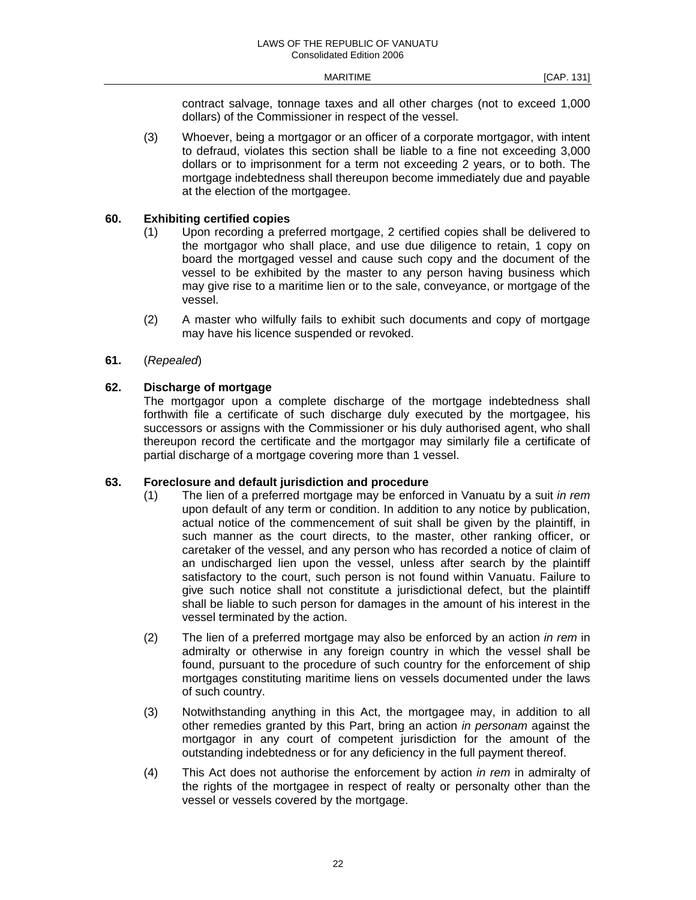contract salvage, tonnage taxes and all other charges (not to exceed 1,000 dollars) of the Commissioner in respect of the vessel.

(3) Whoever, being a mortgagor or an officer of a corporate mortgagor, with intent to defraud, violates this section shall be liable to a fine not exceeding 3,000 dollars or to imprisonment for a term not exceeding 2 years, or to both. The mortgage indebtedness shall thereupon become immediately due and payable at the election of the mortgagee.

**60. Exhibiting certified copies**

(1) Upon recording a preferred mortgage, 2 certified copies shall be delivered to the mortgagor who shall place, and use due diligence to retain, 1 copy on board the mortgaged vessel and cause such copy and the document of the vessel to be exhibited by the master to any person having business which may give rise to a maritime lien or to the sale, conveyance, or mortgage of the vessel.

(2) A master who wilfully fails to exhibit such documents and copy of mortgage may have his licence suspended or revoked.

**61.** (*Repealed*)

**62. Discharge of mortgage**

The mortgagor upon a complete discharge of the mortgage indebtedness shall forthwith file a certificate of such discharge duly executed by the mortgagee, his successors or assigns with the Commissioner or his duly authorised agent, who shall thereupon record the certificate and the mortgagor may similarly file a certificate of partial discharge of a mortgage covering more than 1 vessel.

**63. Foreclosure and default jurisdiction and procedure**

(1) The lien of a preferred mortgage may be enforced in Vanuatu by a suit *in rem* upon default of any term or condition. In addition to any notice by publication, actual notice of the commencement of suit shall be given by the plaintiff, in such manner as the court directs, to the master, other ranking officer, or caretaker of the vessel, and any person who has recorded a notice of claim of an undischarged lien upon the vessel, unless after search by the plaintiff satisfactory to the court, such person is not found within Vanuatu. Failure to give such notice shall not constitute a jurisdictional defect, but the plaintiff shall be liable to such person for damages in the amount of his interest in the vessel terminated by the action.

(2) The lien of a preferred mortgage may also be enforced by an action *in rem* in admiralty or otherwise in any foreign country in which the vessel shall be found, pursuant to the procedure of such country for the enforcement of ship mortgages constituting maritime liens on vessels documented under the laws of such country.

(3) Notwithstanding anything in this Act, the mortgagee may, in addition to all other remedies granted by this Part, bring an action *in personam* against the mortgagor in any court of competent jurisdiction for the amount of the outstanding indebtedness or for any deficiency in the full payment thereof.

(4) This Act does not authorise the enforcement by action *in rem* in admiralty of the rights of the mortgagee in respect of realty or personalty other than the vessel or vessels covered by the mortgage.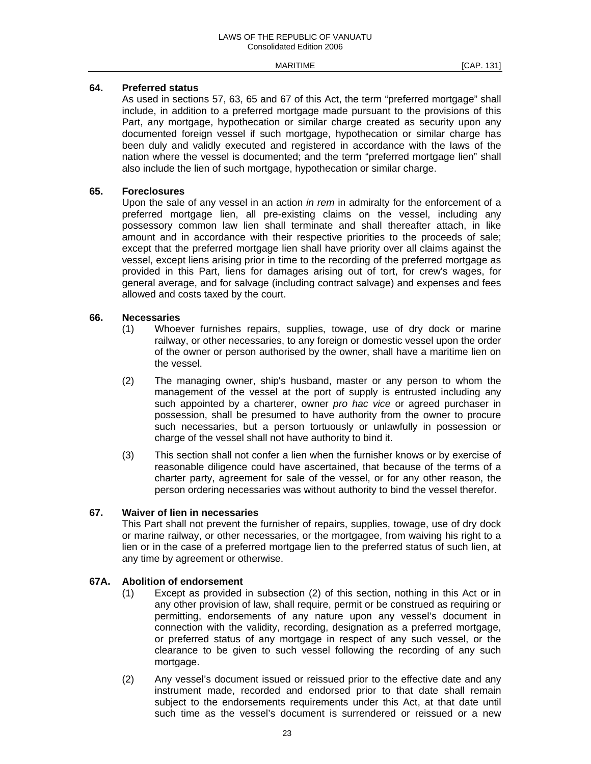**64. Preferred status**

As used in sections 57, 63, 65 and 67 of this Act, the term "preferred mortgage" shall include, in addition to a preferred mortgage made pursuant to the provisions of this Part, any mortgage, hypothecation or similar charge created as security upon any documented foreign vessel if such mortgage, hypothecation or similar charge has been duly and validly executed and registered in accordance with the laws of the nation where the vessel is documented; and the term "preferred mortgage lien" shall also include the lien of such mortgage, hypothecation or similar charge.

**65. Foreclosures**

Upon the sale of any vessel in an action *in rem* in admiralty for the enforcement of a preferred mortgage lien, all pre-existing claims on the vessel, including any possessory common law lien shall terminate and shall thereafter attach, in like amount and in accordance with their respective priorities to the proceeds of sale; except that the preferred mortgage lien shall have priority over all claims against the vessel, except liens arising prior in time to the recording of the preferred mortgage as provided in this Part, liens for damages arising out of tort, for crew's wages, for general average, and for salvage (including contract salvage) and expenses and fees allowed and costs taxed by the court.

**66. Necessaries**

(1) Whoever furnishes repairs, supplies, towage, use of dry dock or marine railway, or other necessaries, to any foreign or domestic vessel upon the order of the owner or person authorised by the owner, shall have a maritime lien on the vessel.

(2) The managing owner, ship's husband, master or any person to whom the management of the vessel at the port of supply is entrusted including any such appointed by a charterer, owner *pro hac vice* or agreed purchaser in possession, shall be presumed to have authority from the owner to procure such necessaries, but a person tortuously or unlawfully in possession or charge of the vessel shall not have authority to bind it.

(3) This section shall not confer a lien when the furnisher knows or by exercise of reasonable diligence could have ascertained, that because of the terms of a charter party, agreement for sale of the vessel, or for any other reason, the person ordering necessaries was without authority to bind the vessel therefor.

**67. Waiver of lien in necessaries**

This Part shall not prevent the furnisher of repairs, supplies, towage, use of dry dock or marine railway, or other necessaries, or the mortgagee, from waiving his right to a lien or in the case of a preferred mortgage lien to the preferred status of such lien, at any time by agreement or otherwise.

**67A. Abolition of endorsement**

(1) Except as provided in subsection (2) of this section, nothing in this Act or in any other provision of law, shall require, permit or be construed as requiring or permitting, endorsements of any nature upon any vessel's document in connection with the validity, recording, designation as a preferred mortgage, or preferred status of any mortgage in respect of any such vessel, or the clearance to be given to such vessel following the recording of any such mortgage.

(2) Any vessel's document issued or reissued prior to the effective date and any instrument made, recorded and endorsed prior to that date shall remain subject to the endorsements requirements under this Act, at that date until such time as the vessel's document is surrendered or reissued or a new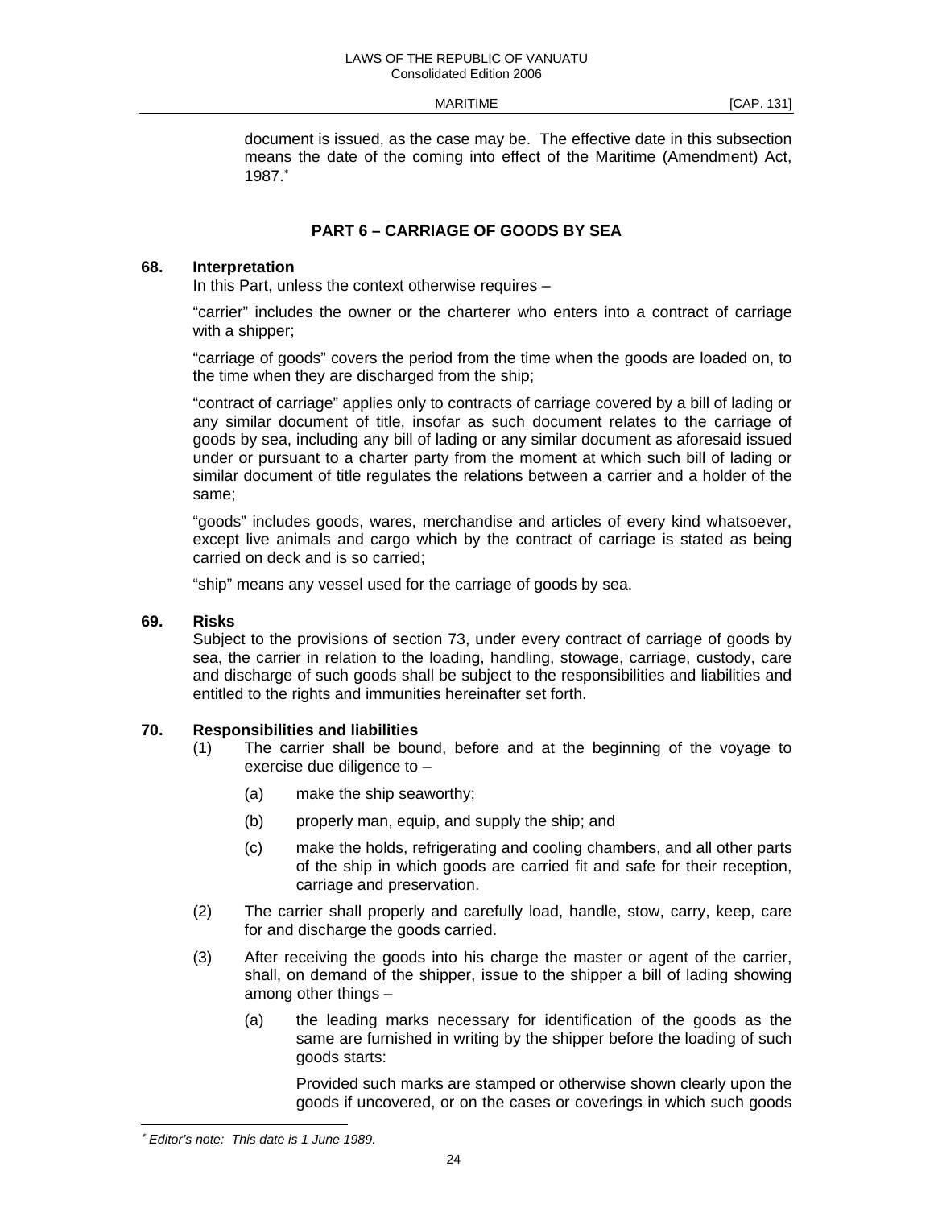document is issued, as the case may be. The effective date in this subsection means the date of the coming into effect of the Maritime (Amendment) Act, 1987.[*]

## PART 6 – CARRIAGE OF GOODS BY SEA

### 68. Interpretation

In this Part, unless the context otherwise requires –

"carrier" includes the owner or the charterer who enters into a contract of carriage with a shipper;

"carriage of goods" covers the period from the time when the goods are loaded on, to the time when they are discharged from the ship;

"contract of carriage" applies only to contracts of carriage covered by a bill of lading or any similar document of title, insofar as such document relates to the carriage of goods by sea, including any bill of lading or any similar document as aforesaid issued under or pursuant to a charter party from the moment at which such bill of lading or similar document of title regulates the relations between a carrier and a holder of the same;

"goods" includes goods, wares, merchandise and articles of every kind whatsoever, except live animals and cargo which by the contract of carriage is stated as being carried on deck and is so carried;

"ship" means any vessel used for the carriage of goods by sea.

### 69. Risks

Subject to the provisions of section 73, under every contract of carriage of goods by sea, the carrier in relation to the loading, handling, stowage, carriage, custody, care and discharge of such goods shall be subject to the responsibilities and liabilities and entitled to the rights and immunities hereinafter set forth.

### 70. Responsibilities and liabilities

(1) The carrier shall be bound, before and at the beginning of the voyage to exercise due diligence to –

(a) make the ship seaworthy;

(b) properly man, equip, and supply the ship; and

(c) make the holds, refrigerating and cooling chambers, and all other parts of the ship in which goods are carried fit and safe for their reception, carriage and preservation.

(2) The carrier shall properly and carefully load, handle, stow, carry, keep, care for and discharge the goods carried.

(3) After receiving the goods into his charge the master or agent of the carrier, shall, on demand of the shipper, issue to the shipper a bill of lading showing among other things –

(a) the leading marks necessary for identification of the goods as the same are furnished in writing by the shipper before the loading of such goods starts:

Provided such marks are stamped or otherwise shown clearly upon the goods if uncovered, or on the cases or coverings in which such goods

[*] *Editor's note: This date is 1 June 1989.*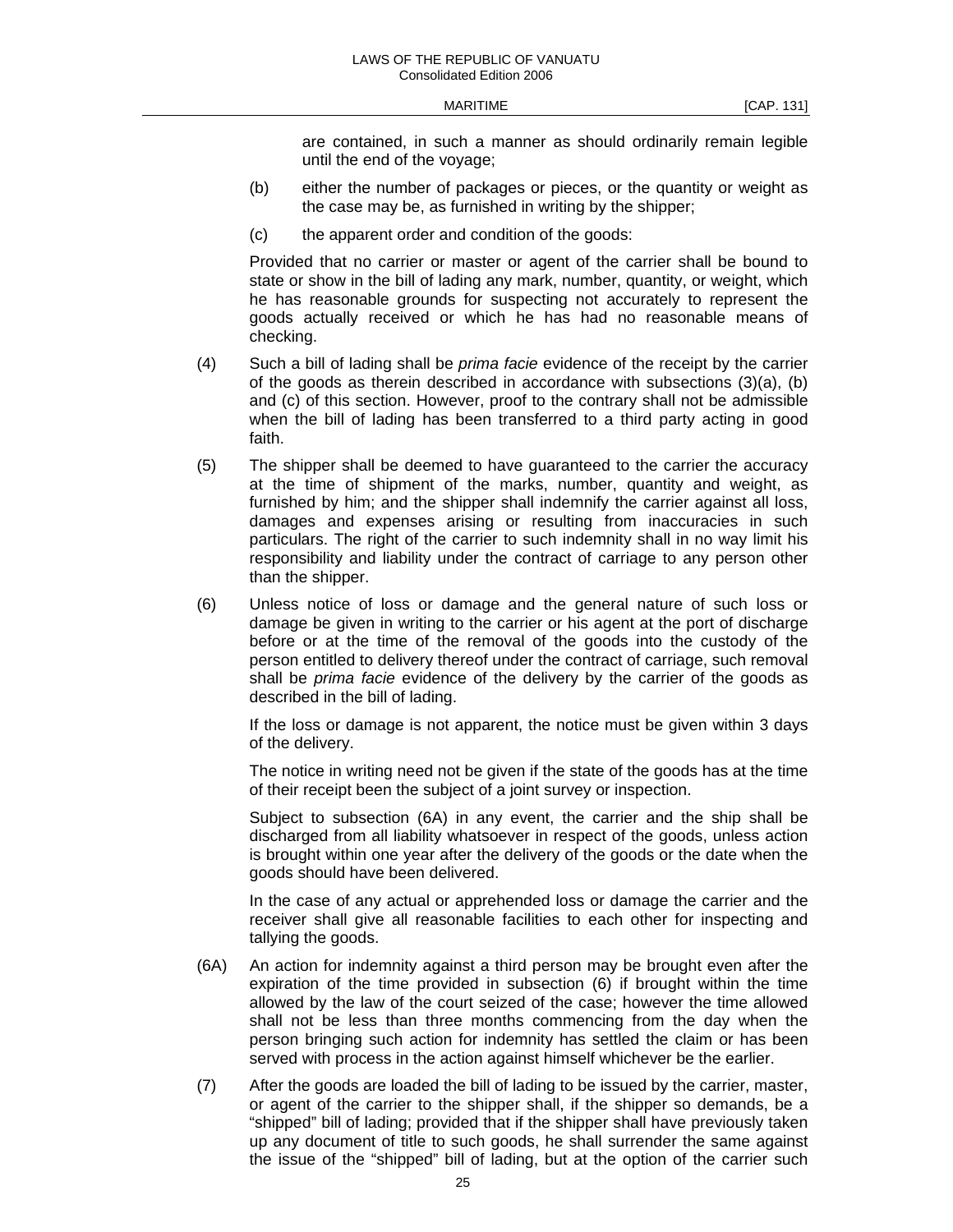are contained, in such a manner as should ordinarily remain legible until the end of the voyage;

(b) either the number of packages or pieces, or the quantity or weight as the case may be, as furnished in writing by the shipper;

(c) the apparent order and condition of the goods:

Provided that no carrier or master or agent of the carrier shall be bound to state or show in the bill of lading any mark, number, quantity, or weight, which he has reasonable grounds for suspecting not accurately to represent the goods actually received or which he has had no reasonable means of checking.

(4) Such a bill of lading shall be *prima facie* evidence of the receipt by the carrier of the goods as therein described in accordance with subsections (3)(a), (b) and (c) of this section. However, proof to the contrary shall not be admissible when the bill of lading has been transferred to a third party acting in good faith.

(5) The shipper shall be deemed to have guaranteed to the carrier the accuracy at the time of shipment of the marks, number, quantity and weight, as furnished by him; and the shipper shall indemnify the carrier against all loss, damages and expenses arising or resulting from inaccuracies in such particulars. The right of the carrier to such indemnity shall in no way limit his responsibility and liability under the contract of carriage to any person other than the shipper.

(6) Unless notice of loss or damage and the general nature of such loss or damage be given in writing to the carrier or his agent at the port of discharge before or at the time of the removal of the goods into the custody of the person entitled to delivery thereof under the contract of carriage, such removal shall be *prima facie* evidence of the delivery by the carrier of the goods as described in the bill of lading.

If the loss or damage is not apparent, the notice must be given within 3 days of the delivery.

The notice in writing need not be given if the state of the goods has at the time of their receipt been the subject of a joint survey or inspection.

Subject to subsection (6A) in any event, the carrier and the ship shall be discharged from all liability whatsoever in respect of the goods, unless action is brought within one year after the delivery of the goods or the date when the goods should have been delivered.

In the case of any actual or apprehended loss or damage the carrier and the receiver shall give all reasonable facilities to each other for inspecting and tallying the goods.

(6A) An action for indemnity against a third person may be brought even after the expiration of the time provided in subsection (6) if brought within the time allowed by the law of the court seized of the case; however the time allowed shall not be less than three months commencing from the day when the person bringing such action for indemnity has settled the claim or has been served with process in the action against himself whichever be the earlier.

(7) After the goods are loaded the bill of lading to be issued by the carrier, master, or agent of the carrier to the shipper shall, if the shipper so demands, be a "shipped" bill of lading; provided that if the shipper shall have previously taken up any document of title to such goods, he shall surrender the same against the issue of the "shipped" bill of lading, but at the option of the carrier such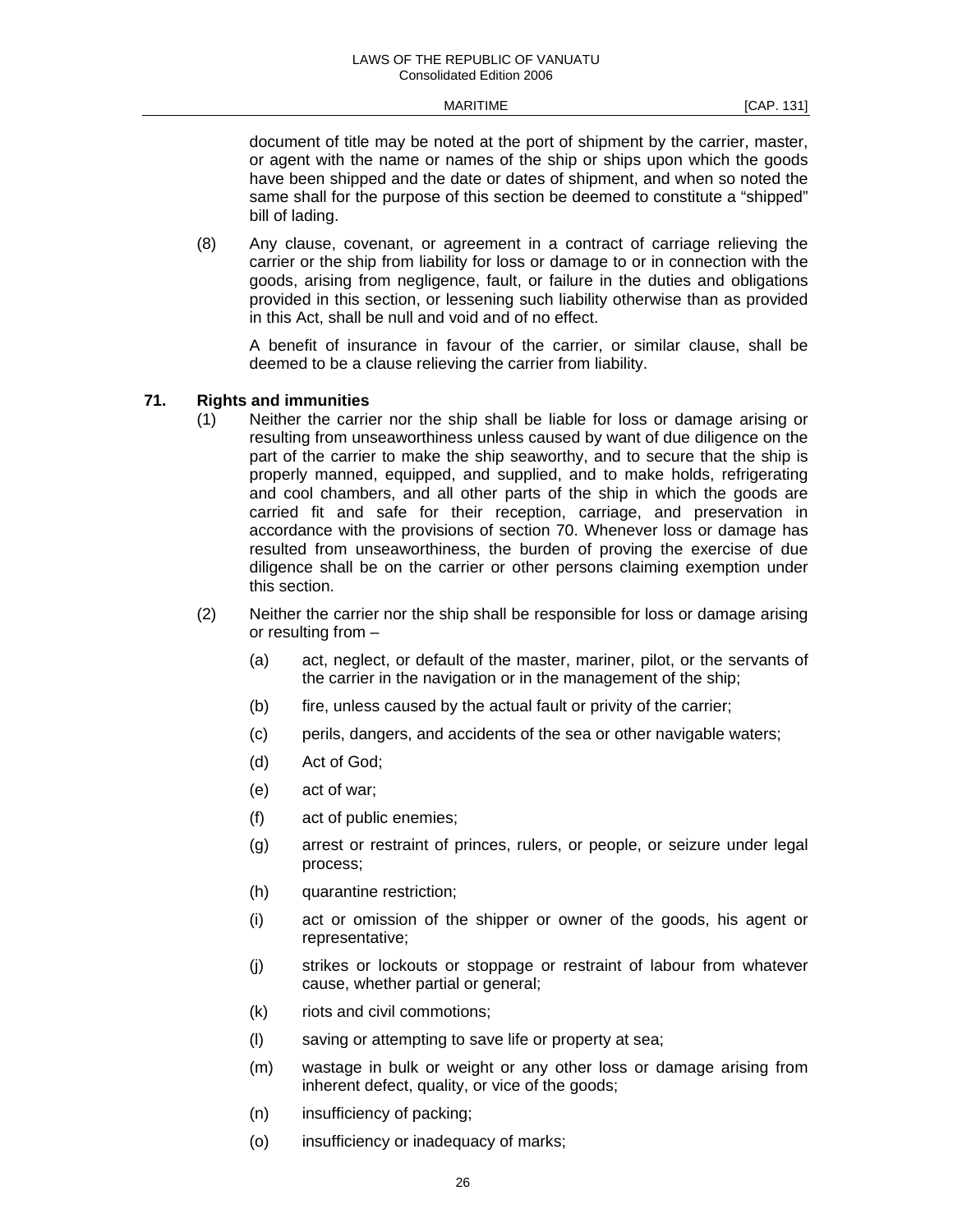document of title may be noted at the port of shipment by the carrier, master, or agent with the name or names of the ship or ships upon which the goods have been shipped and the date or dates of shipment, and when so noted the same shall for the purpose of this section be deemed to constitute a "shipped" bill of lading.

(8) Any clause, covenant, or agreement in a contract of carriage relieving the carrier or the ship from liability for loss or damage to or in connection with the goods, arising from negligence, fault, or failure in the duties and obligations provided in this section, or lessening such liability otherwise than as provided in this Act, shall be null and void and of no effect.

A benefit of insurance in favour of the carrier, or similar clause, shall be deemed to be a clause relieving the carrier from liability.

## 71. Rights and immunities

(1) Neither the carrier nor the ship shall be liable for loss or damage arising or resulting from unseaworthiness unless caused by want of due diligence on the part of the carrier to make the ship seaworthy, and to secure that the ship is properly manned, equipped, and supplied, and to make holds, refrigerating and cool chambers, and all other parts of the ship in which the goods are carried fit and safe for their reception, carriage, and preservation in accordance with the provisions of section 70. Whenever loss or damage has resulted from unseaworthiness, the burden of proving the exercise of due diligence shall be on the carrier or other persons claiming exemption under this section.

(2) Neither the carrier nor the ship shall be responsible for loss or damage arising or resulting from –

(a) act, neglect, or default of the master, mariner, pilot, or the servants of the carrier in the navigation or in the management of the ship;

(b) fire, unless caused by the actual fault or privity of the carrier;

(c) perils, dangers, and accidents of the sea or other navigable waters;

(d) Act of God;

(e) act of war;

(f) act of public enemies;

(g) arrest or restraint of princes, rulers, or people, or seizure under legal process;

(h) quarantine restriction;

(i) act or omission of the shipper or owner of the goods, his agent or representative;

(j) strikes or lockouts or stoppage or restraint of labour from whatever cause, whether partial or general;

(k) riots and civil commotions;

(l) saving or attempting to save life or property at sea;

(m) wastage in bulk or weight or any other loss or damage arising from inherent defect, quality, or vice of the goods;

(n) insufficiency of packing;

(o) insufficiency or inadequacy of marks;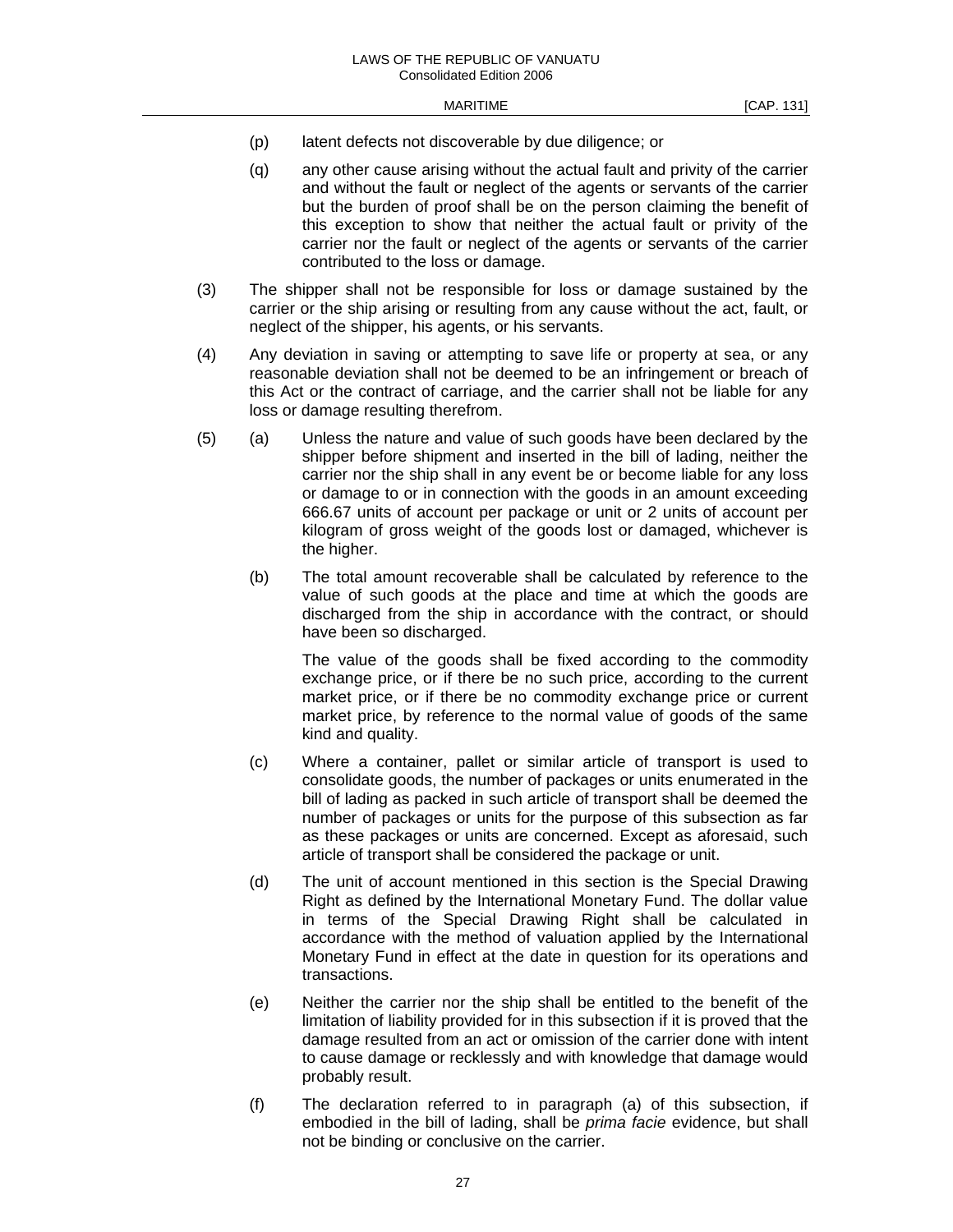(p) latent defects not discoverable by due diligence; or

(q) any other cause arising without the actual fault and privity of the carrier and without the fault or neglect of the agents or servants of the carrier but the burden of proof shall be on the person claiming the benefit of this exception to show that neither the actual fault or privity of the carrier nor the fault or neglect of the agents or servants of the carrier contributed to the loss or damage.

(3) The shipper shall not be responsible for loss or damage sustained by the carrier or the ship arising or resulting from any cause without the act, fault, or neglect of the shipper, his agents, or his servants.

(4) Any deviation in saving or attempting to save life or property at sea, or any reasonable deviation shall not be deemed to be an infringement or breach of this Act or the contract of carriage, and the carrier shall not be liable for any loss or damage resulting therefrom.

(5) (a) Unless the nature and value of such goods have been declared by the shipper before shipment and inserted in the bill of lading, neither the carrier nor the ship shall in any event be or become liable for any loss or damage to or in connection with the goods in an amount exceeding 666.67 units of account per package or unit or 2 units of account per kilogram of gross weight of the goods lost or damaged, whichever is the higher.

(b) The total amount recoverable shall be calculated by reference to the value of such goods at the place and time at which the goods are discharged from the ship in accordance with the contract, or should have been so discharged.

The value of the goods shall be fixed according to the commodity exchange price, or if there be no such price, according to the current market price, or if there be no commodity exchange price or current market price, by reference to the normal value of goods of the same kind and quality.

(c) Where a container, pallet or similar article of transport is used to consolidate goods, the number of packages or units enumerated in the bill of lading as packed in such article of transport shall be deemed the number of packages or units for the purpose of this subsection as far as these packages or units are concerned. Except as aforesaid, such article of transport shall be considered the package or unit.

(d) The unit of account mentioned in this section is the Special Drawing Right as defined by the International Monetary Fund. The dollar value in terms of the Special Drawing Right shall be calculated in accordance with the method of valuation applied by the International Monetary Fund in effect at the date in question for its operations and transactions.

(e) Neither the carrier nor the ship shall be entitled to the benefit of the limitation of liability provided for in this subsection if it is proved that the damage resulted from an act or omission of the carrier done with intent to cause damage or recklessly and with knowledge that damage would probably result.

(f) The declaration referred to in paragraph (a) of this subsection, if embodied in the bill of lading, shall be *prima facie* evidence, but shall not be binding or conclusive on the carrier.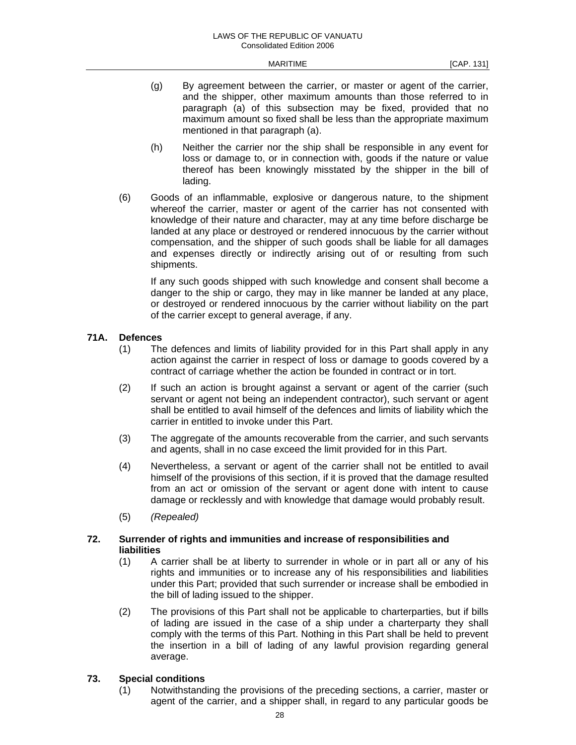(g) By agreement between the carrier, or master or agent of the carrier, and the shipper, other maximum amounts than those referred to in paragraph (a) of this subsection may be fixed, provided that no maximum amount so fixed shall be less than the appropriate maximum mentioned in that paragraph (a).

(h) Neither the carrier nor the ship shall be responsible in any event for loss or damage to, or in connection with, goods if the nature or value thereof has been knowingly misstated by the shipper in the bill of lading.

(6) Goods of an inflammable, explosive or dangerous nature, to the shipment whereof the carrier, master or agent of the carrier has not consented with knowledge of their nature and character, may at any time before discharge be landed at any place or destroyed or rendered innocuous by the carrier without compensation, and the shipper of such goods shall be liable for all damages and expenses directly or indirectly arising out of or resulting from such shipments.

If any such goods shipped with such knowledge and consent shall become a danger to the ship or cargo, they may in like manner be landed at any place, or destroyed or rendered innocuous by the carrier without liability on the part of the carrier except to general average, if any.

### 71A. Defences

(1) The defences and limits of liability provided for in this Part shall apply in any action against the carrier in respect of loss or damage to goods covered by a contract of carriage whether the action be founded in contract or in tort.

(2) If such an action is brought against a servant or agent of the carrier (such servant or agent not being an independent contractor), such servant or agent shall be entitled to avail himself of the defences and limits of liability which the carrier in entitled to invoke under this Part.

(3) The aggregate of the amounts recoverable from the carrier, and such servants and agents, shall in no case exceed the limit provided for in this Part.

(4) Nevertheless, a servant or agent of the carrier shall not be entitled to avail himself of the provisions of this section, if it is proved that the damage resulted from an act or omission of the servant or agent done with intent to cause damage or recklessly and with knowledge that damage would probably result.

(5) *(Repealed)*

### 72. Surrender of rights and immunities and increase of responsibilities and liabilities

(1) A carrier shall be at liberty to surrender in whole or in part all or any of his rights and immunities or to increase any of his responsibilities and liabilities under this Part; provided that such surrender or increase shall be embodied in the bill of lading issued to the shipper.

(2) The provisions of this Part shall not be applicable to charterparties, but if bills of lading are issued in the case of a ship under a charterparty they shall comply with the terms of this Part. Nothing in this Part shall be held to prevent the insertion in a bill of lading of any lawful provision regarding general average.

### 73. Special conditions

(1) Notwithstanding the provisions of the preceding sections, a carrier, master or agent of the carrier, and a shipper shall, in regard to any particular goods be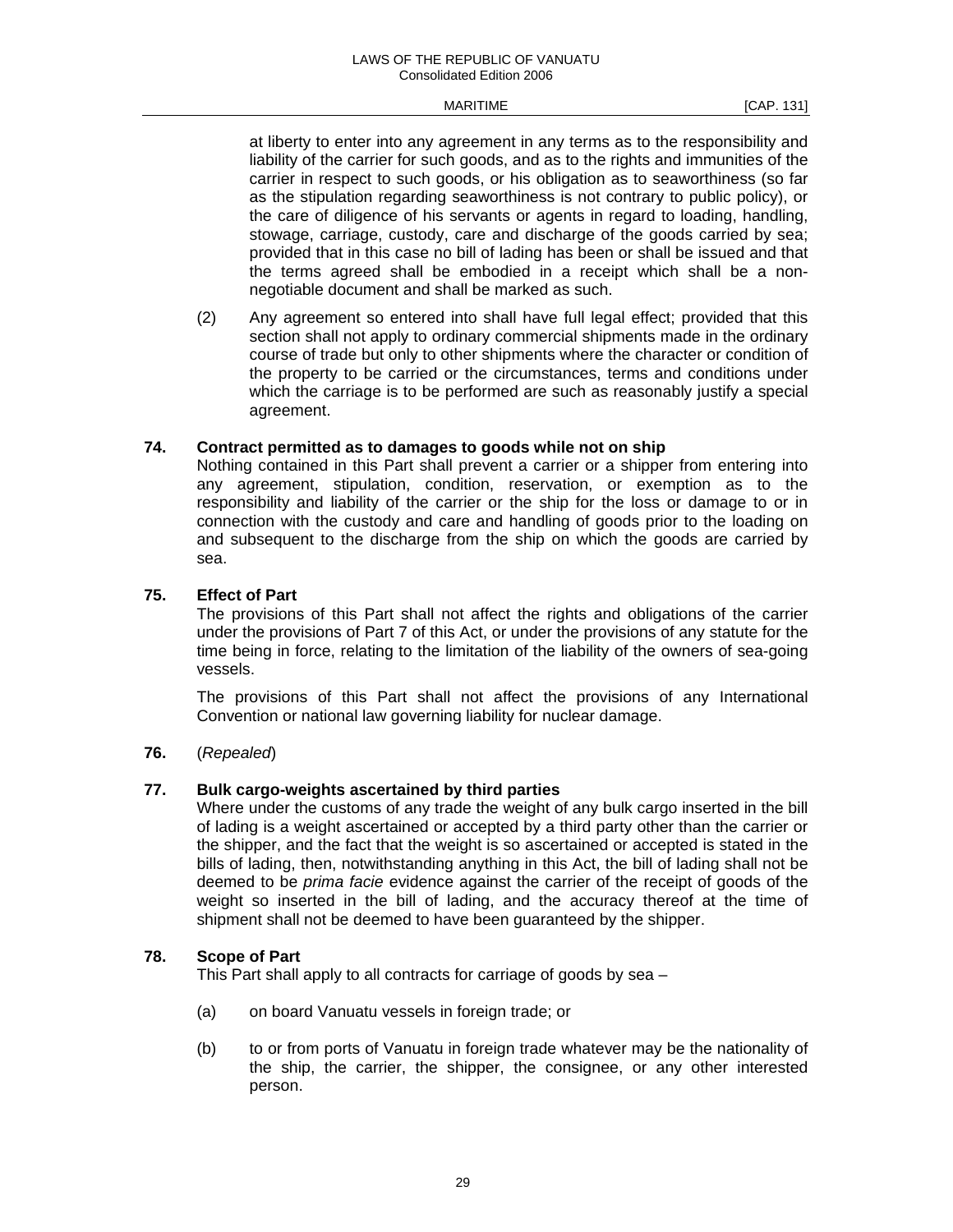at liberty to enter into any agreement in any terms as to the responsibility and liability of the carrier for such goods, and as to the rights and immunities of the carrier in respect to such goods, or his obligation as to seaworthiness (so far as the stipulation regarding seaworthiness is not contrary to public policy), or the care of diligence of his servants or agents in regard to loading, handling, stowage, carriage, custody, care and discharge of the goods carried by sea; provided that in this case no bill of lading has been or shall be issued and that the terms agreed shall be embodied in a receipt which shall be a non-negotiable document and shall be marked as such.

(2) Any agreement so entered into shall have full legal effect; provided that this section shall not apply to ordinary commercial shipments made in the ordinary course of trade but only to other shipments where the character or condition of the property to be carried or the circumstances, terms and conditions under which the carriage is to be performed are such as reasonably justify a special agreement.

**74. Contract permitted as to damages to goods while not on ship**

Nothing contained in this Part shall prevent a carrier or a shipper from entering into any agreement, stipulation, condition, reservation, or exemption as to the responsibility and liability of the carrier or the ship for the loss or damage to or in connection with the custody and care and handling of goods prior to the loading on and subsequent to the discharge from the ship on which the goods are carried by sea.

**75. Effect of Part**

The provisions of this Part shall not affect the rights and obligations of the carrier under the provisions of Part 7 of this Act, or under the provisions of any statute for the time being in force, relating to the limitation of the liability of the owners of sea-going vessels.

The provisions of this Part shall not affect the provisions of any International Convention or national law governing liability for nuclear damage.

**76.** (*Repealed*)

**77. Bulk cargo-weights ascertained by third parties**

Where under the customs of any trade the weight of any bulk cargo inserted in the bill of lading is a weight ascertained or accepted by a third party other than the carrier or the shipper, and the fact that the weight is so ascertained or accepted is stated in the bills of lading, then, notwithstanding anything in this Act, the bill of lading shall not be deemed to be *prima facie* evidence against the carrier of the receipt of goods of the weight so inserted in the bill of lading, and the accuracy thereof at the time of shipment shall not be deemed to have been guaranteed by the shipper.

**78. Scope of Part**

This Part shall apply to all contracts for carriage of goods by sea –

(a) on board Vanuatu vessels in foreign trade; or

(b) to or from ports of Vanuatu in foreign trade whatever may be the nationality of the ship, the carrier, the shipper, the consignee, or any other interested person.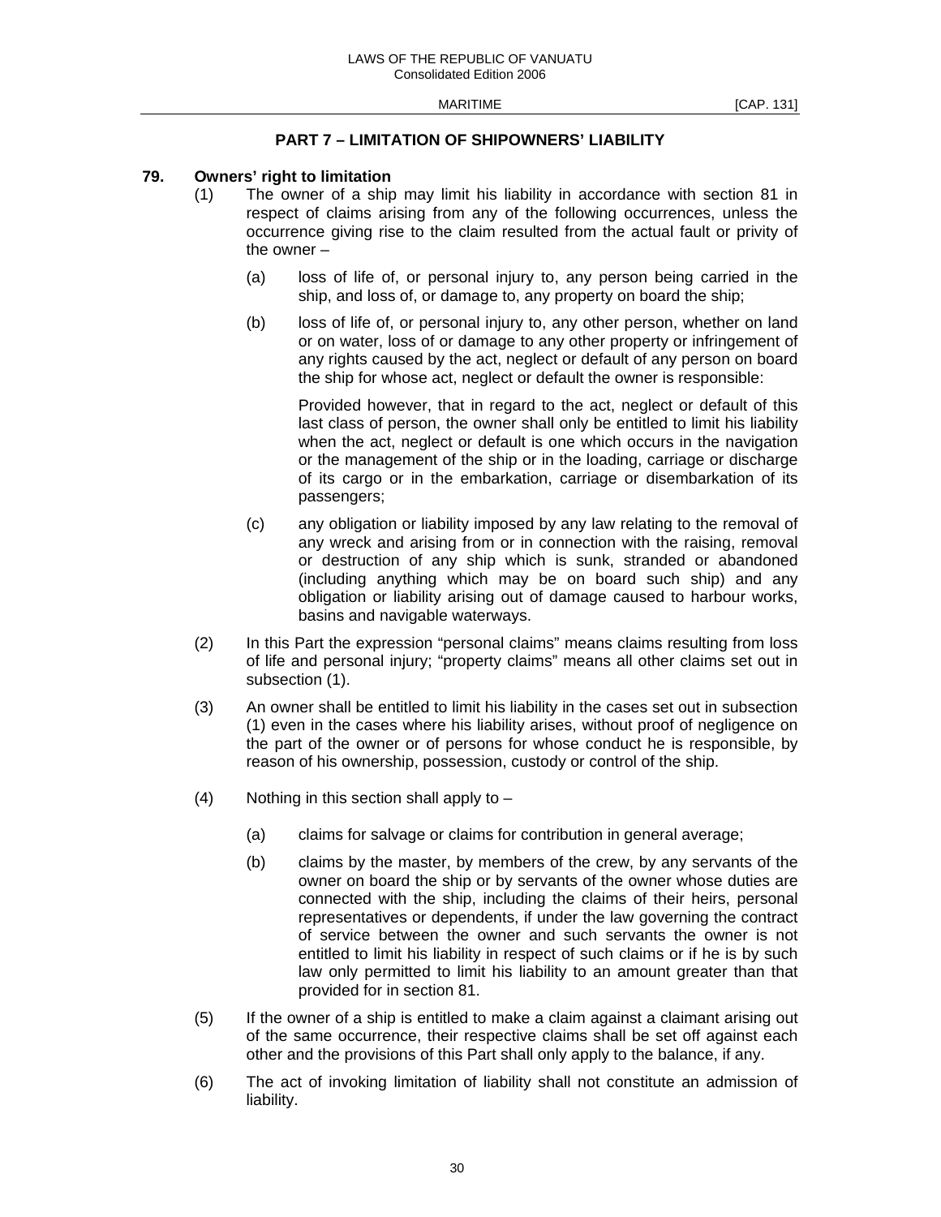## PART 7 – LIMITATION OF SHIPOWNERS' LIABILITY

### 79. Owners' right to limitation

(1) The owner of a ship may limit his liability in accordance with section 81 in respect of claims arising from any of the following occurrences, unless the occurrence giving rise to the claim resulted from the actual fault or privity of the owner –

(a) loss of life of, or personal injury to, any person being carried in the ship, and loss of, or damage to, any property on board the ship;

(b) loss of life of, or personal injury to, any other person, whether on land or on water, loss of or damage to any other property or infringement of any rights caused by the act, neglect or default of any person on board the ship for whose act, neglect or default the owner is responsible:

Provided however, that in regard to the act, neglect or default of this last class of person, the owner shall only be entitled to limit his liability when the act, neglect or default is one which occurs in the navigation or the management of the ship or in the loading, carriage or discharge of its cargo or in the embarkation, carriage or disembarkation of its passengers;

(c) any obligation or liability imposed by any law relating to the removal of any wreck and arising from or in connection with the raising, removal or destruction of any ship which is sunk, stranded or abandoned (including anything which may be on board such ship) and any obligation or liability arising out of damage caused to harbour works, basins and navigable waterways.

(2) In this Part the expression "personal claims" means claims resulting from loss of life and personal injury; "property claims" means all other claims set out in subsection (1).

(3) An owner shall be entitled to limit his liability in the cases set out in subsection (1) even in the cases where his liability arises, without proof of negligence on the part of the owner or of persons for whose conduct he is responsible, by reason of his ownership, possession, custody or control of the ship.

(4) Nothing in this section shall apply to –

(a) claims for salvage or claims for contribution in general average;

(b) claims by the master, by members of the crew, by any servants of the owner on board the ship or by servants of the owner whose duties are connected with the ship, including the claims of their heirs, personal representatives or dependents, if under the law governing the contract of service between the owner and such servants the owner is not entitled to limit his liability in respect of such claims or if he is by such law only permitted to limit his liability to an amount greater than that provided for in section 81.

(5) If the owner of a ship is entitled to make a claim against a claimant arising out of the same occurrence, their respective claims shall be set off against each other and the provisions of this Part shall only apply to the balance, if any.

(6) The act of invoking limitation of liability shall not constitute an admission of liability.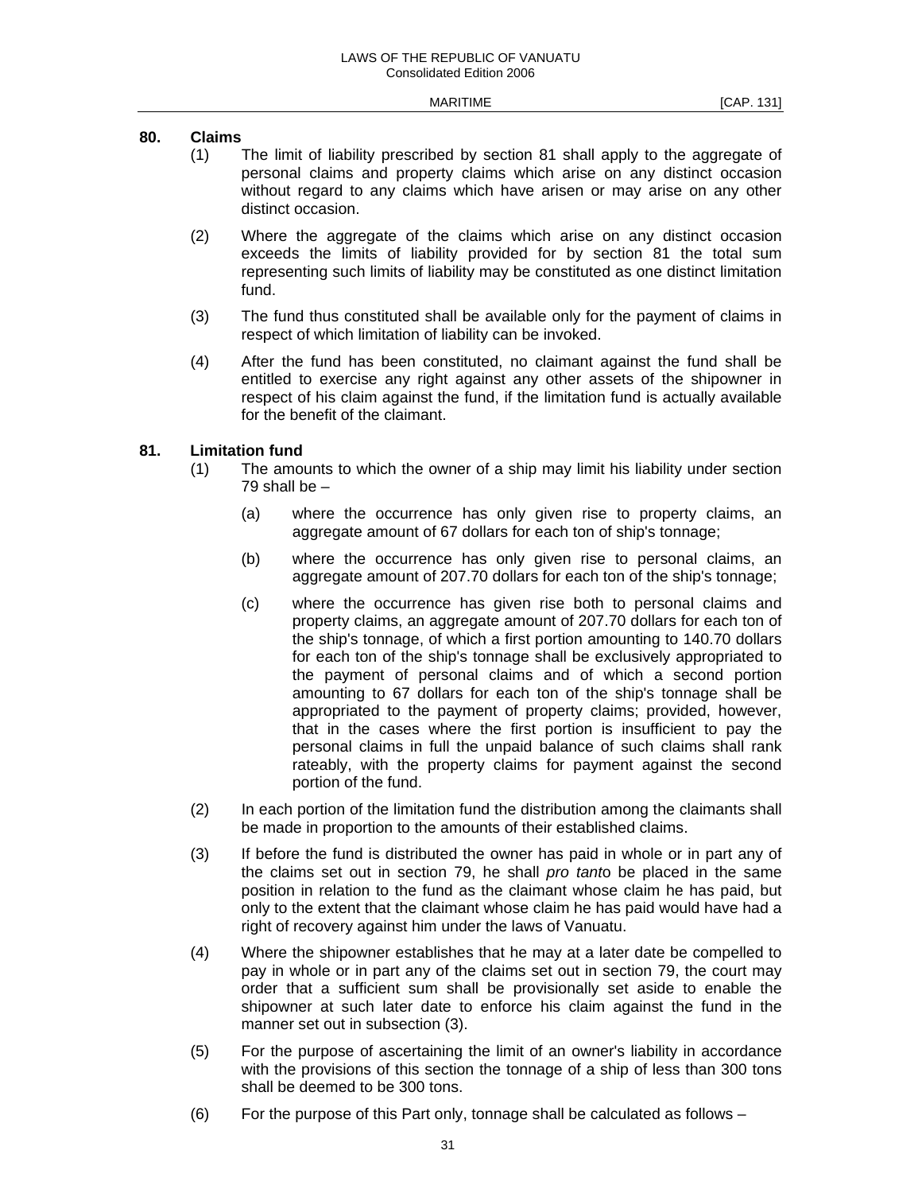**80. Claims**

(1) The limit of liability prescribed by section 81 shall apply to the aggregate of personal claims and property claims which arise on any distinct occasion without regard to any claims which have arisen or may arise on any other distinct occasion.

(2) Where the aggregate of the claims which arise on any distinct occasion exceeds the limits of liability provided for by section 81 the total sum representing such limits of liability may be constituted as one distinct limitation fund.

(3) The fund thus constituted shall be available only for the payment of claims in respect of which limitation of liability can be invoked.

(4) After the fund has been constituted, no claimant against the fund shall be entitled to exercise any right against any other assets of the shipowner in respect of his claim against the fund, if the limitation fund is actually available for the benefit of the claimant.

**81. Limitation fund**

(1) The amounts to which the owner of a ship may limit his liability under section 79 shall be –

(a) where the occurrence has only given rise to property claims, an aggregate amount of 67 dollars for each ton of ship's tonnage;

(b) where the occurrence has only given rise to personal claims, an aggregate amount of 207.70 dollars for each ton of the ship's tonnage;

(c) where the occurrence has given rise both to personal claims and property claims, an aggregate amount of 207.70 dollars for each ton of the ship's tonnage, of which a first portion amounting to 140.70 dollars for each ton of the ship's tonnage shall be exclusively appropriated to the payment of personal claims and of which a second portion amounting to 67 dollars for each ton of the ship's tonnage shall be appropriated to the payment of property claims; provided, however, that in the cases where the first portion is insufficient to pay the personal claims in full the unpaid balance of such claims shall rank rateably, with the property claims for payment against the second portion of the fund.

(2) In each portion of the limitation fund the distribution among the claimants shall be made in proportion to the amounts of their established claims.

(3) If before the fund is distributed the owner has paid in whole or in part any of the claims set out in section 79, he shall *pro tant*o be placed in the same position in relation to the fund as the claimant whose claim he has paid, but only to the extent that the claimant whose claim he has paid would have had a right of recovery against him under the laws of Vanuatu.

(4) Where the shipowner establishes that he may at a later date be compelled to pay in whole or in part any of the claims set out in section 79, the court may order that a sufficient sum shall be provisionally set aside to enable the shipowner at such later date to enforce his claim against the fund in the manner set out in subsection (3).

(5) For the purpose of ascertaining the limit of an owner's liability in accordance with the provisions of this section the tonnage of a ship of less than 300 tons shall be deemed to be 300 tons.

(6) For the purpose of this Part only, tonnage shall be calculated as follows –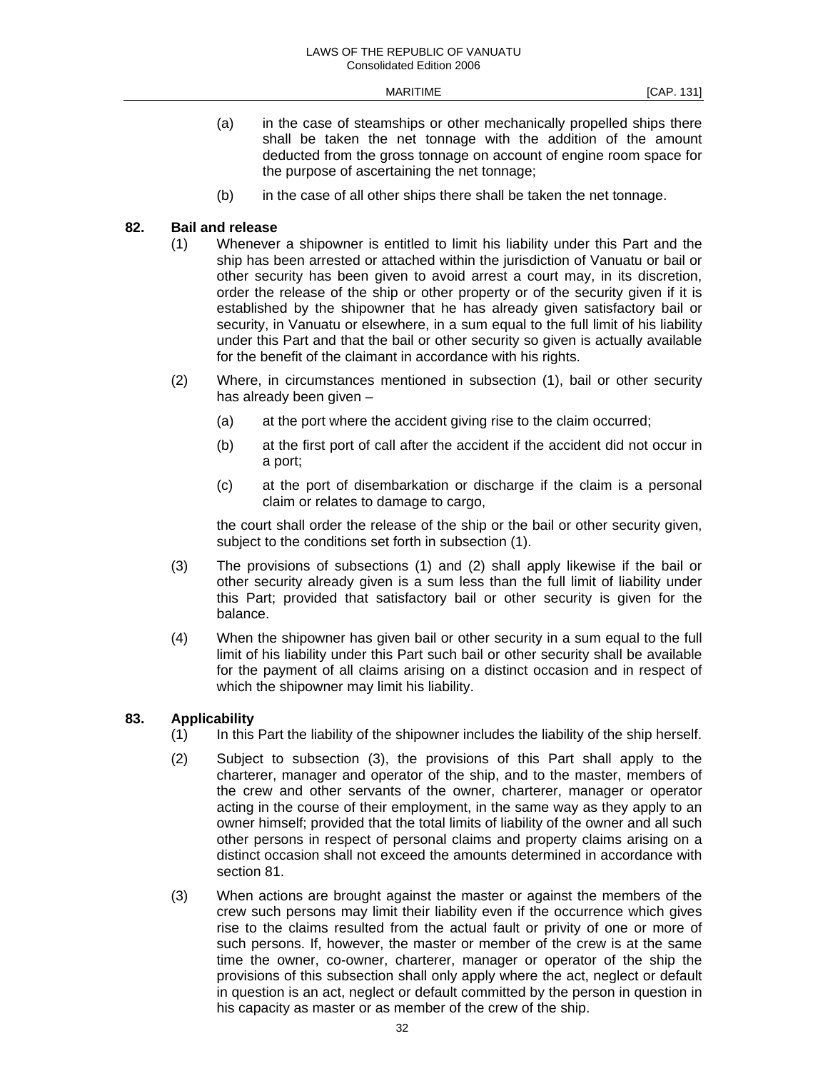(a) in the case of steamships or other mechanically propelled ships there shall be taken the net tonnage with the addition of the amount deducted from the gross tonnage on account of engine room space for the purpose of ascertaining the net tonnage;

(b) in the case of all other ships there shall be taken the net tonnage.

### 82. Bail and release

(1) Whenever a shipowner is entitled to limit his liability under this Part and the ship has been arrested or attached within the jurisdiction of Vanuatu or bail or other security has been given to avoid arrest a court may, in its discretion, order the release of the ship or other property or of the security given if it is established by the shipowner that he has already given satisfactory bail or security, in Vanuatu or elsewhere, in a sum equal to the full limit of his liability under this Part and that the bail or other security so given is actually available for the benefit of the claimant in accordance with his rights.

(2) Where, in circumstances mentioned in subsection (1), bail or other security has already been given –

(a) at the port where the accident giving rise to the claim occurred;

(b) at the first port of call after the accident if the accident did not occur in a port;

(c) at the port of disembarkation or discharge if the claim is a personal claim or relates to damage to cargo,

the court shall order the release of the ship or the bail or other security given, subject to the conditions set forth in subsection (1).

(3) The provisions of subsections (1) and (2) shall apply likewise if the bail or other security already given is a sum less than the full limit of liability under this Part; provided that satisfactory bail or other security is given for the balance.

(4) When the shipowner has given bail or other security in a sum equal to the full limit of his liability under this Part such bail or other security shall be available for the payment of all claims arising on a distinct occasion and in respect of which the shipowner may limit his liability.

### 83. Applicability

(1) In this Part the liability of the shipowner includes the liability of the ship herself.

(2) Subject to subsection (3), the provisions of this Part shall apply to the charterer, manager and operator of the ship, and to the master, members of the crew and other servants of the owner, charterer, manager or operator acting in the course of their employment, in the same way as they apply to an owner himself; provided that the total limits of liability of the owner and all such other persons in respect of personal claims and property claims arising on a distinct occasion shall not exceed the amounts determined in accordance with section 81.

(3) When actions are brought against the master or against the members of the crew such persons may limit their liability even if the occurrence which gives rise to the claims resulted from the actual fault or privity of one or more of such persons. If, however, the master or member of the crew is at the same time the owner, co-owner, charterer, manager or operator of the ship the provisions of this subsection shall only apply where the act, neglect or default in question is an act, neglect or default committed by the person in question in his capacity as master or as member of the crew of the ship.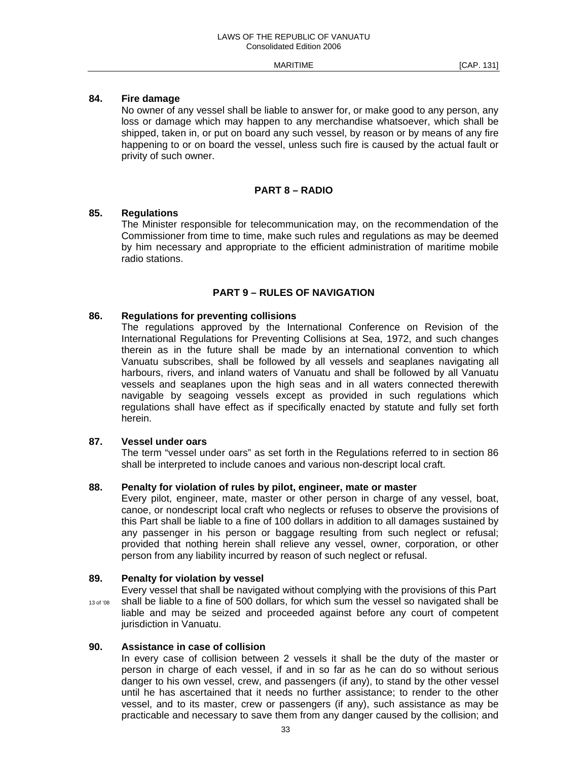### 84. Fire damage

No owner of any vessel shall be liable to answer for, or make good to any person, any loss or damage which may happen to any merchandise whatsoever, which shall be shipped, taken in, or put on board any such vessel, by reason or by means of any fire happening to or on board the vessel, unless such fire is caused by the actual fault or privity of such owner.

## PART 8 – RADIO

### 85. Regulations

The Minister responsible for telecommunication may, on the recommendation of the Commissioner from time to time, make such rules and regulations as may be deemed by him necessary and appropriate to the efficient administration of maritime mobile radio stations.

## PART 9 – RULES OF NAVIGATION

### 86. Regulations for preventing collisions

The regulations approved by the International Conference on Revision of the International Regulations for Preventing Collisions at Sea, 1972, and such changes therein as in the future shall be made by an international convention to which Vanuatu subscribes, shall be followed by all vessels and seaplanes navigating all harbours, rivers, and inland waters of Vanuatu and shall be followed by all Vanuatu vessels and seaplanes upon the high seas and in all waters connected therewith navigable by seagoing vessels except as provided in such regulations which regulations shall have effect as if specifically enacted by statute and fully set forth herein.

### 87. Vessel under oars

The term "vessel under oars" as set forth in the Regulations referred to in section 86 shall be interpreted to include canoes and various non-descript local craft.

### 88. Penalty for violation of rules by pilot, engineer, mate or master

Every pilot, engineer, mate, master or other person in charge of any vessel, boat, canoe, or nondescript local craft who neglects or refuses to observe the provisions of this Part shall be liable to a fine of 100 dollars in addition to all damages sustained by any passenger in his person or baggage resulting from such neglect or refusal; provided that nothing herein shall relieve any vessel, owner, corporation, or other person from any liability incurred by reason of such neglect or refusal.

### 89. Penalty for violation by vessel

13 of '08

Every vessel that shall be navigated without complying with the provisions of this Part shall be liable to a fine of 500 dollars, for which sum the vessel so navigated shall be liable and may be seized and proceeded against before any court of competent jurisdiction in Vanuatu.

### 90. Assistance in case of collision

In every case of collision between 2 vessels it shall be the duty of the master or person in charge of each vessel, if and in so far as he can do so without serious danger to his own vessel, crew, and passengers (if any), to stand by the other vessel until he has ascertained that it needs no further assistance; to render to the other vessel, and to its master, crew or passengers (if any), such assistance as may be practicable and necessary to save them from any danger caused by the collision; and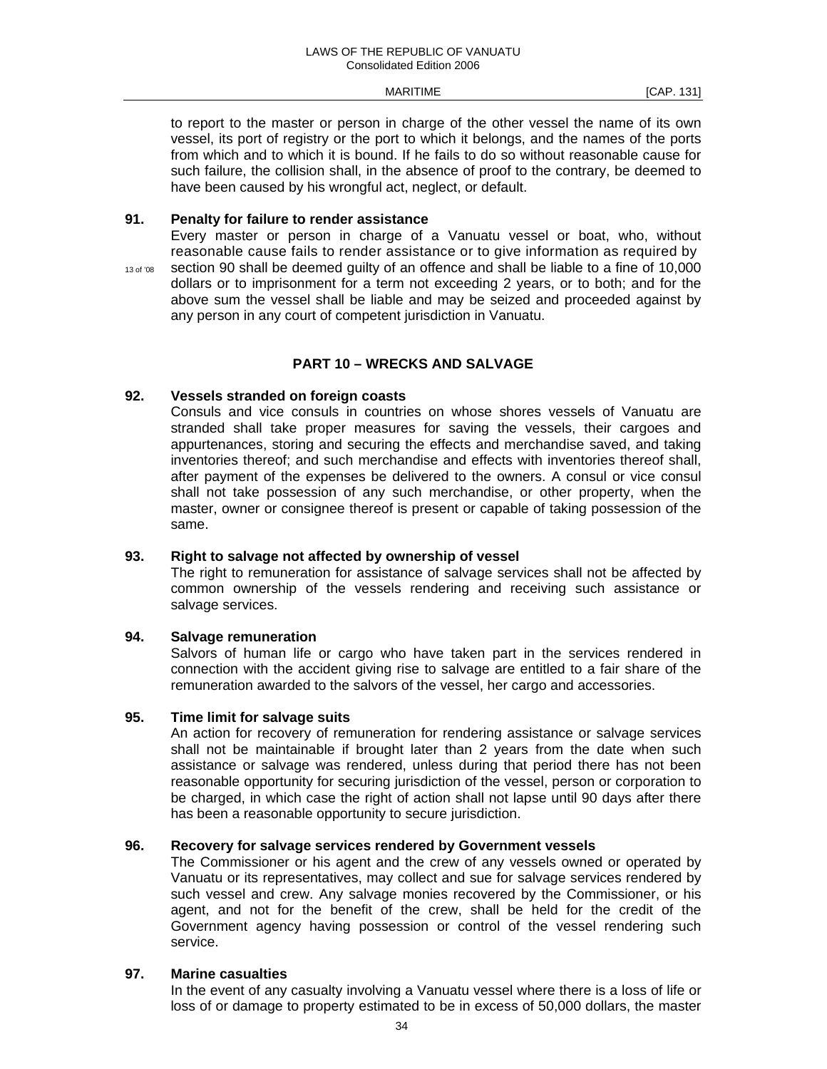to report to the master or person in charge of the other vessel the name of its own vessel, its port of registry or the port to which it belongs, and the names of the ports from which and to which it is bound. If he fails to do so without reasonable cause for such failure, the collision shall, in the absence of proof to the contrary, be deemed to have been caused by his wrongful act, neglect, or default.

### 91. Penalty for failure to render assistance

Every master or person in charge of a Vanuatu vessel or boat, who, without reasonable cause fails to render assistance or to give information as required by section 90 shall be deemed guilty of an offence and shall be liable to a fine of 10,000 dollars or to imprisonment for a term not exceeding 2 years, or to both; and for the above sum the vessel shall be liable and may be seized and proceeded against by any person in any court of competent jurisdiction in Vanuatu.

13 of '08

## PART 10 – WRECKS AND SALVAGE

### 92. Vessels stranded on foreign coasts

Consuls and vice consuls in countries on whose shores vessels of Vanuatu are stranded shall take proper measures for saving the vessels, their cargoes and appurtenances, storing and securing the effects and merchandise saved, and taking inventories thereof; and such merchandise and effects with inventories thereof shall, after payment of the expenses be delivered to the owners. A consul or vice consul shall not take possession of any such merchandise, or other property, when the master, owner or consignee thereof is present or capable of taking possession of the same.

### 93. Right to salvage not affected by ownership of vessel

The right to remuneration for assistance of salvage services shall not be affected by common ownership of the vessels rendering and receiving such assistance or salvage services.

### 94. Salvage remuneration

Salvors of human life or cargo who have taken part in the services rendered in connection with the accident giving rise to salvage are entitled to a fair share of the remuneration awarded to the salvors of the vessel, her cargo and accessories.

### 95. Time limit for salvage suits

An action for recovery of remuneration for rendering assistance or salvage services shall not be maintainable if brought later than 2 years from the date when such assistance or salvage was rendered, unless during that period there has not been reasonable opportunity for securing jurisdiction of the vessel, person or corporation to be charged, in which case the right of action shall not lapse until 90 days after there has been a reasonable opportunity to secure jurisdiction.

### 96. Recovery for salvage services rendered by Government vessels

The Commissioner or his agent and the crew of any vessels owned or operated by Vanuatu or its representatives, may collect and sue for salvage services rendered by such vessel and crew. Any salvage monies recovered by the Commissioner, or his agent, and not for the benefit of the crew, shall be held for the credit of the Government agency having possession or control of the vessel rendering such service.

### 97. Marine casualties

In the event of any casualty involving a Vanuatu vessel where there is a loss of life or loss of or damage to property estimated to be in excess of 50,000 dollars, the master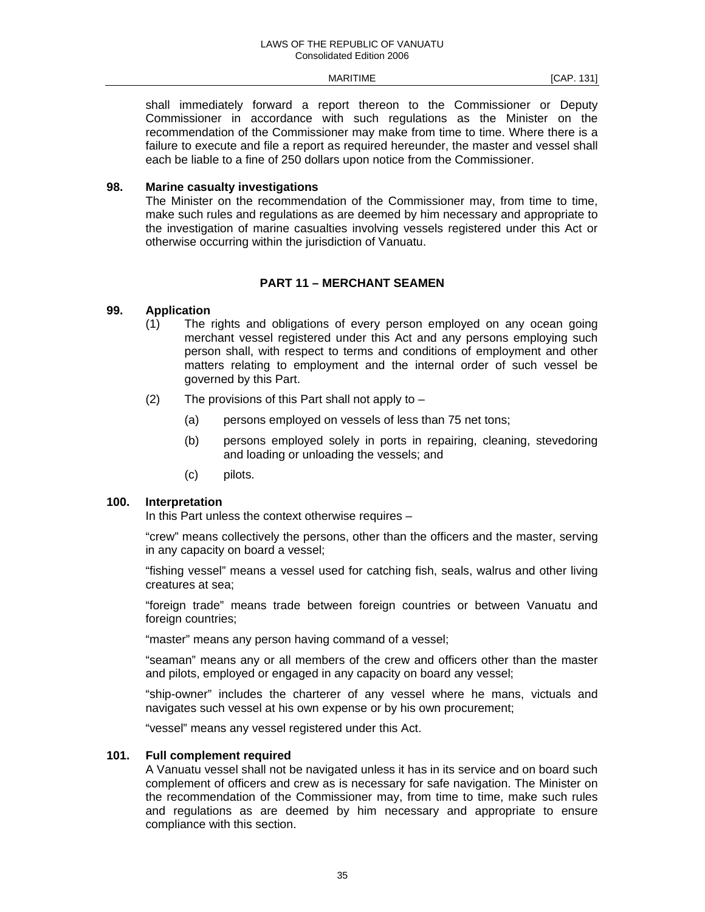shall immediately forward a report thereon to the Commissioner or Deputy Commissioner in accordance with such regulations as the Minister on the recommendation of the Commissioner may make from time to time. Where there is a failure to execute and file a report as required hereunder, the master and vessel shall each be liable to a fine of 250 dollars upon notice from the Commissioner.

### 98. Marine casualty investigations

The Minister on the recommendation of the Commissioner may, from time to time, make such rules and regulations as are deemed by him necessary and appropriate to the investigation of marine casualties involving vessels registered under this Act or otherwise occurring within the jurisdiction of Vanuatu.

## PART 11 – MERCHANT SEAMEN

### 99. Application

(1) The rights and obligations of every person employed on any ocean going merchant vessel registered under this Act and any persons employing such person shall, with respect to terms and conditions of employment and other matters relating to employment and the internal order of such vessel be governed by this Part.

(2) The provisions of this Part shall not apply to –

(a) persons employed on vessels of less than 75 net tons;

(b) persons employed solely in ports in repairing, cleaning, stevedoring and loading or unloading the vessels; and

(c) pilots.

### 100. Interpretation

In this Part unless the context otherwise requires –

"crew" means collectively the persons, other than the officers and the master, serving in any capacity on board a vessel;

"fishing vessel" means a vessel used for catching fish, seals, walrus and other living creatures at sea;

"foreign trade" means trade between foreign countries or between Vanuatu and foreign countries;

"master" means any person having command of a vessel;

"seaman" means any or all members of the crew and officers other than the master and pilots, employed or engaged in any capacity on board any vessel;

"ship-owner" includes the charterer of any vessel where he mans, victuals and navigates such vessel at his own expense or by his own procurement;

"vessel" means any vessel registered under this Act.

### 101. Full complement required

A Vanuatu vessel shall not be navigated unless it has in its service and on board such complement of officers and crew as is necessary for safe navigation. The Minister on the recommendation of the Commissioner may, from time to time, make such rules and regulations as are deemed by him necessary and appropriate to ensure compliance with this section.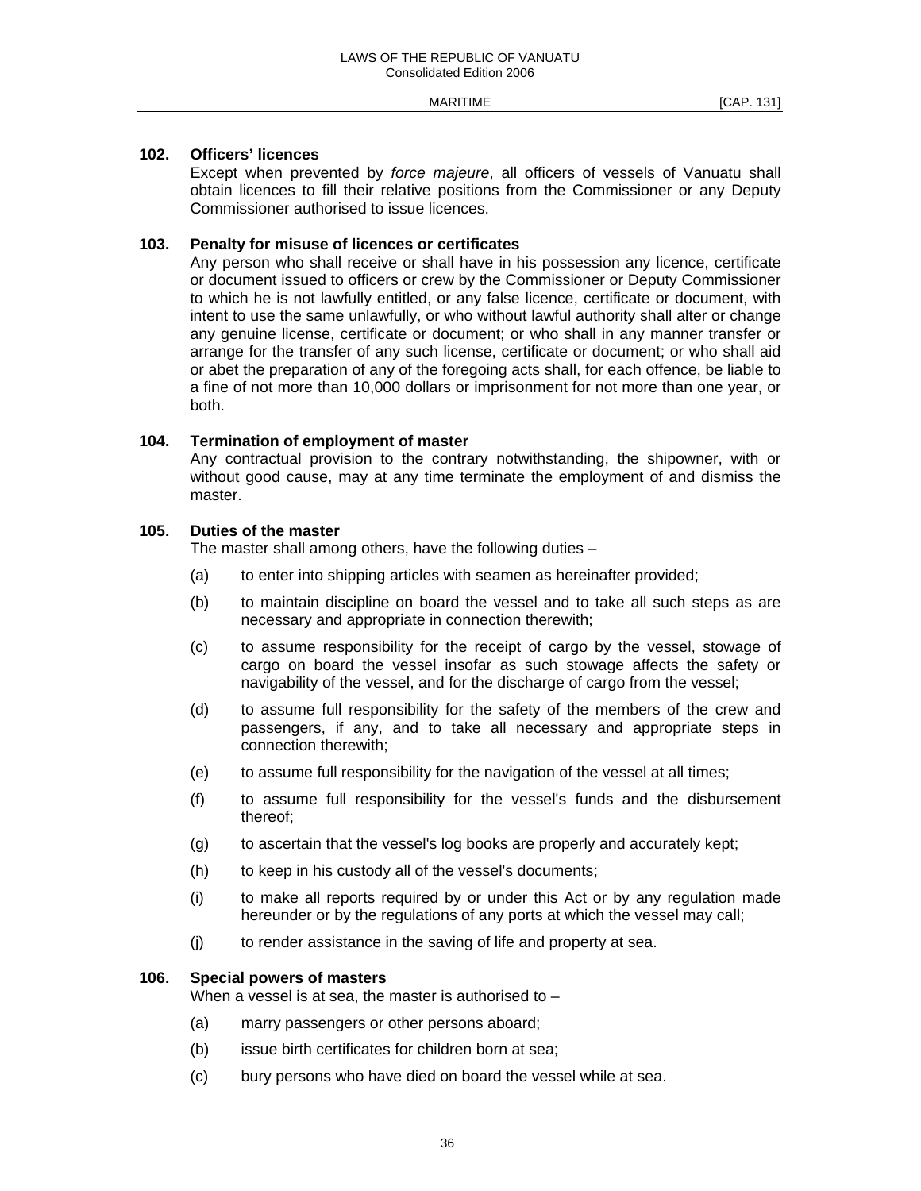### 102. Officers' licences

Except when prevented by *force majeure*, all officers of vessels of Vanuatu shall obtain licences to fill their relative positions from the Commissioner or any Deputy Commissioner authorised to issue licences.

### 103. Penalty for misuse of licences or certificates

Any person who shall receive or shall have in his possession any licence, certificate or document issued to officers or crew by the Commissioner or Deputy Commissioner to which he is not lawfully entitled, or any false licence, certificate or document, with intent to use the same unlawfully, or who without lawful authority shall alter or change any genuine license, certificate or document; or who shall in any manner transfer or arrange for the transfer of any such license, certificate or document; or who shall aid or abet the preparation of any of the foregoing acts shall, for each offence, be liable to a fine of not more than 10,000 dollars or imprisonment for not more than one year, or both.

### 104. Termination of employment of master

Any contractual provision to the contrary notwithstanding, the shipowner, with or without good cause, may at any time terminate the employment of and dismiss the master.

### 105. Duties of the master

The master shall among others, have the following duties –

(a) to enter into shipping articles with seamen as hereinafter provided;

(b) to maintain discipline on board the vessel and to take all such steps as are necessary and appropriate in connection therewith;

(c) to assume responsibility for the receipt of cargo by the vessel, stowage of cargo on board the vessel insofar as such stowage affects the safety or navigability of the vessel, and for the discharge of cargo from the vessel;

(d) to assume full responsibility for the safety of the members of the crew and passengers, if any, and to take all necessary and appropriate steps in connection therewith;

(e) to assume full responsibility for the navigation of the vessel at all times;

(f) to assume full responsibility for the vessel's funds and the disbursement thereof;

(g) to ascertain that the vessel's log books are properly and accurately kept;

(h) to keep in his custody all of the vessel's documents;

(i) to make all reports required by or under this Act or by any regulation made hereunder or by the regulations of any ports at which the vessel may call;

(j) to render assistance in the saving of life and property at sea.

### 106. Special powers of masters

When a vessel is at sea, the master is authorised to –

(a) marry passengers or other persons aboard;

(b) issue birth certificates for children born at sea;

(c) bury persons who have died on board the vessel while at sea.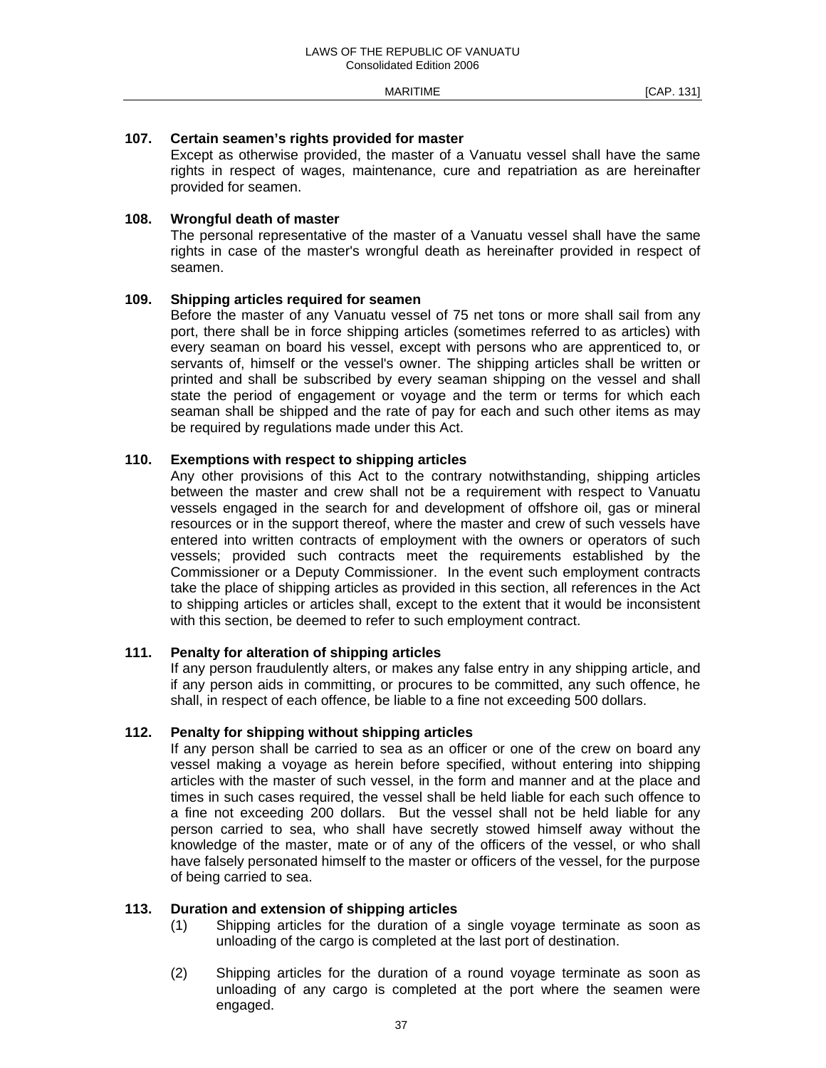**107. Certain seamen's rights provided for master**

Except as otherwise provided, the master of a Vanuatu vessel shall have the same rights in respect of wages, maintenance, cure and repatriation as are hereinafter provided for seamen.

**108. Wrongful death of master**

The personal representative of the master of a Vanuatu vessel shall have the same rights in case of the master's wrongful death as hereinafter provided in respect of seamen.

**109. Shipping articles required for seamen**

Before the master of any Vanuatu vessel of 75 net tons or more shall sail from any port, there shall be in force shipping articles (sometimes referred to as articles) with every seaman on board his vessel, except with persons who are apprenticed to, or servants of, himself or the vessel's owner. The shipping articles shall be written or printed and shall be subscribed by every seaman shipping on the vessel and shall state the period of engagement or voyage and the term or terms for which each seaman shall be shipped and the rate of pay for each and such other items as may be required by regulations made under this Act.

**110. Exemptions with respect to shipping articles**

Any other provisions of this Act to the contrary notwithstanding, shipping articles between the master and crew shall not be a requirement with respect to Vanuatu vessels engaged in the search for and development of offshore oil, gas or mineral resources or in the support thereof, where the master and crew of such vessels have entered into written contracts of employment with the owners or operators of such vessels; provided such contracts meet the requirements established by the Commissioner or a Deputy Commissioner. In the event such employment contracts take the place of shipping articles as provided in this section, all references in the Act to shipping articles or articles shall, except to the extent that it would be inconsistent with this section, be deemed to refer to such employment contract.

**111. Penalty for alteration of shipping articles**

If any person fraudulently alters, or makes any false entry in any shipping article, and if any person aids in committing, or procures to be committed, any such offence, he shall, in respect of each offence, be liable to a fine not exceeding 500 dollars.

**112. Penalty for shipping without shipping articles**

If any person shall be carried to sea as an officer or one of the crew on board any vessel making a voyage as herein before specified, without entering into shipping articles with the master of such vessel, in the form and manner and at the place and times in such cases required, the vessel shall be held liable for each such offence to a fine not exceeding 200 dollars. But the vessel shall not be held liable for any person carried to sea, who shall have secretly stowed himself away without the knowledge of the master, mate or of any of the officers of the vessel, or who shall have falsely personated himself to the master or officers of the vessel, for the purpose of being carried to sea.

**113. Duration and extension of shipping articles**

(1) Shipping articles for the duration of a single voyage terminate as soon as unloading of the cargo is completed at the last port of destination.

(2) Shipping articles for the duration of a round voyage terminate as soon as unloading of any cargo is completed at the port where the seamen were engaged.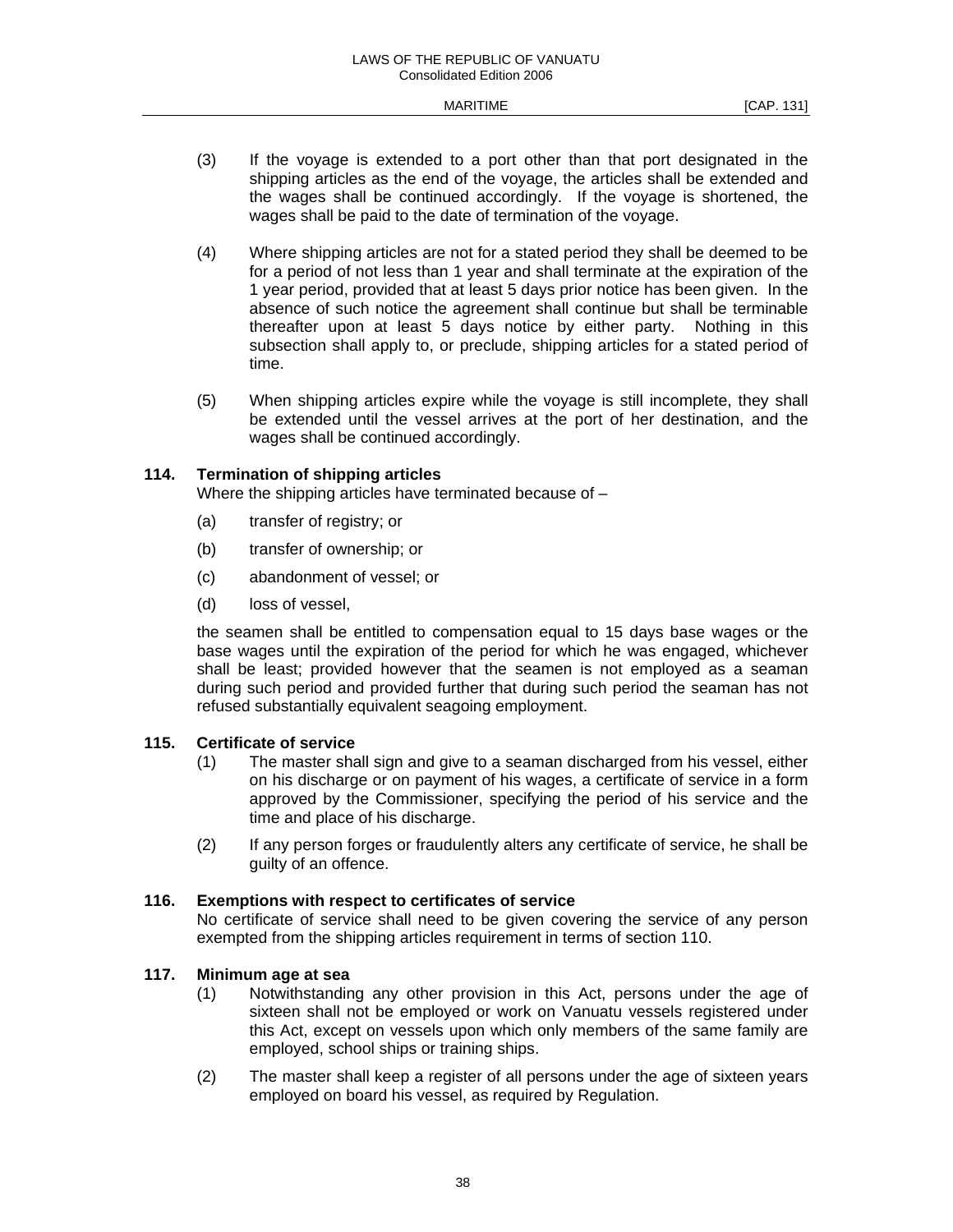(3) If the voyage is extended to a port other than that port designated in the shipping articles as the end of the voyage, the articles shall be extended and the wages shall be continued accordingly. If the voyage is shortened, the wages shall be paid to the date of termination of the voyage.

(4) Where shipping articles are not for a stated period they shall be deemed to be for a period of not less than 1 year and shall terminate at the expiration of the 1 year period, provided that at least 5 days prior notice has been given. In the absence of such notice the agreement shall continue but shall be terminable thereafter upon at least 5 days notice by either party. Nothing in this subsection shall apply to, or preclude, shipping articles for a stated period of time.

(5) When shipping articles expire while the voyage is still incomplete, they shall be extended until the vessel arrives at the port of her destination, and the wages shall be continued accordingly.

### 114. Termination of shipping articles

Where the shipping articles have terminated because of –

(a) transfer of registry; or

(b) transfer of ownership; or

(c) abandonment of vessel; or

(d) loss of vessel,

the seamen shall be entitled to compensation equal to 15 days base wages or the base wages until the expiration of the period for which he was engaged, whichever shall be least; provided however that the seamen is not employed as a seaman during such period and provided further that during such period the seaman has not refused substantially equivalent seagoing employment.

### 115. Certificate of service

(1) The master shall sign and give to a seaman discharged from his vessel, either on his discharge or on payment of his wages, a certificate of service in a form approved by the Commissioner, specifying the period of his service and the time and place of his discharge.

(2) If any person forges or fraudulently alters any certificate of service, he shall be guilty of an offence.

### 116. Exemptions with respect to certificates of service

No certificate of service shall need to be given covering the service of any person exempted from the shipping articles requirement in terms of section 110.

### 117. Minimum age at sea

(1) Notwithstanding any other provision in this Act, persons under the age of sixteen shall not be employed or work on Vanuatu vessels registered under this Act, except on vessels upon which only members of the same family are employed, school ships or training ships.

(2) The master shall keep a register of all persons under the age of sixteen years employed on board his vessel, as required by Regulation.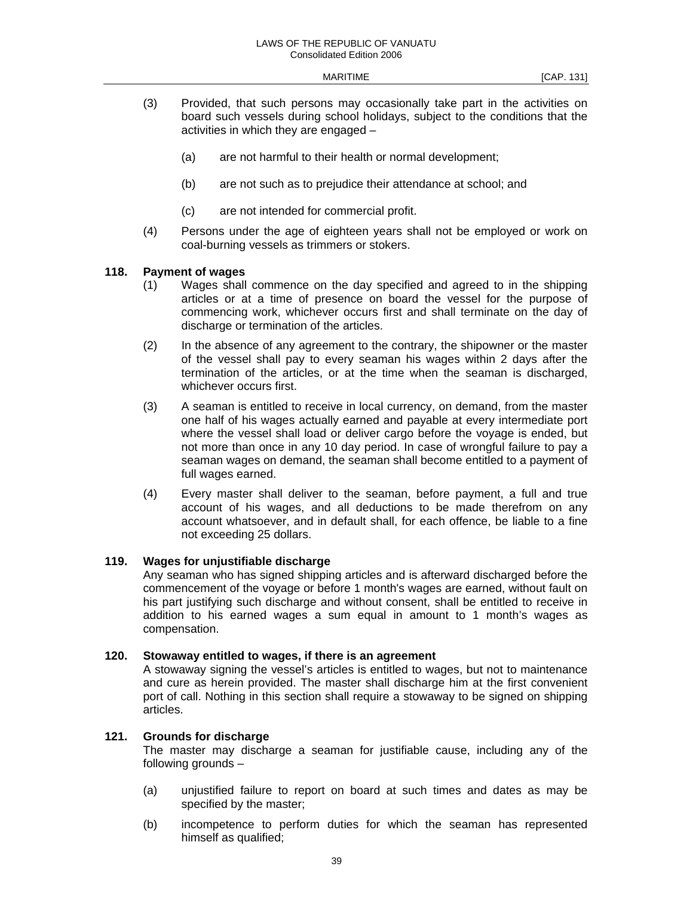(3) Provided, that such persons may occasionally take part in the activities on board such vessels during school holidays, subject to the conditions that the activities in which they are engaged –

(a) are not harmful to their health or normal development;

(b) are not such as to prejudice their attendance at school; and

(c) are not intended for commercial profit.

(4) Persons under the age of eighteen years shall not be employed or work on coal-burning vessels as trimmers or stokers.

**118. Payment of wages**

(1) Wages shall commence on the day specified and agreed to in the shipping articles or at a time of presence on board the vessel for the purpose of commencing work, whichever occurs first and shall terminate on the day of discharge or termination of the articles.

(2) In the absence of any agreement to the contrary, the shipowner or the master of the vessel shall pay to every seaman his wages within 2 days after the termination of the articles, or at the time when the seaman is discharged, whichever occurs first.

(3) A seaman is entitled to receive in local currency, on demand, from the master one half of his wages actually earned and payable at every intermediate port where the vessel shall load or deliver cargo before the voyage is ended, but not more than once in any 10 day period. In case of wrongful failure to pay a seaman wages on demand, the seaman shall become entitled to a payment of full wages earned.

(4) Every master shall deliver to the seaman, before payment, a full and true account of his wages, and all deductions to be made therefrom on any account whatsoever, and in default shall, for each offence, be liable to a fine not exceeding 25 dollars.

**119. Wages for unjustifiable discharge**

Any seaman who has signed shipping articles and is afterward discharged before the commencement of the voyage or before 1 month's wages are earned, without fault on his part justifying such discharge and without consent, shall be entitled to receive in addition to his earned wages a sum equal in amount to 1 month's wages as compensation.

**120. Stowaway entitled to wages, if there is an agreement**

A stowaway signing the vessel's articles is entitled to wages, but not to maintenance and cure as herein provided. The master shall discharge him at the first convenient port of call. Nothing in this section shall require a stowaway to be signed on shipping articles.

**121. Grounds for discharge**

The master may discharge a seaman for justifiable cause, including any of the following grounds –

(a) unjustified failure to report on board at such times and dates as may be specified by the master;

(b) incompetence to perform duties for which the seaman has represented himself as qualified;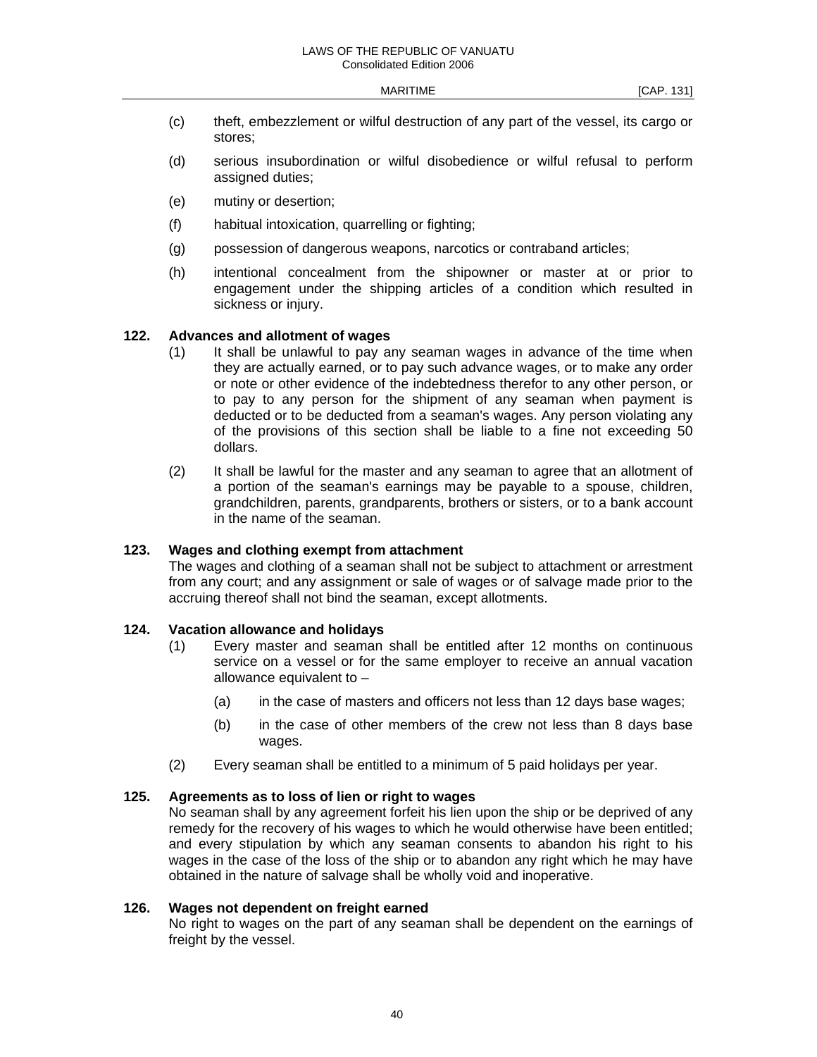(c) theft, embezzlement or wilful destruction of any part of the vessel, its cargo or stores;

(d) serious insubordination or wilful disobedience or wilful refusal to perform assigned duties;

(e) mutiny or desertion;

(f) habitual intoxication, quarrelling or fighting;

(g) possession of dangerous weapons, narcotics or contraband articles;

(h) intentional concealment from the shipowner or master at or prior to engagement under the shipping articles of a condition which resulted in sickness or injury.

### 122. Advances and allotment of wages

(1) It shall be unlawful to pay any seaman wages in advance of the time when they are actually earned, or to pay such advance wages, or to make any order or note or other evidence of the indebtedness therefor to any other person, or to pay to any person for the shipment of any seaman when payment is deducted or to be deducted from a seaman's wages. Any person violating any of the provisions of this section shall be liable to a fine not exceeding 50 dollars.

(2) It shall be lawful for the master and any seaman to agree that an allotment of a portion of the seaman's earnings may be payable to a spouse, children, grandchildren, parents, grandparents, brothers or sisters, or to a bank account in the name of the seaman.

### 123. Wages and clothing exempt from attachment

The wages and clothing of a seaman shall not be subject to attachment or arrestment from any court; and any assignment or sale of wages or of salvage made prior to the accruing thereof shall not bind the seaman, except allotments.

### 124. Vacation allowance and holidays

(1) Every master and seaman shall be entitled after 12 months on continuous service on a vessel or for the same employer to receive an annual vacation allowance equivalent to –

(a) in the case of masters and officers not less than 12 days base wages;

(b) in the case of other members of the crew not less than 8 days base wages.

(2) Every seaman shall be entitled to a minimum of 5 paid holidays per year.

### 125. Agreements as to loss of lien or right to wages

No seaman shall by any agreement forfeit his lien upon the ship or be deprived of any remedy for the recovery of his wages to which he would otherwise have been entitled; and every stipulation by which any seaman consents to abandon his right to his wages in the case of the loss of the ship or to abandon any right which he may have obtained in the nature of salvage shall be wholly void and inoperative.

### 126. Wages not dependent on freight earned

No right to wages on the part of any seaman shall be dependent on the earnings of freight by the vessel.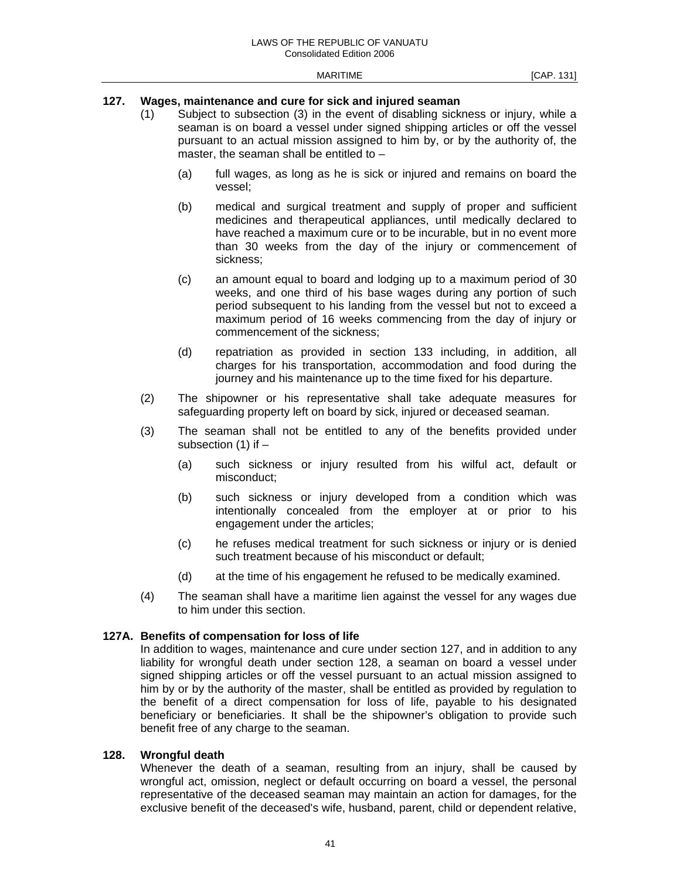**127. Wages, maintenance and cure for sick and injured seaman**

(1) Subject to subsection (3) in the event of disabling sickness or injury, while a seaman is on board a vessel under signed shipping articles or off the vessel pursuant to an actual mission assigned to him by, or by the authority of, the master, the seaman shall be entitled to –

(a) full wages, as long as he is sick or injured and remains on board the vessel;

(b) medical and surgical treatment and supply of proper and sufficient medicines and therapeutical appliances, until medically declared to have reached a maximum cure or to be incurable, but in no event more than 30 weeks from the day of the injury or commencement of sickness;

(c) an amount equal to board and lodging up to a maximum period of 30 weeks, and one third of his base wages during any portion of such period subsequent to his landing from the vessel but not to exceed a maximum period of 16 weeks commencing from the day of injury or commencement of the sickness;

(d) repatriation as provided in section 133 including, in addition, all charges for his transportation, accommodation and food during the journey and his maintenance up to the time fixed for his departure.

(2) The shipowner or his representative shall take adequate measures for safeguarding property left on board by sick, injured or deceased seaman.

(3) The seaman shall not be entitled to any of the benefits provided under subsection (1) if –

(a) such sickness or injury resulted from his wilful act, default or misconduct;

(b) such sickness or injury developed from a condition which was intentionally concealed from the employer at or prior to his engagement under the articles;

(c) he refuses medical treatment for such sickness or injury or is denied such treatment because of his misconduct or default;

(d) at the time of his engagement he refused to be medically examined.

(4) The seaman shall have a maritime lien against the vessel for any wages due to him under this section.

**127A. Benefits of compensation for loss of life**

In addition to wages, maintenance and cure under section 127, and in addition to any liability for wrongful death under section 128, a seaman on board a vessel under signed shipping articles or off the vessel pursuant to an actual mission assigned to him by or by the authority of the master, shall be entitled as provided by regulation to the benefit of a direct compensation for loss of life, payable to his designated beneficiary or beneficiaries. It shall be the shipowner's obligation to provide such benefit free of any charge to the seaman.

**128. Wrongful death**

Whenever the death of a seaman, resulting from an injury, shall be caused by wrongful act, omission, neglect or default occurring on board a vessel, the personal representative of the deceased seaman may maintain an action for damages, for the exclusive benefit of the deceased's wife, husband, parent, child or dependent relative,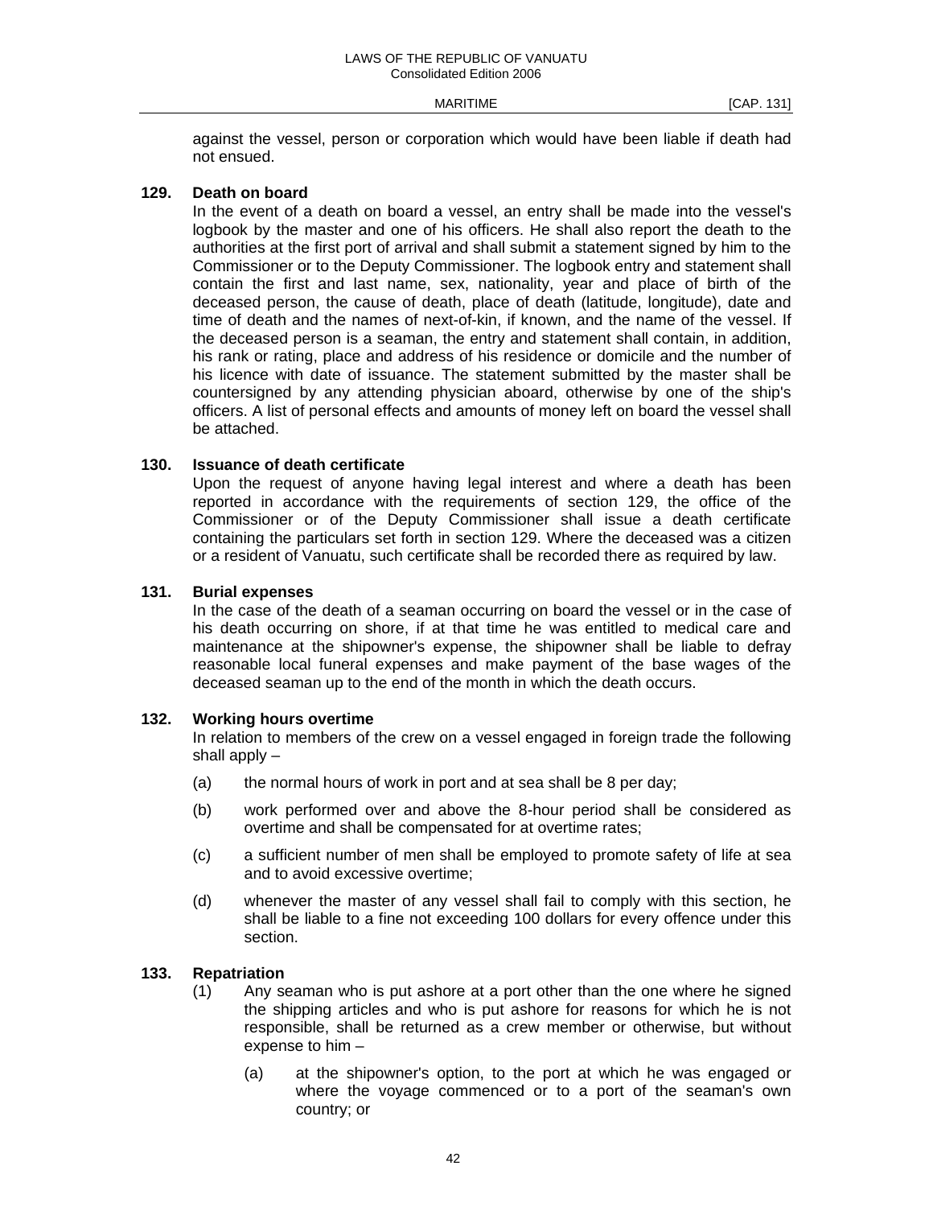against the vessel, person or corporation which would have been liable if death had not ensued.

### 129. Death on board

In the event of a death on board a vessel, an entry shall be made into the vessel's logbook by the master and one of his officers. He shall also report the death to the authorities at the first port of arrival and shall submit a statement signed by him to the Commissioner or to the Deputy Commissioner. The logbook entry and statement shall contain the first and last name, sex, nationality, year and place of birth of the deceased person, the cause of death, place of death (latitude, longitude), date and time of death and the names of next-of-kin, if known, and the name of the vessel. If the deceased person is a seaman, the entry and statement shall contain, in addition, his rank or rating, place and address of his residence or domicile and the number of his licence with date of issuance. The statement submitted by the master shall be countersigned by any attending physician aboard, otherwise by one of the ship's officers. A list of personal effects and amounts of money left on board the vessel shall be attached.

### 130. Issuance of death certificate

Upon the request of anyone having legal interest and where a death has been reported in accordance with the requirements of section 129, the office of the Commissioner or of the Deputy Commissioner shall issue a death certificate containing the particulars set forth in section 129. Where the deceased was a citizen or a resident of Vanuatu, such certificate shall be recorded there as required by law.

### 131. Burial expenses

In the case of the death of a seaman occurring on board the vessel or in the case of his death occurring on shore, if at that time he was entitled to medical care and maintenance at the shipowner's expense, the shipowner shall be liable to defray reasonable local funeral expenses and make payment of the base wages of the deceased seaman up to the end of the month in which the death occurs.

### 132. Working hours overtime

In relation to members of the crew on a vessel engaged in foreign trade the following shall apply –

(a) the normal hours of work in port and at sea shall be 8 per day;

(b) work performed over and above the 8-hour period shall be considered as overtime and shall be compensated for at overtime rates;

(c) a sufficient number of men shall be employed to promote safety of life at sea and to avoid excessive overtime;

(d) whenever the master of any vessel shall fail to comply with this section, he shall be liable to a fine not exceeding 100 dollars for every offence under this section.

### 133. Repatriation

(1) Any seaman who is put ashore at a port other than the one where he signed the shipping articles and who is put ashore for reasons for which he is not responsible, shall be returned as a crew member or otherwise, but without expense to him –

(a) at the shipowner's option, to the port at which he was engaged or where the voyage commenced or to a port of the seaman's own country; or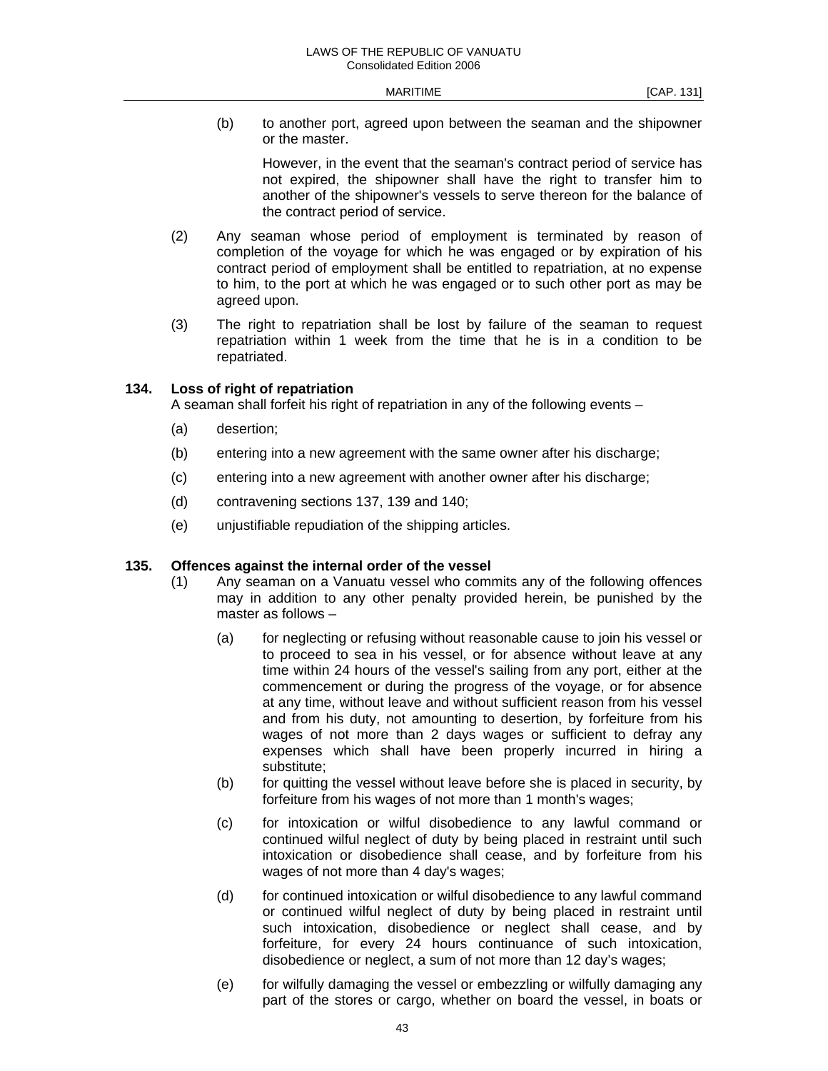(b) to another port, agreed upon between the seaman and the shipowner or the master.

However, in the event that the seaman's contract period of service has not expired, the shipowner shall have the right to transfer him to another of the shipowner's vessels to serve thereon for the balance of the contract period of service.

(2) Any seaman whose period of employment is terminated by reason of completion of the voyage for which he was engaged or by expiration of his contract period of employment shall be entitled to repatriation, at no expense to him, to the port at which he was engaged or to such other port as may be agreed upon.

(3) The right to repatriation shall be lost by failure of the seaman to request repatriation within 1 week from the time that he is in a condition to be repatriated.

### 134. Loss of right of repatriation

A seaman shall forfeit his right of repatriation in any of the following events –

(a) desertion;

(b) entering into a new agreement with the same owner after his discharge;

(c) entering into a new agreement with another owner after his discharge;

(d) contravening sections 137, 139 and 140;

(e) unjustifiable repudiation of the shipping articles.

### 135. Offences against the internal order of the vessel

(1) Any seaman on a Vanuatu vessel who commits any of the following offences may in addition to any other penalty provided herein, be punished by the master as follows –

(a) for neglecting or refusing without reasonable cause to join his vessel or to proceed to sea in his vessel, or for absence without leave at any time within 24 hours of the vessel's sailing from any port, either at the commencement or during the progress of the voyage, or for absence at any time, without leave and without sufficient reason from his vessel and from his duty, not amounting to desertion, by forfeiture from his wages of not more than 2 days wages or sufficient to defray any expenses which shall have been properly incurred in hiring a substitute;

(b) for quitting the vessel without leave before she is placed in security, by forfeiture from his wages of not more than 1 month's wages;

(c) for intoxication or wilful disobedience to any lawful command or continued wilful neglect of duty by being placed in restraint until such intoxication or disobedience shall cease, and by forfeiture from his wages of not more than 4 day's wages;

(d) for continued intoxication or wilful disobedience to any lawful command or continued wilful neglect of duty by being placed in restraint until such intoxication, disobedience or neglect shall cease, and by forfeiture, for every 24 hours continuance of such intoxication, disobedience or neglect, a sum of not more than 12 day's wages;

(e) for wilfully damaging the vessel or embezzling or wilfully damaging any part of the stores or cargo, whether on board the vessel, in boats or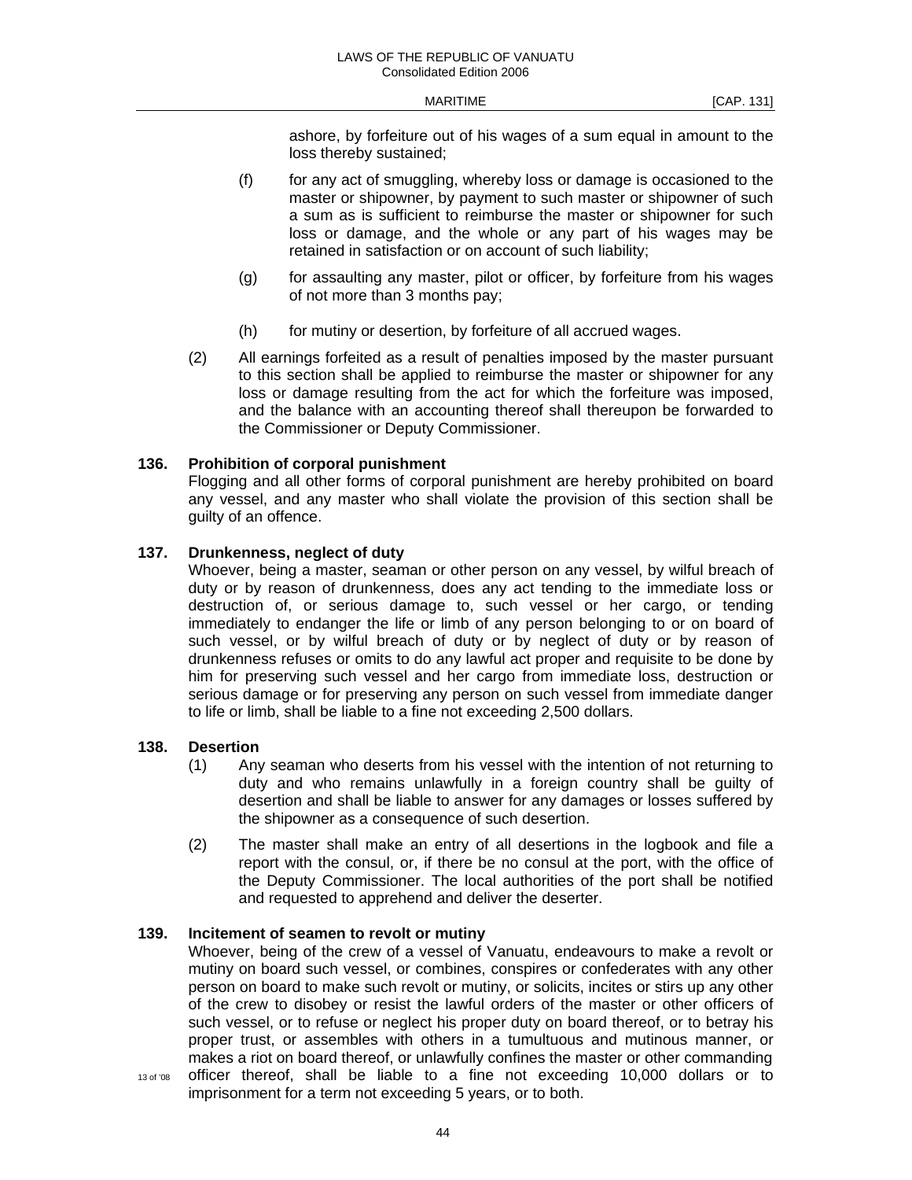ashore, by forfeiture out of his wages of a sum equal in amount to the loss thereby sustained;

(f) for any act of smuggling, whereby loss or damage is occasioned to the master or shipowner, by payment to such master or shipowner of such a sum as is sufficient to reimburse the master or shipowner for such loss or damage, and the whole or any part of his wages may be retained in satisfaction or on account of such liability;

(g) for assaulting any master, pilot or officer, by forfeiture from his wages of not more than 3 months pay;

(h) for mutiny or desertion, by forfeiture of all accrued wages.

(2) All earnings forfeited as a result of penalties imposed by the master pursuant to this section shall be applied to reimburse the master or shipowner for any loss or damage resulting from the act for which the forfeiture was imposed, and the balance with an accounting thereof shall thereupon be forwarded to the Commissioner or Deputy Commissioner.

**136. Prohibition of corporal punishment**

Flogging and all other forms of corporal punishment are hereby prohibited on board any vessel, and any master who shall violate the provision of this section shall be guilty of an offence.

**137. Drunkenness, neglect of duty**

Whoever, being a master, seaman or other person on any vessel, by wilful breach of duty or by reason of drunkenness, does any act tending to the immediate loss or destruction of, or serious damage to, such vessel or her cargo, or tending immediately to endanger the life or limb of any person belonging to or on board of such vessel, or by wilful breach of duty or by neglect of duty or by reason of drunkenness refuses or omits to do any lawful act proper and requisite to be done by him for preserving such vessel and her cargo from immediate loss, destruction or serious damage or for preserving any person on such vessel from immediate danger to life or limb, shall be liable to a fine not exceeding 2,500 dollars.

**138. Desertion**

(1) Any seaman who deserts from his vessel with the intention of not returning to duty and who remains unlawfully in a foreign country shall be guilty of desertion and shall be liable to answer for any damages or losses suffered by the shipowner as a consequence of such desertion.

(2) The master shall make an entry of all desertions in the logbook and file a report with the consul, or, if there be no consul at the port, with the office of the Deputy Commissioner. The local authorities of the port shall be notified and requested to apprehend and deliver the deserter.

**139. Incitement of seamen to revolt or mutiny**

Whoever, being of the crew of a vessel of Vanuatu, endeavours to make a revolt or mutiny on board such vessel, or combines, conspires or confederates with any other person on board to make such revolt or mutiny, or solicits, incites or stirs up any other of the crew to disobey or resist the lawful orders of the master or other officers of such vessel, or to refuse or neglect his proper duty on board thereof, or to betray his proper trust, or assembles with others in a tumultuous and mutinous manner, or makes a riot on board thereof, or unlawfully confines the master or other commanding officer thereof, shall be liable to a fine not exceeding 10,000 dollars or to imprisonment for a term not exceeding 5 years, or to both.

13 of '08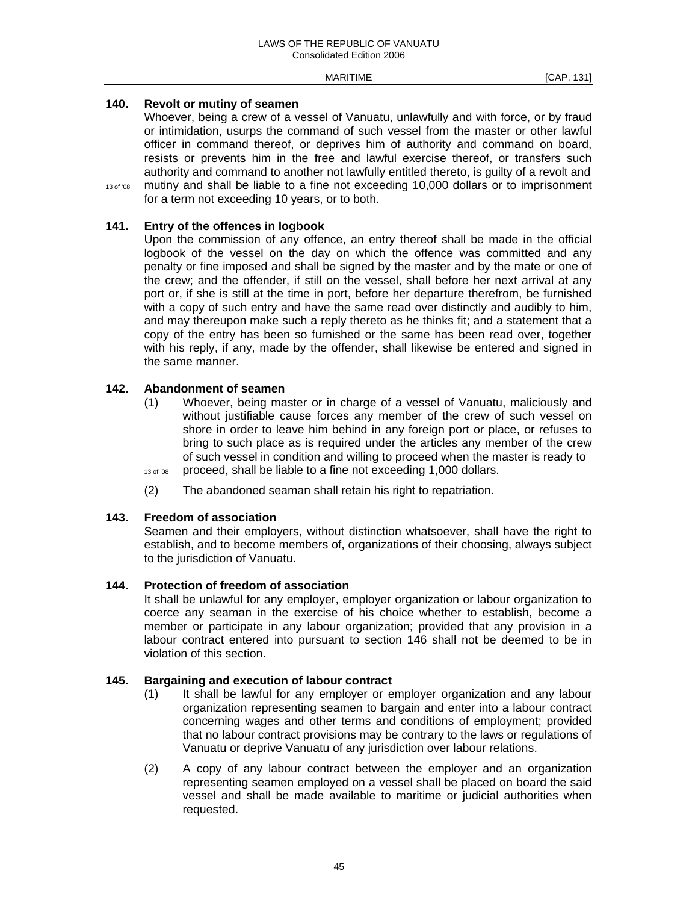### 140. Revolt or mutiny of seamen

Whoever, being a crew of a vessel of Vanuatu, unlawfully and with force, or by fraud or intimidation, usurps the command of such vessel from the master or other lawful officer in command thereof, or deprives him of authority and command on board, resists or prevents him in the free and lawful exercise thereof, or transfers such authority and command to another not lawfully entitled thereto, is guilty of a revolt and mutiny and shall be liable to a fine not exceeding 10,000 dollars or to imprisonment for a term not exceeding 10 years, or to both.

13 of '08

### 141. Entry of the offences in logbook

Upon the commission of any offence, an entry thereof shall be made in the official logbook of the vessel on the day on which the offence was committed and any penalty or fine imposed and shall be signed by the master and by the mate or one of the crew; and the offender, if still on the vessel, shall before her next arrival at any port or, if she is still at the time in port, before her departure therefrom, be furnished with a copy of such entry and have the same read over distinctly and audibly to him, and may thereupon make such a reply thereto as he thinks fit; and a statement that a copy of the entry has been so furnished or the same has been read over, together with his reply, if any, made by the offender, shall likewise be entered and signed in the same manner.

### 142. Abandonment of seamen

(1) Whoever, being master or in charge of a vessel of Vanuatu, maliciously and without justifiable cause forces any member of the crew of such vessel on shore in order to leave him behind in any foreign port or place, or refuses to bring to such place as is required under the articles any member of the crew of such vessel in condition and willing to proceed when the master is ready to proceed, shall be liable to a fine not exceeding 1,000 dollars.

13 of '08

(2) The abandoned seaman shall retain his right to repatriation.

### 143. Freedom of association

Seamen and their employers, without distinction whatsoever, shall have the right to establish, and to become members of, organizations of their choosing, always subject to the jurisdiction of Vanuatu.

### 144. Protection of freedom of association

It shall be unlawful for any employer, employer organization or labour organization to coerce any seaman in the exercise of his choice whether to establish, become a member or participate in any labour organization; provided that any provision in a labour contract entered into pursuant to section 146 shall not be deemed to be in violation of this section.

### 145. Bargaining and execution of labour contract

(1) It shall be lawful for any employer or employer organization and any labour organization representing seamen to bargain and enter into a labour contract concerning wages and other terms and conditions of employment; provided that no labour contract provisions may be contrary to the laws or regulations of Vanuatu or deprive Vanuatu of any jurisdiction over labour relations.

(2) A copy of any labour contract between the employer and an organization representing seamen employed on a vessel shall be placed on board the said vessel and shall be made available to maritime or judicial authorities when requested.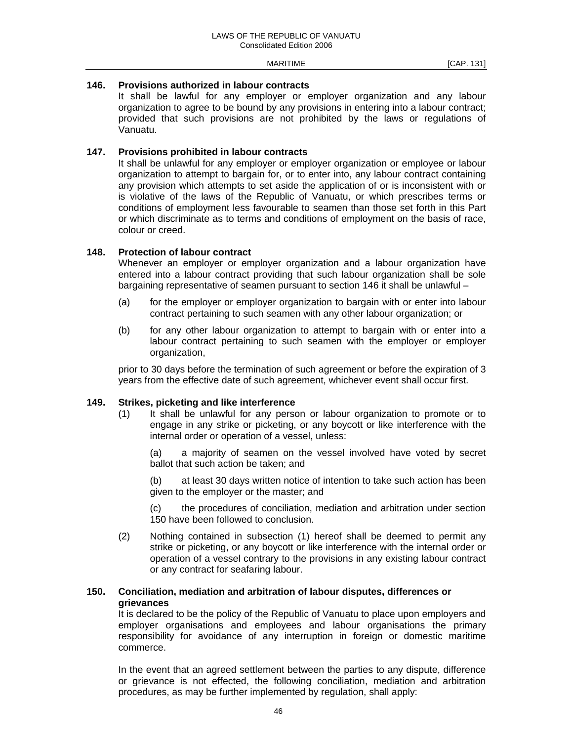**146. Provisions authorized in labour contracts**

It shall be lawful for any employer or employer organization and any labour organization to agree to be bound by any provisions in entering into a labour contract; provided that such provisions are not prohibited by the laws or regulations of Vanuatu.

**147. Provisions prohibited in labour contracts**

It shall be unlawful for any employer or employer organization or employee or labour organization to attempt to bargain for, or to enter into, any labour contract containing any provision which attempts to set aside the application of or is inconsistent with or is violative of the laws of the Republic of Vanuatu, or which prescribes terms or conditions of employment less favourable to seamen than those set forth in this Part or which discriminate as to terms and conditions of employment on the basis of race, colour or creed.

**148. Protection of labour contract**

Whenever an employer or employer organization and a labour organization have entered into a labour contract providing that such labour organization shall be sole bargaining representative of seamen pursuant to section 146 it shall be unlawful –

(a) for the employer or employer organization to bargain with or enter into labour contract pertaining to such seamen with any other labour organization; or

(b) for any other labour organization to attempt to bargain with or enter into a labour contract pertaining to such seamen with the employer or employer organization,

prior to 30 days before the termination of such agreement or before the expiration of 3 years from the effective date of such agreement, whichever event shall occur first.

**149. Strikes, picketing and like interference**

(1) It shall be unlawful for any person or labour organization to promote or to engage in any strike or picketing, or any boycott or like interference with the internal order or operation of a vessel, unless:

(a) a majority of seamen on the vessel involved have voted by secret ballot that such action be taken; and

(b) at least 30 days written notice of intention to take such action has been given to the employer or the master; and

(c) the procedures of conciliation, mediation and arbitration under section 150 have been followed to conclusion.

(2) Nothing contained in subsection (1) hereof shall be deemed to permit any strike or picketing, or any boycott or like interference with the internal order or operation of a vessel contrary to the provisions in any existing labour contract or any contract for seafaring labour.

**150. Conciliation, mediation and arbitration of labour disputes, differences or grievances**

It is declared to be the policy of the Republic of Vanuatu to place upon employers and employer organisations and employees and labour organisations the primary responsibility for avoidance of any interruption in foreign or domestic maritime commerce.

In the event that an agreed settlement between the parties to any dispute, difference or grievance is not effected, the following conciliation, mediation and arbitration procedures, as may be further implemented by regulation, shall apply: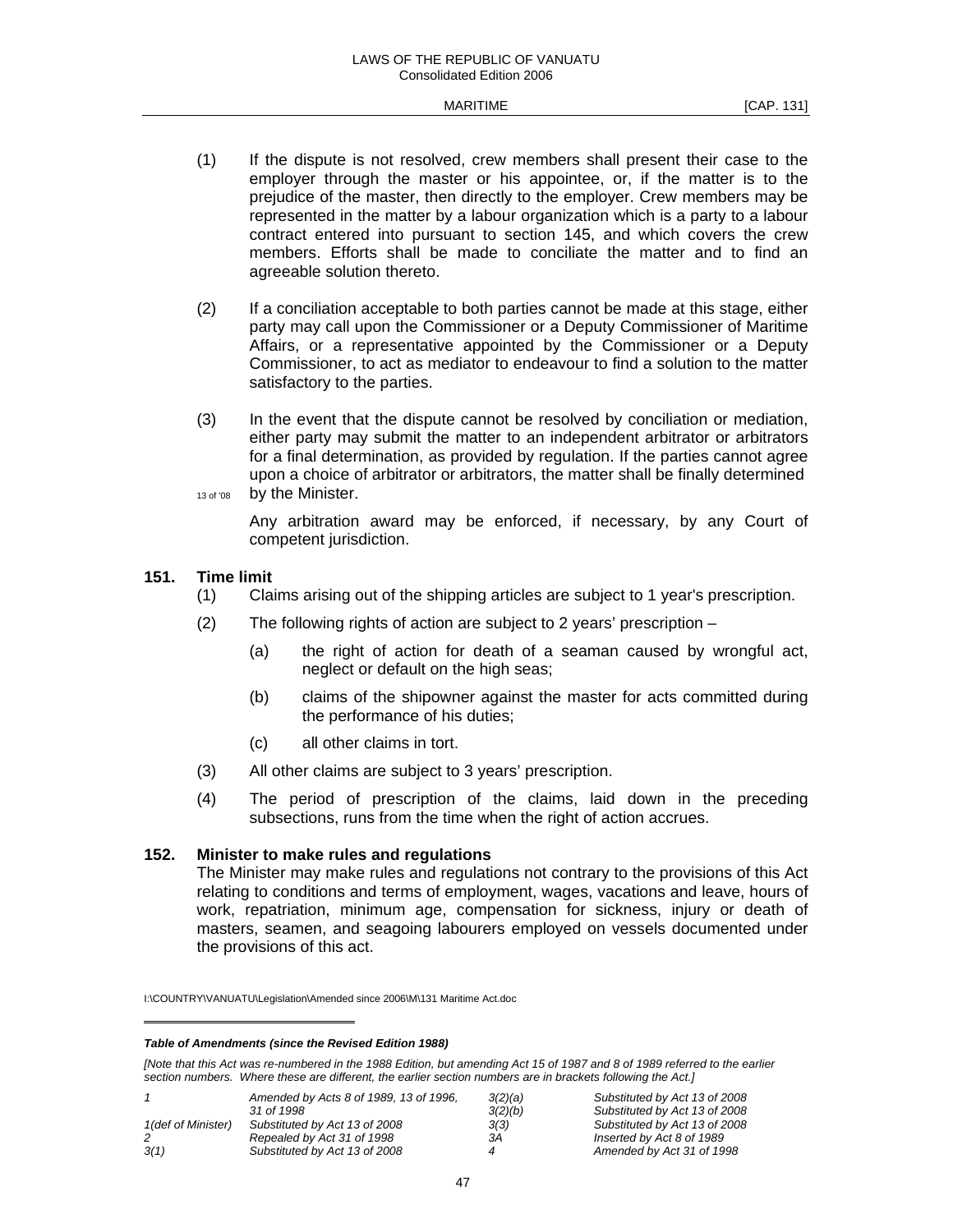(1) If the dispute is not resolved, crew members shall present their case to the employer through the master or his appointee, or, if the matter is to the prejudice of the master, then directly to the employer. Crew members may be represented in the matter by a labour organization which is a party to a labour contract entered into pursuant to section 145, and which covers the crew members. Efforts shall be made to conciliate the matter and to find an agreeable solution thereto.

(2) If a conciliation acceptable to both parties cannot be made at this stage, either party may call upon the Commissioner or a Deputy Commissioner of Maritime Affairs, or a representative appointed by the Commissioner or a Deputy Commissioner, to act as mediator to endeavour to find a solution to the matter satisfactory to the parties.

(3) In the event that the dispute cannot be resolved by conciliation or mediation, either party may submit the matter to an independent arbitrator or arbitrators for a final determination, as provided by regulation. If the parties cannot agree upon a choice of arbitrator or arbitrators, the matter shall be finally determined by the Minister.

13 of '08

Any arbitration award may be enforced, if necessary, by any Court of competent jurisdiction.

### 151. Time limit

(1) Claims arising out of the shipping articles are subject to 1 year's prescription.

(2) The following rights of action are subject to 2 years' prescription –

(a) the right of action for death of a seaman caused by wrongful act, neglect or default on the high seas;

(b) claims of the shipowner against the master for acts committed during the performance of his duties;

(c) all other claims in tort.

(3) All other claims are subject to 3 years' prescription.

(4) The period of prescription of the claims, laid down in the preceding subsections, runs from the time when the right of action accrues.

### 152. Minister to make rules and regulations

The Minister may make rules and regulations not contrary to the provisions of this Act relating to conditions and terms of employment, wages, vacations and leave, hours of work, repatriation, minimum age, compensation for sickness, injury or death of masters, seamen, and seagoing labourers employed on vessels documented under the provisions of this act.

I:\COUNTRY\VANUATU\Legislation\Amended since 2006\M\131 Maritime Act.doc

---

***Table of Amendments (since the Revised Edition 1988)***

*[Note that this Act was re-numbered in the 1988 Edition, but amending Act 15 of 1987 and 8 of 1989 referred to the earlier section numbers. Where these are different, the earlier section numbers are in brackets following the Act.]*

| | | | |
|---|---|---|---|
| *1* | *Amended by Acts 8 of 1989, 13 of 1996, 31 of 1998* | *3(2)(a)* | *Substituted by Act 13 of 2008* |
| | | *3(2)(b)* | *Substituted by Act 13 of 2008* |
| *1(def of Minister)* | *Substituted by Act 13 of 2008* | *3(3)* | *Substituted by Act 13 of 2008* |
| *2* | *Repealed by Act 31 of 1998* | *3A* | *Inserted by Act 8 of 1989* |
| *3(1)* | *Substituted by Act 13 of 2008* | *4* | *Amended by Act 31 of 1998* |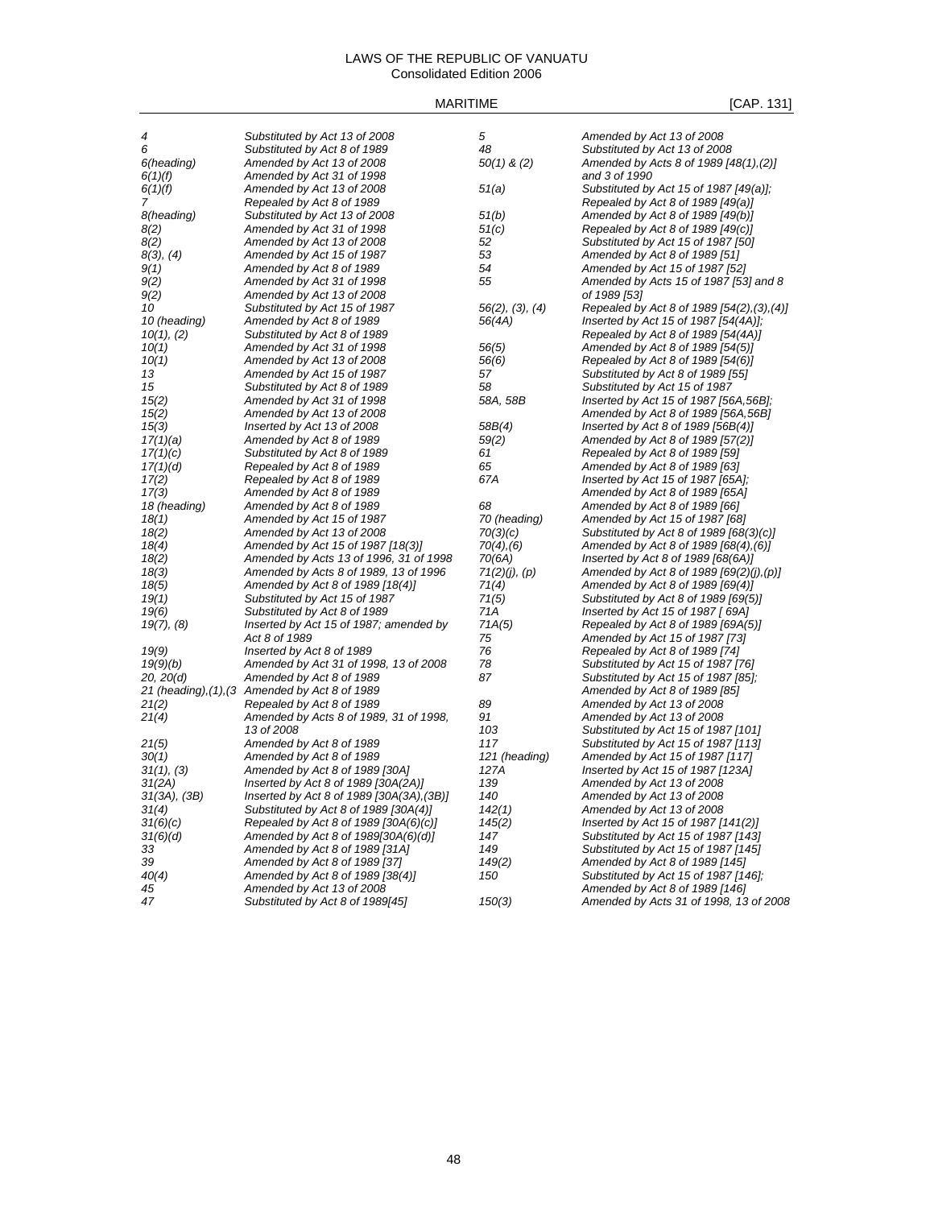| | | | |
|---|---|---|---|
| *4* | *Substituted by Act 13 of 2008* | *5* | *Amended by Act 13 of 2008* |
| *6* | *Substituted by Act 8 of 1989* | *48* | *Substituted by Act 13 of 2008* |
| *6(heading)* | *Amended by Act 13 of 2008* | *50(1) & (2)* | *Amended by Acts 8 of 1989 [48(1),(2)] and 3 of 1990* |
| *6(1)(f)* | *Amended by Act 31 of 1998* | | |
| *6(1)(f)* | *Amended by Act 13 of 2008* | *51(a)* | *Substituted by Act 15 of 1987 [49(a)]; Repealed by Act 8 of 1989 [49(a)]* |
| *7* | *Repealed by Act 8 of 1989* | | |
| *8(heading)* | *Substituted by Act 13 of 2008* | *51(b)* | *Amended by Act 8 of 1989 [49(b)]* |
| *8(2)* | *Amended by Act 31 of 1998* | *51(c)* | *Repealed by Act 8 of 1989 [49(c)]* |
| *8(2)* | *Amended by Act 13 of 2008* | *52* | *Substituted by Act 15 of 1987 [50]* |
| *8(3), (4)* | *Amended by Act 15 of 1987* | *53* | *Amended by Act 8 of 1989 [51]* |
| *9(1)* | *Amended by Act 8 of 1989* | *54* | *Amended by Act 15 of 1987 [52]* |
| *9(2)* | *Amended by Act 31 of 1998* | *55* | *Amended by Acts 15 of 1987 [53] and 8 of 1989 [53]* |
| *9(2)* | *Amended by Act 13 of 2008* | | |
| *10* | *Substituted by Act 15 of 1987* | *56(2), (3), (4)* | *Repealed by Act 8 of 1989 [54(2),(3),(4)]* |
| *10 (heading)* | *Amended by Act 8 of 1989* | *56(4A)* | *Inserted by Act 15 of 1987 [54(4A)]; Repealed by Act 8 of 1989 [54(4A)]* |
| *10(1), (2)* | *Substituted by Act 8 of 1989* | | |
| *10(1)* | *Amended by Act 31 of 1998* | *56(5)* | *Amended by Act 8 of 1989 [54(5)]* |
| *10(1)* | *Amended by Act 13 of 2008* | *56(6)* | *Repealed by Act 8 of 1989 [54(6)]* |
| *13* | *Amended by Act 15 of 1987* | *57* | *Substituted by Act 8 of 1989 [55]* |
| *15* | *Substituted by Act 8 of 1989* | *58* | *Substituted by Act 15 of 1987* |
| *15(2)* | *Amended by Act 31 of 1998* | *58A, 58B* | *Inserted by Act 15 of 1987 [56A,56B]; Amended by Act 8 of 1989 [56A,56B]* |
| *15(2)* | *Amended by Act 13 of 2008* | | |
| *15(3)* | *Inserted by Act 13 of 2008* | *58B(4)* | *Inserted by Act 8 of 1989 [56B(4)]* |
| *17(1)(a)* | *Amended by Act 8 of 1989* | *59(2)* | *Amended by Act 8 of 1989 [57(2)]* |
| *17(1)(c)* | *Substituted by Act 8 of 1989* | *61* | *Repealed by Act 8 of 1989 [59]* |
| *17(1)(d)* | *Repealed by Act 8 of 1989* | *65* | *Amended by Act 8 of 1989 [63]* |
| *17(2)* | *Repealed by Act 8 of 1989* | *67A* | *Inserted by Act 15 of 1987 [65A]; Amended by Act 8 of 1989 [65A]* |
| *17(3)* | *Amended by Act 8 of 1989* | | |
| *18 (heading)* | *Amended by Act 8 of 1989* | *68* | *Amended by Act 8 of 1989 [66]* |
| *18(1)* | *Amended by Act 15 of 1987* | *70 (heading)* | *Amended by Act 15 of 1987 [68]* |
| *18(2)* | *Amended by Act 13 of 2008* | *70(3)(c)* | *Substituted by Act 8 of 1989 [68(3)(c)]* |
| *18(4)* | *Amended by Act 15 of 1987 [18(3)]* | *70(4),(6)* | *Amended by Act 8 of 1989 [68(4),(6)]* |
| *18(2)* | *Amended by Acts 13 of 1996, 31 of 1998* | *70(6A)* | *Inserted by Act 8 of 1989 [68(6A)]* |
| *18(3)* | *Amended by Acts 8 of 1989, 13 of 1996* | *71(2)(j), (p)* | *Amended by Act 8 of 1989 [69(2)(j),(p)]* |
| *18(5)* | *Amended by Act 8 of 1989 [18(4)]* | *71(4)* | *Amended by Act 8 of 1989 [69(4)]* |
| *19(1)* | *Substituted by Act 15 of 1987* | *71(5)* | *Substituted by Act 8 of 1989 [69(5)]* |
| *19(6)* | *Substituted by Act 8 of 1989* | *71A* | *Inserted by Act 15 of 1987 [ 69A]* |
| *19(7), (8)* | *Inserted by Act 15 of 1987; amended by Act 8 of 1989* | *71A(5)* | *Repealed by Act 8 of 1989 [69A(5)]* |
| | | *75* | *Amended by Act 15 of 1987 [73]* |
| *19(9)* | *Inserted by Act 8 of 1989* | *76* | *Repealed by Act 8 of 1989 [74]* |
| *19(9)(b)* | *Amended by Act 31 of 1998, 13 of 2008* | *78* | *Substituted by Act 15 of 1987 [76]* |
| *20, 20(d)* | *Amended by Act 8 of 1989* | *87* | *Substituted by Act 15 of 1987 [85]; Amended by Act 8 of 1989 [85]* |
| *21 (heading),(1),(3* | *Amended by Act 8 of 1989* | | |
| *21(2)* | *Repealed by Act 8 of 1989* | *89* | *Amended by Act 13 of 2008* |
| *21(4)* | *Amended by Acts 8 of 1989, 31 of 1998, 13 of 2008* | *91* | *Amended by Act 13 of 2008* |
| | | *103* | *Substituted by Act 15 of 1987 [101]* |
| *21(5)* | *Amended by Act 8 of 1989* | *117* | *Substituted by Act 15 of 1987 [113]* |
| *30(1)* | *Amended by Act 8 of 1989* | *121 (heading)* | *Amended by Act 15 of 1987 [117]* |
| *31(1), (3)* | *Amended by Act 8 of 1989 [30A]* | *127A* | *Inserted by Act 15 of 1987 [123A]* |
| *31(2A)* | *Inserted by Act 8 of 1989 [30A(2A)]* | *139* | *Amended by Act 13 of 2008* |
| *31(3A), (3B)* | *Inserted by Act 8 of 1989 [30A(3A),(3B)]* | *140* | *Amended by Act 13 of 2008* |
| *31(4)* | *Substituted by Act 8 of 1989 [30A(4)]* | *142(1)* | *Amended by Act 13 of 2008* |
| *31(6)(c)* | *Repealed by Act 8 of 1989 [30A(6)(c)]* | *145(2)* | *Inserted by Act 15 of 1987 [141(2)]* |
| *31(6)(d)* | *Amended by Act 8 of 1989[30A(6)(d)]* | *147* | *Substituted by Act 15 of 1987 [143]* |
| *33* | *Amended by Act 8 of 1989 [31A]* | *149* | *Substituted by Act 15 of 1987 [145]* |
| *39* | *Amended by Act 8 of 1989 [37]* | *149(2)* | *Amended by Act 8 of 1989 [145]* |
| *40(4)* | *Amended by Act 8 of 1989 [38(4)]* | *150* | *Substituted by Act 15 of 1987 [146]; Amended by Act 8 of 1989 [146]* |
| *45* | *Amended by Act 13 of 2008* | | |
| *47* | *Substituted by Act 8 of 1989[45]* | *150(3)* | *Amended by Acts 31 of 1998, 13 of 2008* |